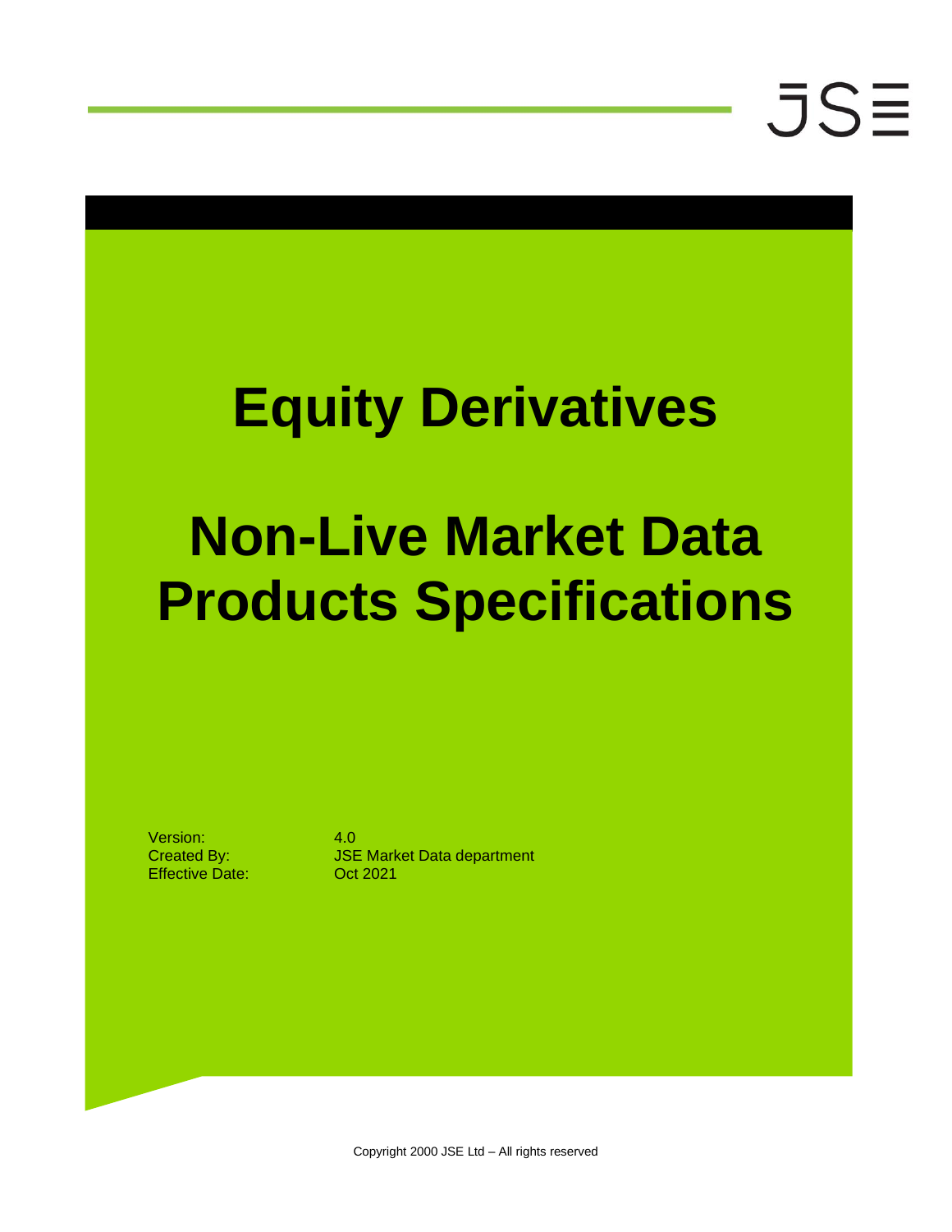JSE

# Equity Derivatives

# Non-Live Market Data Products Specifications

| | |
|---|---|
| Version: | 4.0 |
| Created By: | JSE Market Data department |
| Effective Date: | Oct 2021 |

Copyright 2000 JSE Ltd – All rights reserved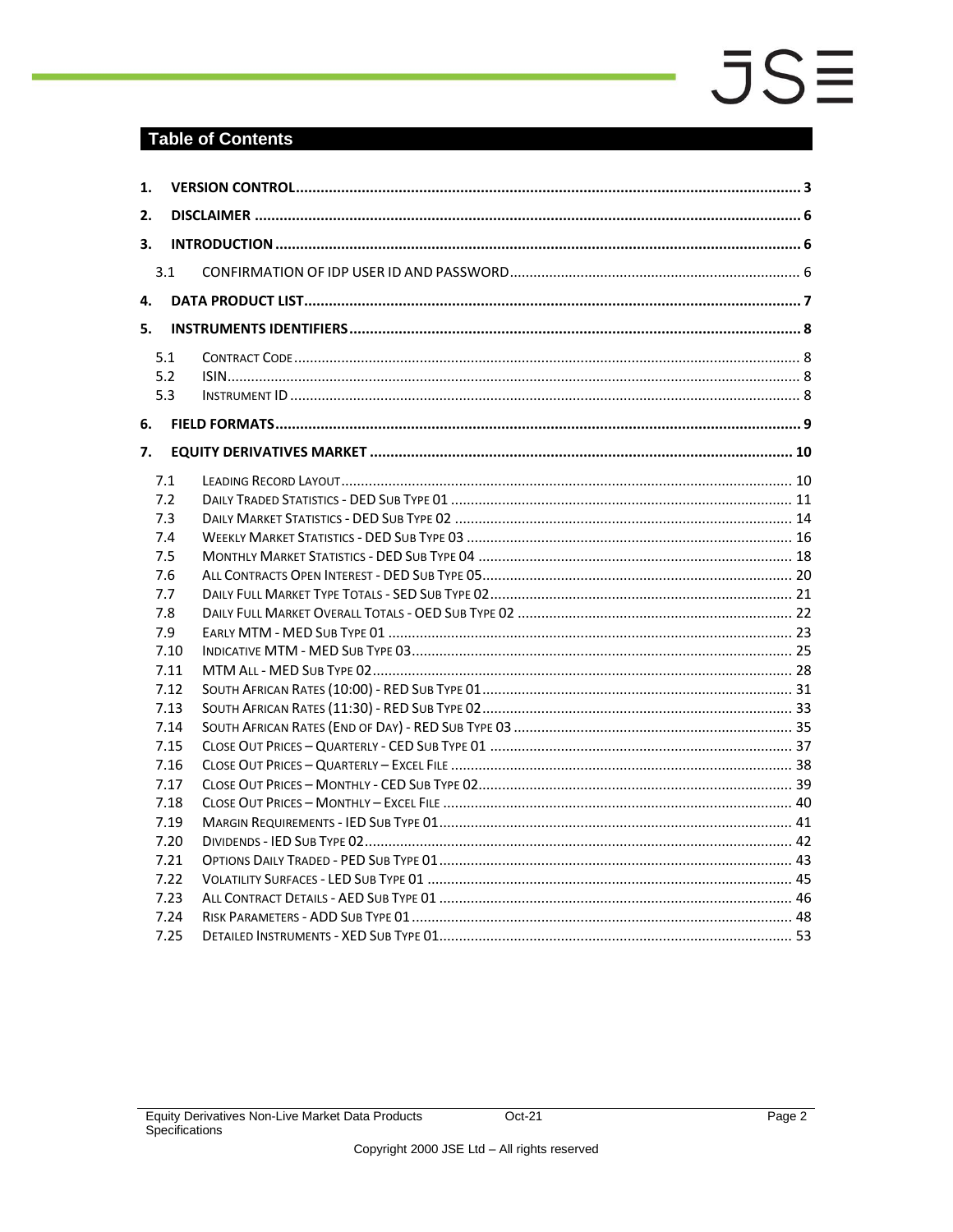## Table of Contents

1. VERSION CONTROL ..... 3
2. DISCLAIMER ..... 6
3. INTRODUCTION ..... 6
   - 3.1 CONFIRMATION OF IDP USER ID AND PASSWORD ..... 6
4. DATA PRODUCT LIST ..... 7
5. INSTRUMENTS IDENTIFIERS ..... 8
   - 5.1 CONTRACT CODE ..... 8
   - 5.2 ISIN ..... 8
   - 5.3 INSTRUMENT ID ..... 8
6. FIELD FORMATS ..... 9
7. EQUITY DERIVATIVES MARKET ..... 10
   - 7.1 LEADING RECORD LAYOUT ..... 10
   - 7.2 DAILY TRADED STATISTICS - DED SUB TYPE 01 ..... 11
   - 7.3 DAILY MARKET STATISTICS - DED SUB TYPE 02 ..... 14
   - 7.4 WEEKLY MARKET STATISTICS - DED SUB TYPE 03 ..... 16
   - 7.5 MONTHLY MARKET STATISTICS - DED SUB TYPE 04 ..... 18
   - 7.6 ALL CONTRACTS OPEN INTEREST - DED SUB TYPE 05 ..... 20
   - 7.7 DAILY FULL MARKET TYPE TOTALS - SED SUB TYPE 02 ..... 21
   - 7.8 DAILY FULL MARKET OVERALL TOTALS - OED SUB TYPE 02 ..... 22
   - 7.9 EARLY MTM - MED SUB TYPE 01 ..... 23
   - 7.10 INDICATIVE MTM - MED SUB TYPE 03 ..... 25
   - 7.11 MTM ALL - MED SUB TYPE 02 ..... 28
   - 7.12 SOUTH AFRICAN RATES (10:00) - RED SUB TYPE 01 ..... 31
   - 7.13 SOUTH AFRICAN RATES (11:30) - RED SUB TYPE 02 ..... 33
   - 7.14 SOUTH AFRICAN RATES (END OF DAY) - RED SUB TYPE 03 ..... 35
   - 7.15 CLOSE OUT PRICES – QUARTERLY - CED SUB TYPE 01 ..... 37
   - 7.16 CLOSE OUT PRICES – QUARTERLY – EXCEL FILE ..... 38
   - 7.17 CLOSE OUT PRICES – MONTHLY - CED SUB TYPE 02 ..... 39
   - 7.18 CLOSE OUT PRICES – MONTHLY – EXCEL FILE ..... 40
   - 7.19 MARGIN REQUIREMENTS - IED SUB TYPE 01 ..... 41
   - 7.20 DIVIDENDS - IED SUB TYPE 02 ..... 42
   - 7.21 OPTIONS DAILY TRADED - PED SUB TYPE 01 ..... 43
   - 7.22 VOLATILITY SURFACES - LED SUB TYPE 01 ..... 45
   - 7.23 ALL CONTRACT DETAILS - AED SUB TYPE 01 ..... 46
   - 7.24 RISK PARAMETERS - ADD SUB TYPE 01 ..... 48
   - 7.25 DETAILED INSTRUMENTS - XED SUB TYPE 01 ..... 53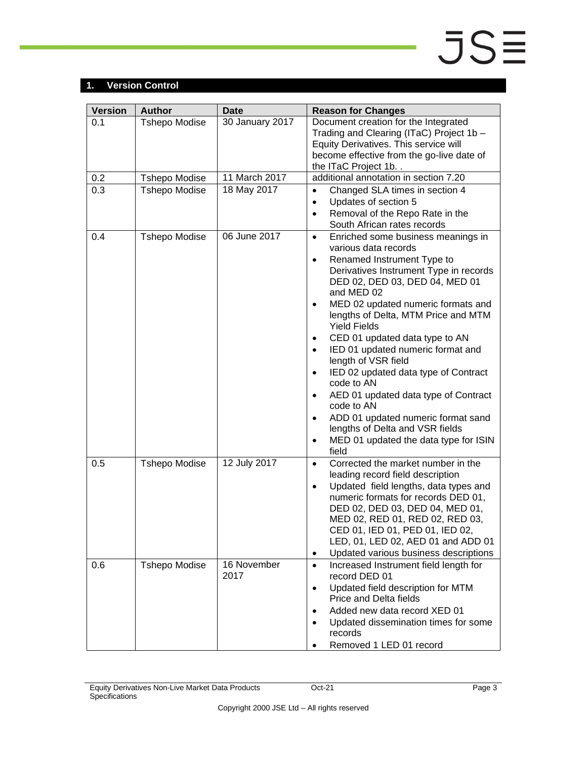## 1. Version Control

| Version | Author | Date | Reason for Changes |
|---|---|---|---|
| 0.1 | Tshepo Modise | 30 January 2017 | Document creation for the Integrated Trading and Clearing (ITaC) Project 1b – Equity Derivatives. This service will become effective from the go-live date of the ITaC Project 1b. . |
| 0.2 | Tshepo Modise | 11 March 2017 | additional annotation in section 7.20 |
| 0.3 | Tshepo Modise | 18 May 2017 | • Changed SLA times in section 4<br>• Updates of section 5<br>• Removal of the Repo Rate in the South African rates records |
| 0.4 | Tshepo Modise | 06 June 2017 | • Enriched some business meanings in various data records<br>• Renamed Instrument Type to Derivatives Instrument Type in records DED 02, DED 03, DED 04, MED 01 and MED 02<br>• MED 02 updated numeric formats and lengths of Delta, MTM Price and MTM Yield Fields<br>• CED 01 updated data type to AN<br>• IED 01 updated numeric format and length of VSR field<br>• IED 02 updated data type of Contract code to AN<br>• AED 01 updated data type of Contract code to AN<br>• ADD 01 updated numeric format sand lengths of Delta and VSR fields<br>• MED 01 updated the data type for ISIN field |
| 0.5 | Tshepo Modise | 12 July 2017 | • Corrected the market number in the leading record field description<br>• Updated field lengths, data types and numeric formats for records DED 01, DED 02, DED 03, DED 04, MED 01, MED 02, RED 01, RED 02, RED 03, CED 01, IED 01, PED 01, IED 02, LED, 01, LED 02, AED 01 and ADD 01<br>• Updated various business descriptions |
| 0.6 | Tshepo Modise | 16 November 2017 | • Increased Instrument field length for record DED 01<br>• Updated field description for MTM Price and Delta fields<br>• Added new data record XED 01<br>• Updated dissemination times for some records<br>• Removed 1 LED 01 record |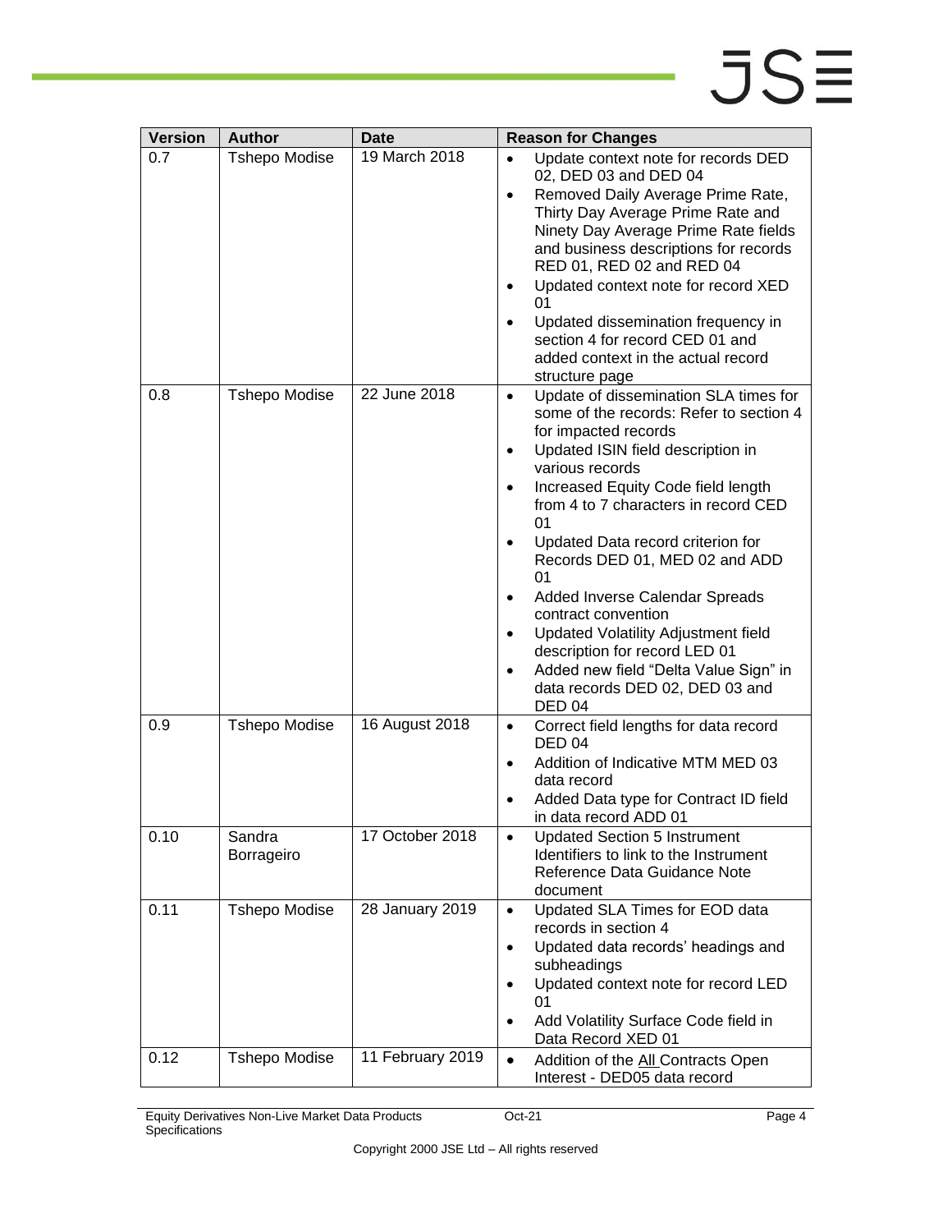| Version | Author | Date | Reason for Changes |
|---|---|---|---|
| 0.7 | Tshepo Modise | 19 March 2018 | • Update context note for records DED 02, DED 03 and DED 04<br>• Removed Daily Average Prime Rate, Thirty Day Average Prime Rate and Ninety Day Average Prime Rate fields and business descriptions for records RED 01, RED 02 and RED 04<br>• Updated context note for record XED 01<br>• Updated dissemination frequency in section 4 for record CED 01 and added context in the actual record structure page |
| 0.8 | Tshepo Modise | 22 June 2018 | • Update of dissemination SLA times for some of the records: Refer to section 4 for impacted records<br>• Updated ISIN field description in various records<br>• Increased Equity Code field length from 4 to 7 characters in record CED 01<br>• Updated Data record criterion for Records DED 01, MED 02 and ADD 01<br>• Added Inverse Calendar Spreads contract convention<br>• Updated Volatility Adjustment field description for record LED 01<br>• Added new field "Delta Value Sign" in data records DED 02, DED 03 and DED 04 |
| 0.9 | Tshepo Modise | 16 August 2018 | • Correct field lengths for data record DED 04<br>• Addition of Indicative MTM MED 03 data record<br>• Added Data type for Contract ID field in data record ADD 01 |
| 0.10 | Sandra Borrageiro | 17 October 2018 | • Updated Section 5 Instrument Identifiers to link to the Instrument Reference Data Guidance Note document |
| 0.11 | Tshepo Modise | 28 January 2019 | • Updated SLA Times for EOD data records in section 4<br>• Updated data records' headings and subheadings<br>• Updated context note for record LED 01<br>• Add Volatility Surface Code field in Data Record XED 01 |
| 0.12 | Tshepo Modise | 11 February 2019 | • Addition of the All Contracts Open Interest - DED05 data record |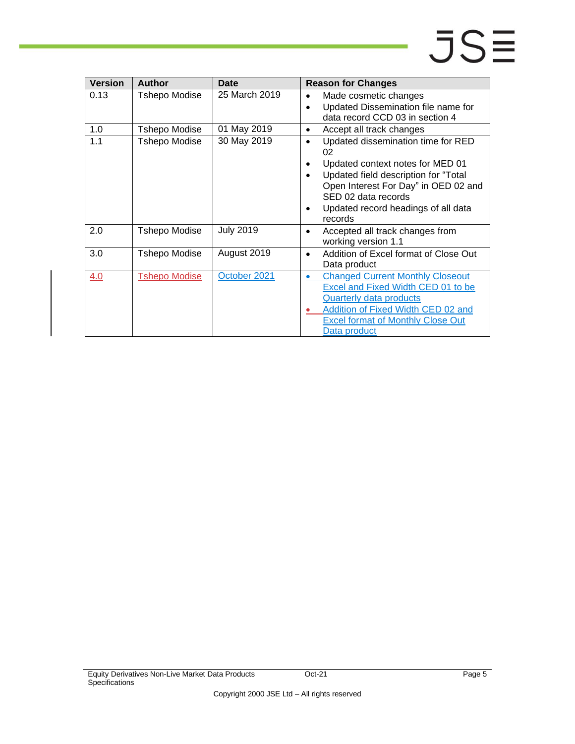| Version | Author | Date | Reason for Changes |
|---|---|---|---|
| 0.13 | Tshepo Modise | 25 March 2019 | • Made cosmetic changes<br>• Updated Dissemination file name for data record CCD 03 in section 4 |
| 1.0 | Tshepo Modise | 01 May 2019 | • Accept all track changes |
| 1.1 | Tshepo Modise | 30 May 2019 | • Updated dissemination time for RED 02<br>• Updated context notes for MED 01<br>• Updated field description for "Total Open Interest For Day" in OED 02 and SED 02 data records<br>• Updated record headings of all data records |
| 2.0 | Tshepo Modise | July 2019 | • Accepted all track changes from working version 1.1 |
| 3.0 | Tshepo Modise | August 2019 | • Addition of Excel format of Close Out Data product |
| 4.0 | Tshepo Modise | October 2021 | • Changed Current Monthly Closeout Excel and Fixed Width CED 01 to be Quarterly data products<br>• Addition of Fixed Width CED 02 and Excel format of Monthly Close Out Data product |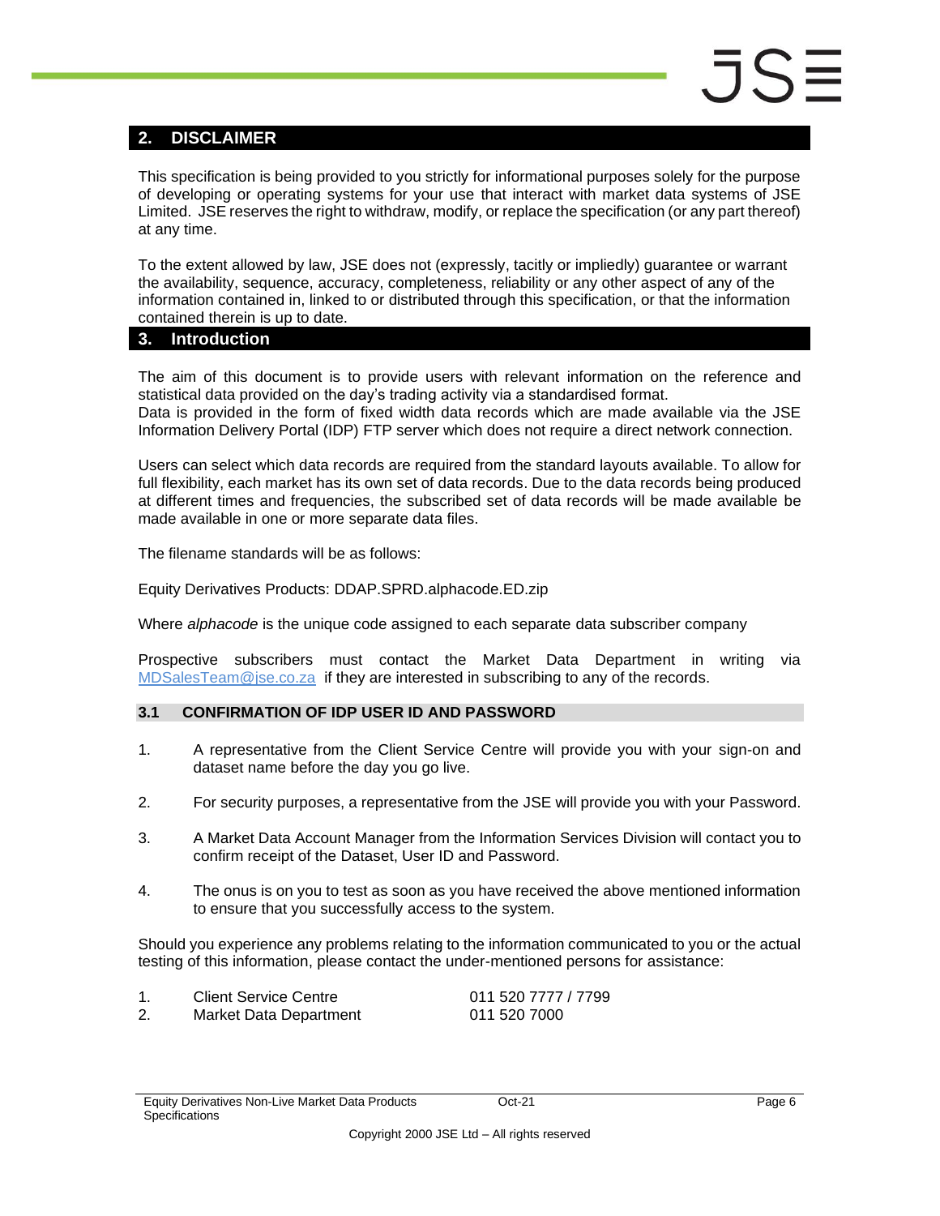## 2. DISCLAIMER

This specification is being provided to you strictly for informational purposes solely for the purpose of developing or operating systems for your use that interact with market data systems of JSE Limited. JSE reserves the right to withdraw, modify, or replace the specification (or any part thereof) at any time.

To the extent allowed by law, JSE does not (expressly, tacitly or impliedly) guarantee or warrant the availability, sequence, accuracy, completeness, reliability or any other aspect of any of the information contained in, linked to or distributed through this specification, or that the information contained therein is up to date.

## 3. Introduction

The aim of this document is to provide users with relevant information on the reference and statistical data provided on the day's trading activity via a standardised format.
Data is provided in the form of fixed width data records which are made available via the JSE Information Delivery Portal (IDP) FTP server which does not require a direct network connection.

Users can select which data records are required from the standard layouts available. To allow for full flexibility, each market has its own set of data records. Due to the data records being produced at different times and frequencies, the subscribed set of data records will be made available be made available in one or more separate data files.

The filename standards will be as follows:

Equity Derivatives Products: DDAP.SPRD.alphacode.ED.zip

Where *alphacode* is the unique code assigned to each separate data subscriber company

Prospective subscribers must contact the Market Data Department in writing via MDSalesTeam@jse.co.za if they are interested in subscribing to any of the records.

### 3.1 CONFIRMATION OF IDP USER ID AND PASSWORD

1. A representative from the Client Service Centre will provide you with your sign-on and dataset name before the day you go live.
2. For security purposes, a representative from the JSE will provide you with your Password.
3. A Market Data Account Manager from the Information Services Division will contact you to confirm receipt of the Dataset, User ID and Password.
4. The onus is on you to test as soon as you have received the above mentioned information to ensure that you successfully access to the system.

Should you experience any problems relating to the information communicated to you or the actual testing of this information, please contact the under-mentioned persons for assistance:

| | | |
|---|---|---|
| 1. | Client Service Centre | 011 520 7777 / 7799 |
| 2. | Market Data Department | 011 520 7000 |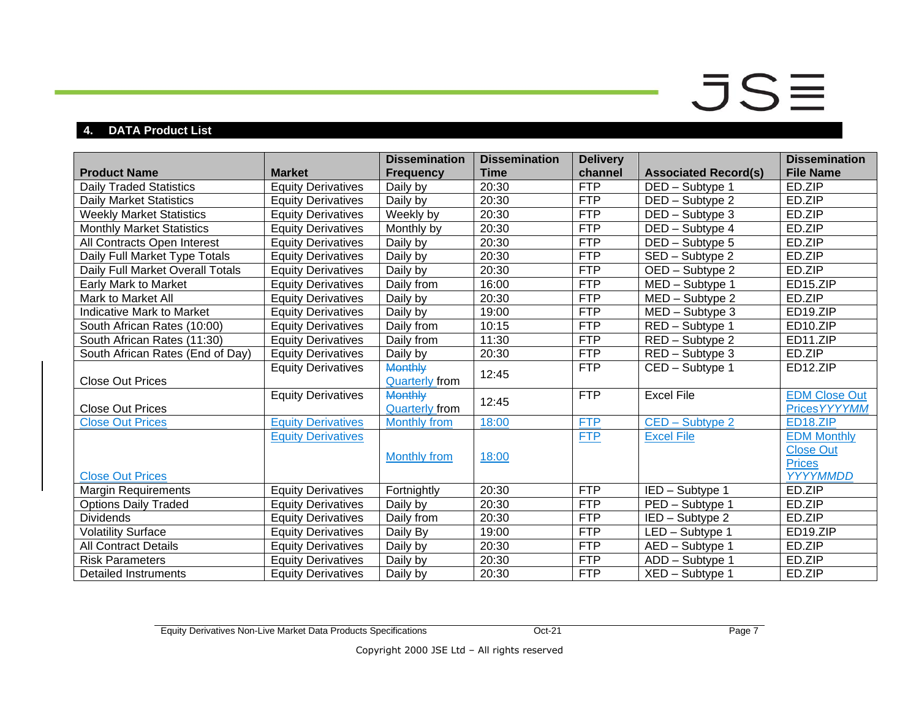## 4. DATA Product List

| Product Name | Market | Dissemination Frequency | Dissemination Time | Delivery channel | Associated Record(s) | Dissemination File Name |
|---|---|---|---|---|---|---|
| Daily Traded Statistics | Equity Derivatives | Daily by | 20:30 | FTP | DED – Subtype 1 | ED.ZIP |
| Daily Market Statistics | Equity Derivatives | Daily by | 20:30 | FTP | DED – Subtype 2 | ED.ZIP |
| Weekly Market Statistics | Equity Derivatives | Weekly by | 20:30 | FTP | DED – Subtype 3 | ED.ZIP |
| Monthly Market Statistics | Equity Derivatives | Monthly by | 20:30 | FTP | DED – Subtype 4 | ED.ZIP |
| All Contracts Open Interest | Equity Derivatives | Daily by | 20:30 | FTP | DED – Subtype 5 | ED.ZIP |
| Daily Full Market Type Totals | Equity Derivatives | Daily by | 20:30 | FTP | SED – Subtype 2 | ED.ZIP |
| Daily Full Market Overall Totals | Equity Derivatives | Daily by | 20:30 | FTP | OED – Subtype 2 | ED.ZIP |
| Early Mark to Market | Equity Derivatives | Daily from | 16:00 | FTP | MED – Subtype 1 | ED15.ZIP |
| Mark to Market All | Equity Derivatives | Daily by | 20:30 | FTP | MED – Subtype 2 | ED.ZIP |
| Indicative Mark to Market | Equity Derivatives | Daily by | 19:00 | FTP | MED – Subtype 3 | ED19.ZIP |
| South African Rates (10:00) | Equity Derivatives | Daily from | 10:15 | FTP | RED – Subtype 1 | ED10.ZIP |
| South African Rates (11:30) | Equity Derivatives | Daily from | 11:30 | FTP | RED – Subtype 2 | ED11.ZIP |
| South African Rates (End of Day) | Equity Derivatives | Daily by | 20:30 | FTP | RED – Subtype 3 | ED.ZIP |
| Close Out Prices | Equity Derivatives | ~~Monthly~~ Quarterly from | 12:45 | FTP | CED – Subtype 1 | ED12.ZIP |
| Close Out Prices | Equity Derivatives | ~~Monthly~~ Quarterly from | 12:45 | FTP | Excel File | EDM Close Out Prices*YYYYMM* |
| Close Out Prices | Equity Derivatives | Monthly from | 18:00 | FTP | CED – Subtype 2 | ED18.ZIP |
| Close Out Prices | Equity Derivatives | Monthly from | 18:00 | FTP | Excel File | EDM Monthly Close Out Prices *YYYYMMDD* |
| Margin Requirements | Equity Derivatives | Fortnightly | 20:30 | FTP | IED – Subtype 1 | ED.ZIP |
| Options Daily Traded | Equity Derivatives | Daily by | 20:30 | FTP | PED – Subtype 1 | ED.ZIP |
| Dividends | Equity Derivatives | Daily from | 20:30 | FTP | IED – Subtype 2 | ED.ZIP |
| Volatility Surface | Equity Derivatives | Daily By | 19:00 | FTP | LED – Subtype 1 | ED19.ZIP |
| All Contract Details | Equity Derivatives | Daily by | 20:30 | FTP | AED – Subtype 1 | ED.ZIP |
| Risk Parameters | Equity Derivatives | Daily by | 20:30 | FTP | ADD – Subtype 1 | ED.ZIP |
| Detailed Instruments | Equity Derivatives | Daily by | 20:30 | FTP | XED – Subtype 1 | ED.ZIP |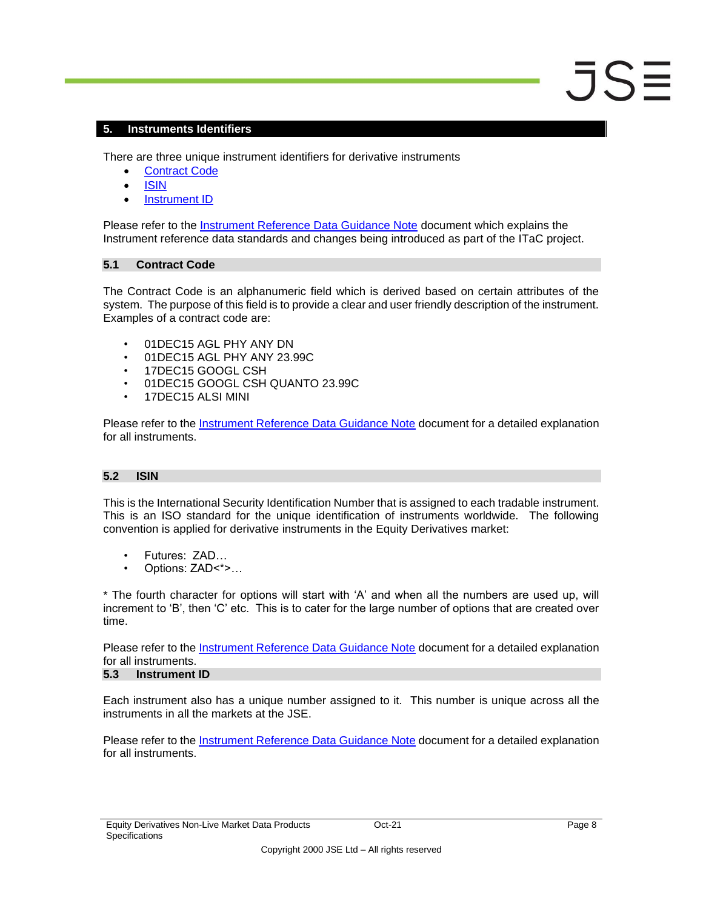## 5. Instruments Identifiers

There are three unique instrument identifiers for derivative instruments

- Contract Code
- ISIN
- Instrument ID

Please refer to the Instrument Reference Data Guidance Note document which explains the Instrument reference data standards and changes being introduced as part of the ITaC project.

### 5.1 Contract Code

The Contract Code is an alphanumeric field which is derived based on certain attributes of the system. The purpose of this field is to provide a clear and user friendly description of the instrument. Examples of a contract code are:

- 01DEC15 AGL PHY ANY DN
- 01DEC15 AGL PHY ANY 23.99C
- 17DEC15 GOOGL CSH
- 01DEC15 GOOGL CSH QUANTO 23.99C
- 17DEC15 ALSI MINI

Please refer to the Instrument Reference Data Guidance Note document for a detailed explanation for all instruments.

### 5.2 ISIN

This is the International Security Identification Number that is assigned to each tradable instrument. This is an ISO standard for the unique identification of instruments worldwide. The following convention is applied for derivative instruments in the Equity Derivatives market:

- Futures: ZAD…
- Options: ZAD<*>…

* The fourth character for options will start with 'A' and when all the numbers are used up, will increment to 'B', then 'C' etc. This is to cater for the large number of options that are created over time.

Please refer to the Instrument Reference Data Guidance Note document for a detailed explanation for all instruments.

### 5.3 Instrument ID

Each instrument also has a unique number assigned to it. This number is unique across all the instruments in all the markets at the JSE.

Please refer to the Instrument Reference Data Guidance Note document for a detailed explanation for all instruments.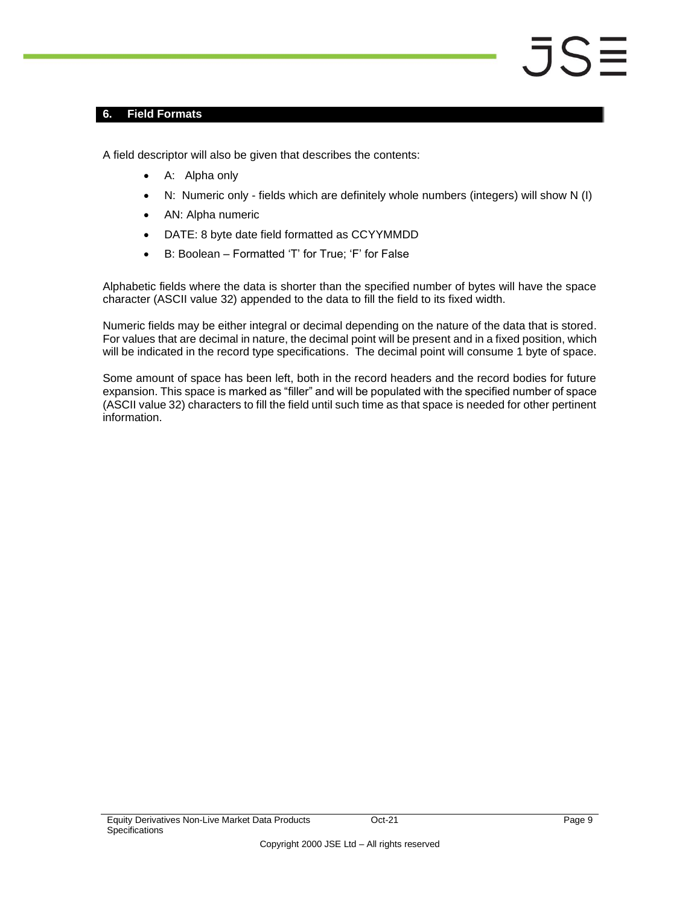## 6. Field Formats

A field descriptor will also be given that describes the contents:

- A: Alpha only
- N: Numeric only - fields which are definitely whole numbers (integers) will show N (I)
- AN: Alpha numeric
- DATE: 8 byte date field formatted as CCYYMMDD
- B: Boolean – Formatted 'T' for True; 'F' for False

Alphabetic fields where the data is shorter than the specified number of bytes will have the space character (ASCII value 32) appended to the data to fill the field to its fixed width.

Numeric fields may be either integral or decimal depending on the nature of the data that is stored. For values that are decimal in nature, the decimal point will be present and in a fixed position, which will be indicated in the record type specifications. The decimal point will consume 1 byte of space.

Some amount of space has been left, both in the record headers and the record bodies for future expansion. This space is marked as "filler" and will be populated with the specified number of space (ASCII value 32) characters to fill the field until such time as that space is needed for other pertinent information.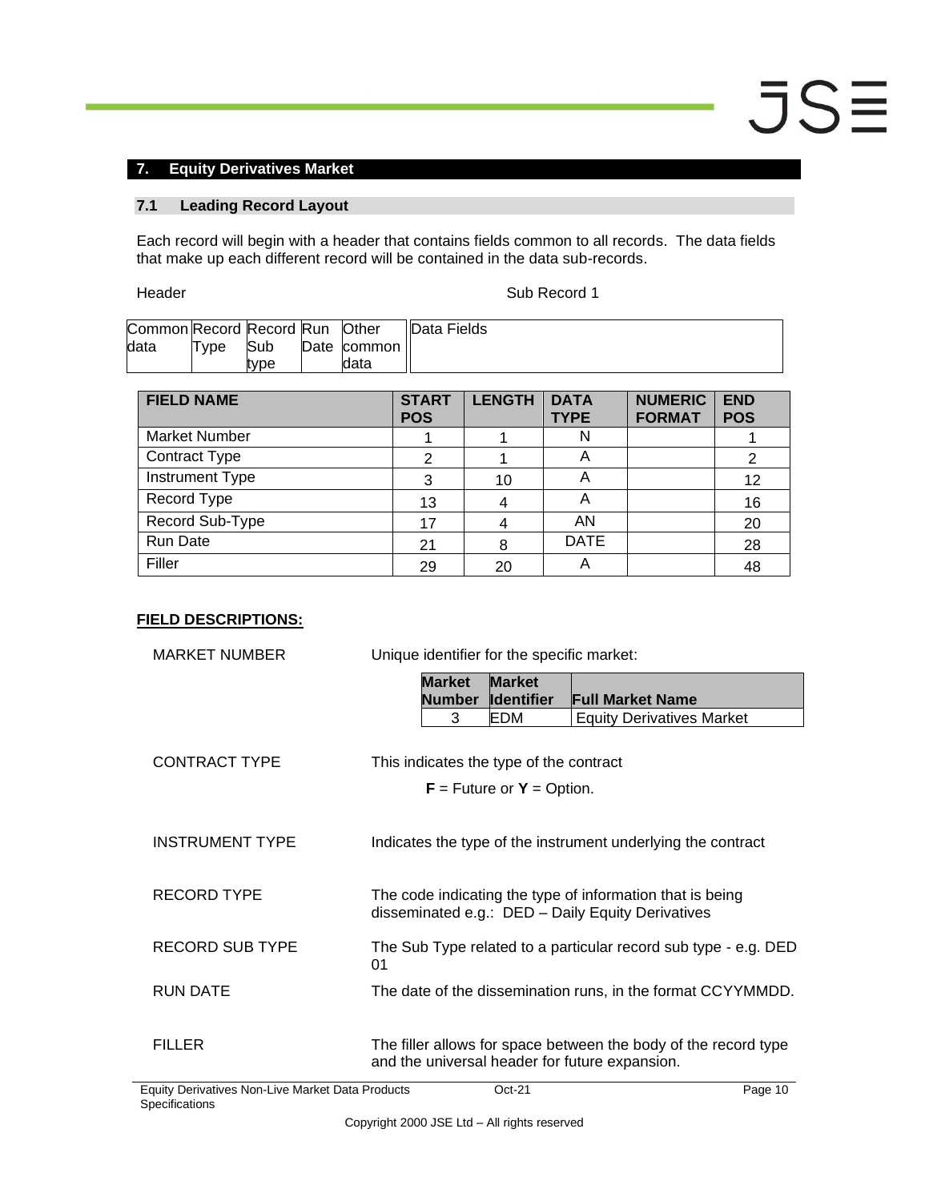## 7. Equity Derivatives Market

### 7.1 Leading Record Layout

Each record will begin with a header that contains fields common to all records. The data fields that make up each different record will be contained in the data sub-records.

Header　　　　　　　　　　　　　　　　　　Sub Record 1

| Common data | Record Type | Record Sub type | Run Date | Other common data | Data Fields |
|---|---|---|---|---|---|

| FIELD NAME | START POS | LENGTH | DATA TYPE | NUMERIC FORMAT | END POS |
|---|---|---|---|---|---|
| Market Number | 1 | 1 | N | | 1 |
| Contract Type | 2 | 1 | A | | 2 |
| Instrument Type | 3 | 10 | A | | 12 |
| Record Type | 13 | 4 | A | | 16 |
| Record Sub-Type | 17 | 4 | AN | | 20 |
| Run Date | 21 | 8 | DATE | | 28 |
| Filler | 29 | 20 | A | | 48 |

**FIELD DESCRIPTIONS:**

MARKET NUMBER — Unique identifier for the specific market:

| Market Number | Market Identifier | Full Market Name |
|---|---|---|
| 3 | EDM | Equity Derivatives Market |

CONTRACT TYPE — This indicates the type of the contract

**F** = Future or **Y** = Option.

INSTRUMENT TYPE — Indicates the type of the instrument underlying the contract

RECORD TYPE — The code indicating the type of information that is being disseminated e.g.: DED – Daily Equity Derivatives

RECORD SUB TYPE — The Sub Type related to a particular record sub type - e.g. DED 01

RUN DATE — The date of the dissemination runs, in the format CCYYMMDD.

FILLER — The filler allows for space between the body of the record type and the universal header for future expansion.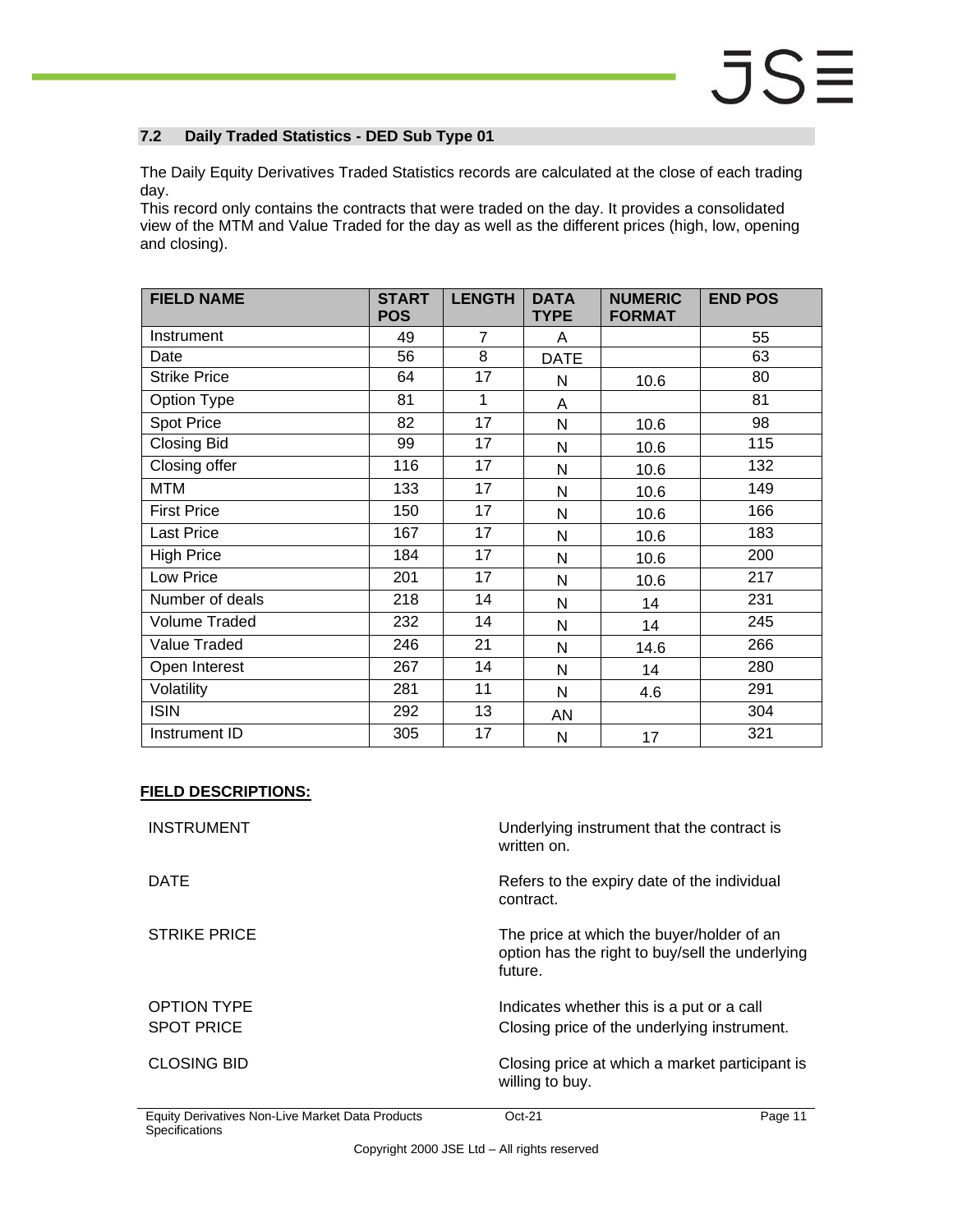## 7.2 Daily Traded Statistics - DED Sub Type 01

The Daily Equity Derivatives Traded Statistics records are calculated at the close of each trading day.
This record only contains the contracts that were traded on the day. It provides a consolidated view of the MTM and Value Traded for the day as well as the different prices (high, low, opening and closing).

| FIELD NAME | START POS | LENGTH | DATA TYPE | NUMERIC FORMAT | END POS |
|---|---|---|---|---|---|
| Instrument | 49 | 7 | A | | 55 |
| Date | 56 | 8 | DATE | | 63 |
| Strike Price | 64 | 17 | N | 10.6 | 80 |
| Option Type | 81 | 1 | A | | 81 |
| Spot Price | 82 | 17 | N | 10.6 | 98 |
| Closing Bid | 99 | 17 | N | 10.6 | 115 |
| Closing offer | 116 | 17 | N | 10.6 | 132 |
| MTM | 133 | 17 | N | 10.6 | 149 |
| First Price | 150 | 17 | N | 10.6 | 166 |
| Last Price | 167 | 17 | N | 10.6 | 183 |
| High Price | 184 | 17 | N | 10.6 | 200 |
| Low Price | 201 | 17 | N | 10.6 | 217 |
| Number of deals | 218 | 14 | N | 14 | 231 |
| Volume Traded | 232 | 14 | N | 14 | 245 |
| Value Traded | 246 | 21 | N | 14.6 | 266 |
| Open Interest | 267 | 14 | N | 14 | 280 |
| Volatility | 281 | 11 | N | 4.6 | 291 |
| ISIN | 292 | 13 | AN | | 304 |
| Instrument ID | 305 | 17 | N | 17 | 321 |

**FIELD DESCRIPTIONS:**

| | |
|---|---|
| INSTRUMENT | Underlying instrument that the contract is written on. |
| DATE | Refers to the expiry date of the individual contract. |
| STRIKE PRICE | The price at which the buyer/holder of an option has the right to buy/sell the underlying future. |
| OPTION TYPE | Indicates whether this is a put or a call |
| SPOT PRICE | Closing price of the underlying instrument. |
| CLOSING BID | Closing price at which a market participant is willing to buy. |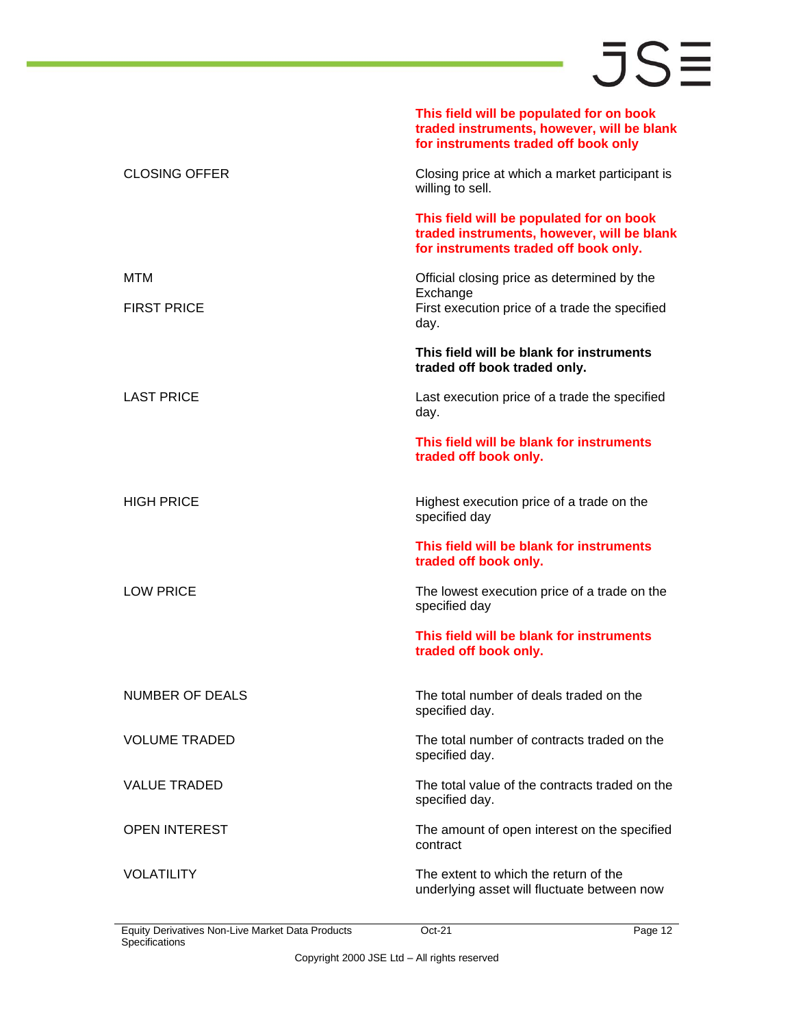| | |
|---|---|
| | **This field will be populated for on book traded instruments, however, will be blank for instruments traded off book only** |
| CLOSING OFFER | Closing price at which a market participant is willing to sell.<br><br>**This field will be populated for on book traded instruments, however, will be blank for instruments traded off book only.** |
| MTM | Official closing price as determined by the Exchange |
| FIRST PRICE | First execution price of a trade the specified day.<br><br>**This field will be blank for instruments traded off book traded only.** |
| LAST PRICE | Last execution price of a trade the specified day.<br><br>**This field will be blank for instruments traded off book only.** |
| HIGH PRICE | Highest execution price of a trade on the specified day<br><br>**This field will be blank for instruments traded off book only.** |
| LOW PRICE | The lowest execution price of a trade on the specified day<br><br>**This field will be blank for instruments traded off book only.** |
| NUMBER OF DEALS | The total number of deals traded on the specified day. |
| VOLUME TRADED | The total number of contracts traded on the specified day. |
| VALUE TRADED | The total value of the contracts traded on the specified day. |
| OPEN INTEREST | The amount of open interest on the specified contract |
| VOLATILITY | The extent to which the return of the underlying asset will fluctuate between now |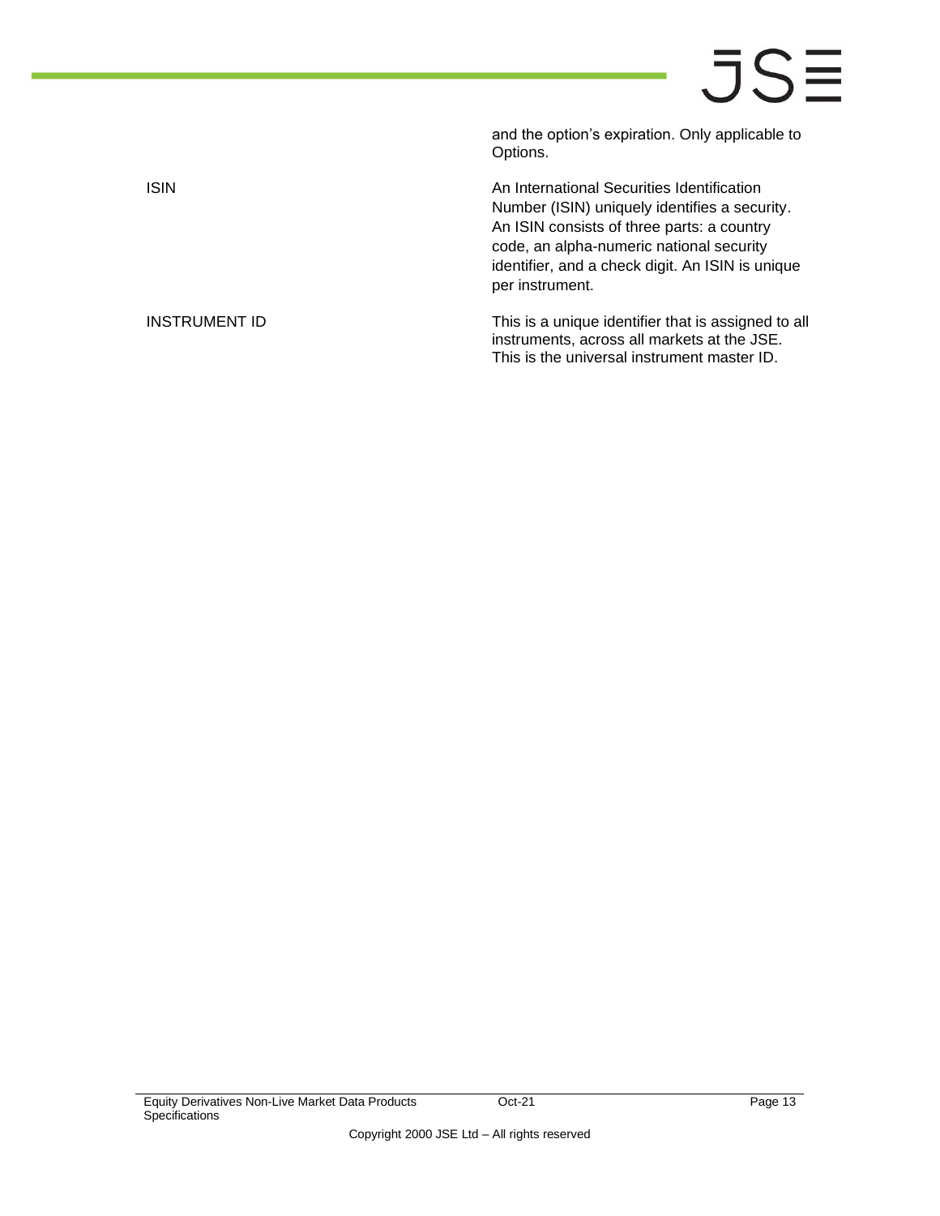| | |
|---|---|
| | and the option's expiration. Only applicable to Options. |
| ISIN | An International Securities Identification Number (ISIN) uniquely identifies a security. An ISIN consists of three parts: a country code, an alpha-numeric national security identifier, and a check digit. An ISIN is unique per instrument. |
| INSTRUMENT ID | This is a unique identifier that is assigned to all instruments, across all markets at the JSE. This is the universal instrument master ID. |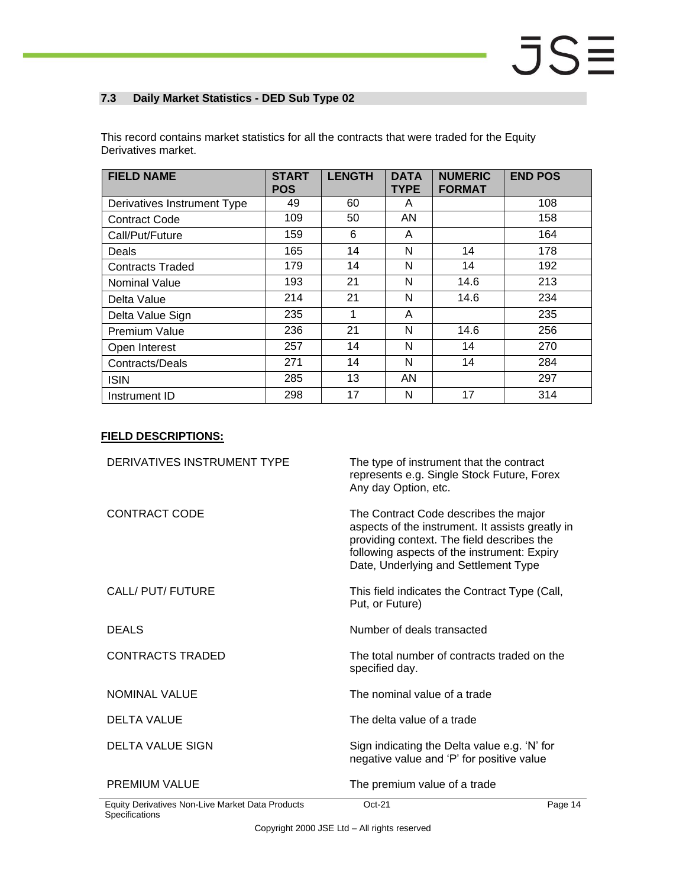### 7.3 Daily Market Statistics - DED Sub Type 02

This record contains market statistics for all the contracts that were traded for the Equity Derivatives market.

| FIELD NAME | START POS | LENGTH | DATA TYPE | NUMERIC FORMAT | END POS |
|---|---|---|---|---|---|
| Derivatives Instrument Type | 49 | 60 | A | | 108 |
| Contract Code | 109 | 50 | AN | | 158 |
| Call/Put/Future | 159 | 6 | A | | 164 |
| Deals | 165 | 14 | N | 14 | 178 |
| Contracts Traded | 179 | 14 | N | 14 | 192 |
| Nominal Value | 193 | 21 | N | 14.6 | 213 |
| Delta Value | 214 | 21 | N | 14.6 | 234 |
| Delta Value Sign | 235 | 1 | A | | 235 |
| Premium Value | 236 | 21 | N | 14.6 | 256 |
| Open Interest | 257 | 14 | N | 14 | 270 |
| Contracts/Deals | 271 | 14 | N | 14 | 284 |
| ISIN | 285 | 13 | AN | | 297 |
| Instrument ID | 298 | 17 | N | 17 | 314 |

**FIELD DESCRIPTIONS:**

| | |
|---|---|
| DERIVATIVES INSTRUMENT TYPE | The type of instrument that the contract represents e.g. Single Stock Future, Forex Any day Option, etc. |
| CONTRACT CODE | The Contract Code describes the major aspects of the instrument. It assists greatly in providing context. The field describes the following aspects of the instrument: Expiry Date, Underlying and Settlement Type |
| CALL/ PUT/ FUTURE | This field indicates the Contract Type (Call, Put, or Future) |
| DEALS | Number of deals transacted |
| CONTRACTS TRADED | The total number of contracts traded on the specified day. |
| NOMINAL VALUE | The nominal value of a trade |
| DELTA VALUE | The delta value of a trade |
| DELTA VALUE SIGN | Sign indicating the Delta value e.g. 'N' for negative value and 'P' for positive value |
| PREMIUM VALUE | The premium value of a trade |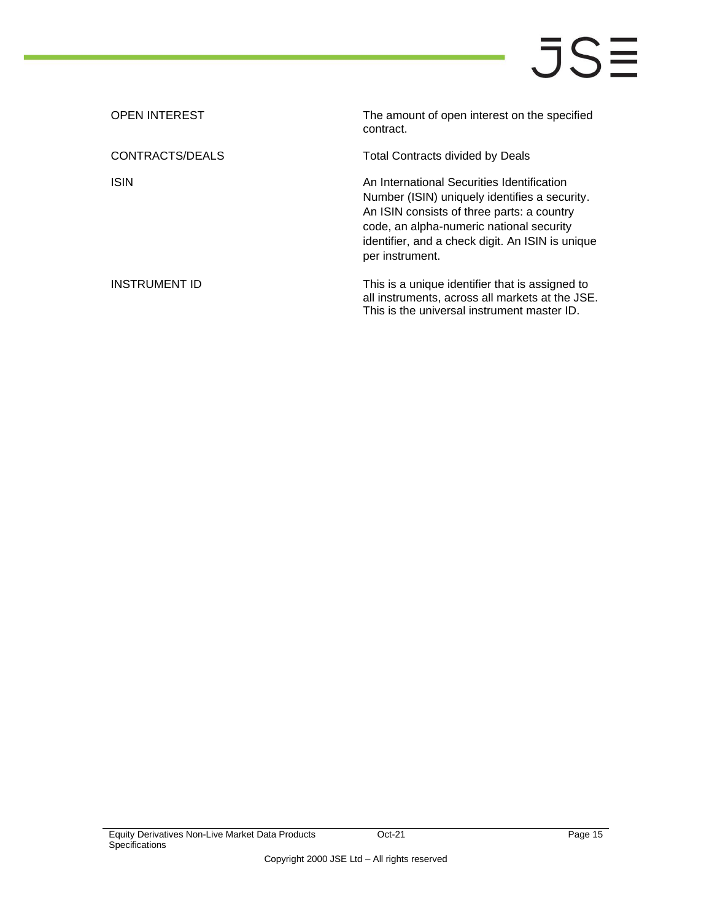| | |
|---|---|
| OPEN INTEREST | The amount of open interest on the specified contract. |
| CONTRACTS/DEALS | Total Contracts divided by Deals |
| ISIN | An International Securities Identification Number (ISIN) uniquely identifies a security. An ISIN consists of three parts: a country code, an alpha-numeric national security identifier, and a check digit. An ISIN is unique per instrument. |
| INSTRUMENT ID | This is a unique identifier that is assigned to all instruments, across all markets at the JSE. This is the universal instrument master ID. |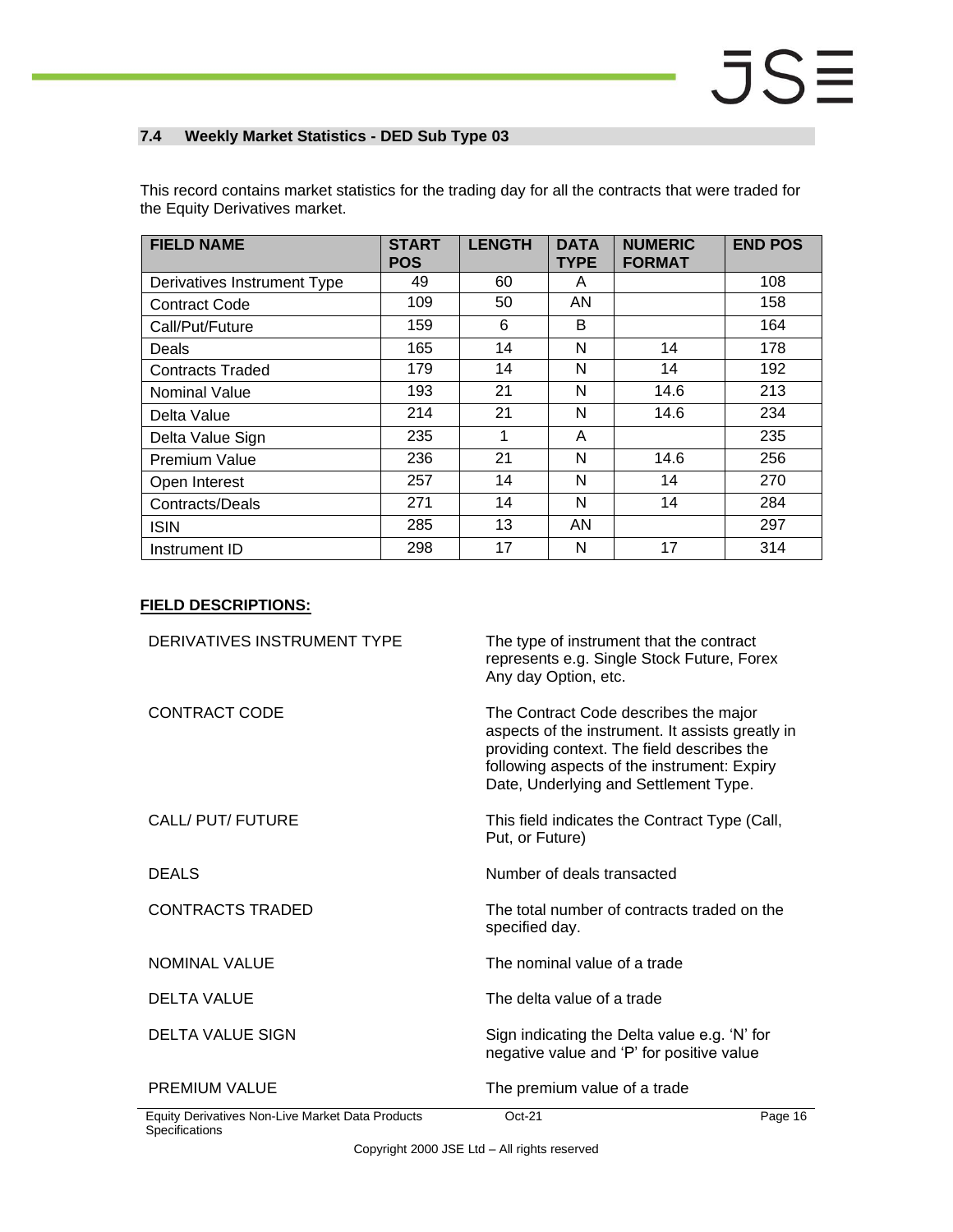## 7.4 Weekly Market Statistics - DED Sub Type 03

This record contains market statistics for the trading day for all the contracts that were traded for the Equity Derivatives market.

| FIELD NAME | START POS | LENGTH | DATA TYPE | NUMERIC FORMAT | END POS |
|---|---|---|---|---|---|
| Derivatives Instrument Type | 49 | 60 | A | | 108 |
| Contract Code | 109 | 50 | AN | | 158 |
| Call/Put/Future | 159 | 6 | B | | 164 |
| Deals | 165 | 14 | N | 14 | 178 |
| Contracts Traded | 179 | 14 | N | 14 | 192 |
| Nominal Value | 193 | 21 | N | 14.6 | 213 |
| Delta Value | 214 | 21 | N | 14.6 | 234 |
| Delta Value Sign | 235 | 1 | A | | 235 |
| Premium Value | 236 | 21 | N | 14.6 | 256 |
| Open Interest | 257 | 14 | N | 14 | 270 |
| Contracts/Deals | 271 | 14 | N | 14 | 284 |
| ISIN | 285 | 13 | AN | | 297 |
| Instrument ID | 298 | 17 | N | 17 | 314 |

**FIELD DESCRIPTIONS:**

| | |
|---|---|
| DERIVATIVES INSTRUMENT TYPE | The type of instrument that the contract represents e.g. Single Stock Future, Forex Any day Option, etc. |
| CONTRACT CODE | The Contract Code describes the major aspects of the instrument. It assists greatly in providing context. The field describes the following aspects of the instrument: Expiry Date, Underlying and Settlement Type. |
| CALL/ PUT/ FUTURE | This field indicates the Contract Type (Call, Put, or Future) |
| DEALS | Number of deals transacted |
| CONTRACTS TRADED | The total number of contracts traded on the specified day. |
| NOMINAL VALUE | The nominal value of a trade |
| DELTA VALUE | The delta value of a trade |
| DELTA VALUE SIGN | Sign indicating the Delta value e.g. 'N' for negative value and 'P' for positive value |
| PREMIUM VALUE | The premium value of a trade |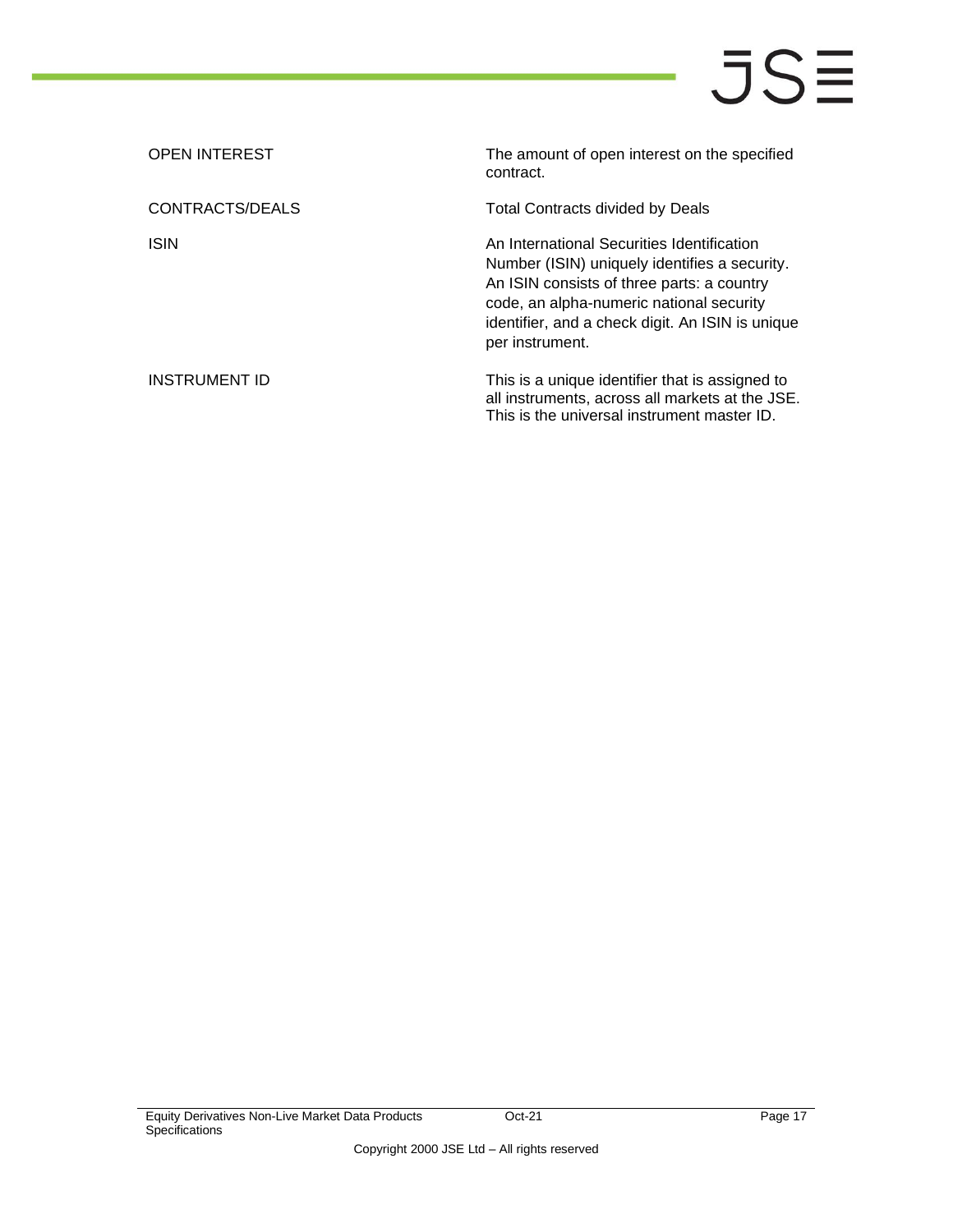| | |
|---|---|
| OPEN INTEREST | The amount of open interest on the specified contract. |
| CONTRACTS/DEALS | Total Contracts divided by Deals |
| ISIN | An International Securities Identification Number (ISIN) uniquely identifies a security. An ISIN consists of three parts: a country code, an alpha-numeric national security identifier, and a check digit. An ISIN is unique per instrument. |
| INSTRUMENT ID | This is a unique identifier that is assigned to all instruments, across all markets at the JSE. This is the universal instrument master ID. |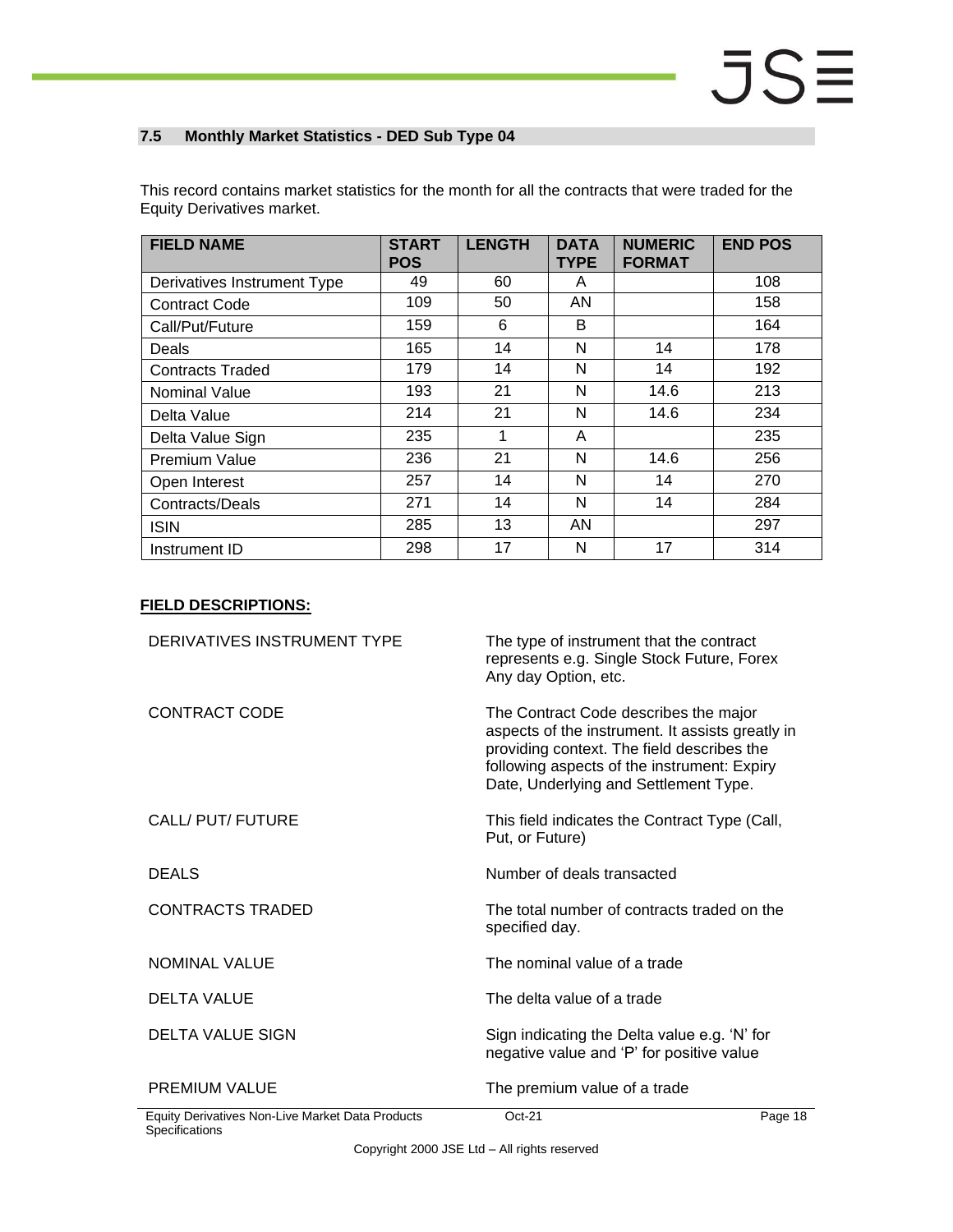## 7.5 Monthly Market Statistics - DED Sub Type 04

This record contains market statistics for the month for all the contracts that were traded for the Equity Derivatives market.

| FIELD NAME | START POS | LENGTH | DATA TYPE | NUMERIC FORMAT | END POS |
|---|---|---|---|---|---|
| Derivatives Instrument Type | 49 | 60 | A | | 108 |
| Contract Code | 109 | 50 | AN | | 158 |
| Call/Put/Future | 159 | 6 | B | | 164 |
| Deals | 165 | 14 | N | 14 | 178 |
| Contracts Traded | 179 | 14 | N | 14 | 192 |
| Nominal Value | 193 | 21 | N | 14.6 | 213 |
| Delta Value | 214 | 21 | N | 14.6 | 234 |
| Delta Value Sign | 235 | 1 | A | | 235 |
| Premium Value | 236 | 21 | N | 14.6 | 256 |
| Open Interest | 257 | 14 | N | 14 | 270 |
| Contracts/Deals | 271 | 14 | N | 14 | 284 |
| ISIN | 285 | 13 | AN | | 297 |
| Instrument ID | 298 | 17 | N | 17 | 314 |

**FIELD DESCRIPTIONS:**

| | |
|---|---|
| DERIVATIVES INSTRUMENT TYPE | The type of instrument that the contract represents e.g. Single Stock Future, Forex Any day Option, etc. |
| CONTRACT CODE | The Contract Code describes the major aspects of the instrument. It assists greatly in providing context. The field describes the following aspects of the instrument: Expiry Date, Underlying and Settlement Type. |
| CALL/ PUT/ FUTURE | This field indicates the Contract Type (Call, Put, or Future) |
| DEALS | Number of deals transacted |
| CONTRACTS TRADED | The total number of contracts traded on the specified day. |
| NOMINAL VALUE | The nominal value of a trade |
| DELTA VALUE | The delta value of a trade |
| DELTA VALUE SIGN | Sign indicating the Delta value e.g. 'N' for negative value and 'P' for positive value |
| PREMIUM VALUE | The premium value of a trade |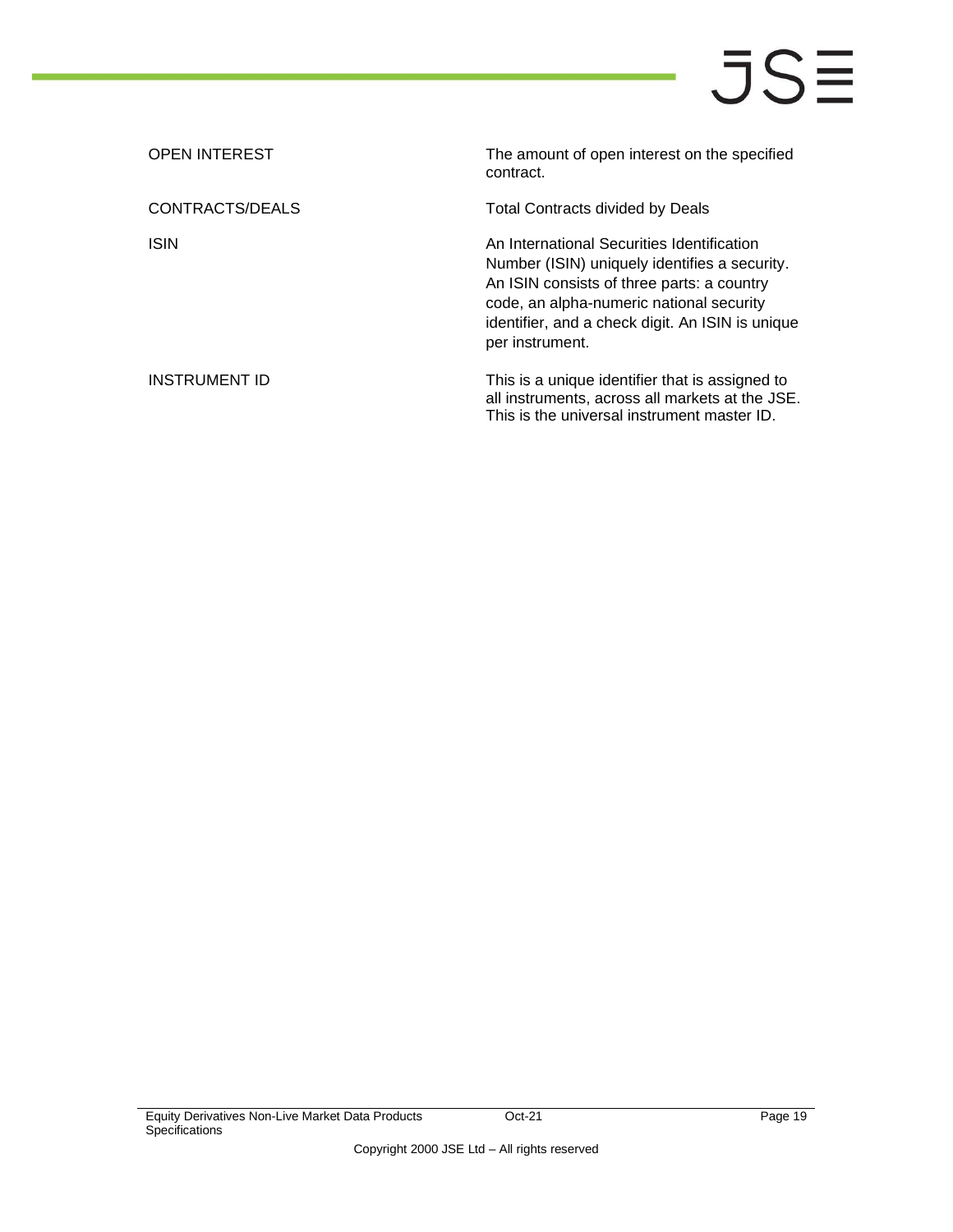| | |
|---|---|
| OPEN INTEREST | The amount of open interest on the specified contract. |
| CONTRACTS/DEALS | Total Contracts divided by Deals |
| ISIN | An International Securities Identification Number (ISIN) uniquely identifies a security. An ISIN consists of three parts: a country code, an alpha-numeric national security identifier, and a check digit. An ISIN is unique per instrument. |
| INSTRUMENT ID | This is a unique identifier that is assigned to all instruments, across all markets at the JSE. This is the universal instrument master ID. |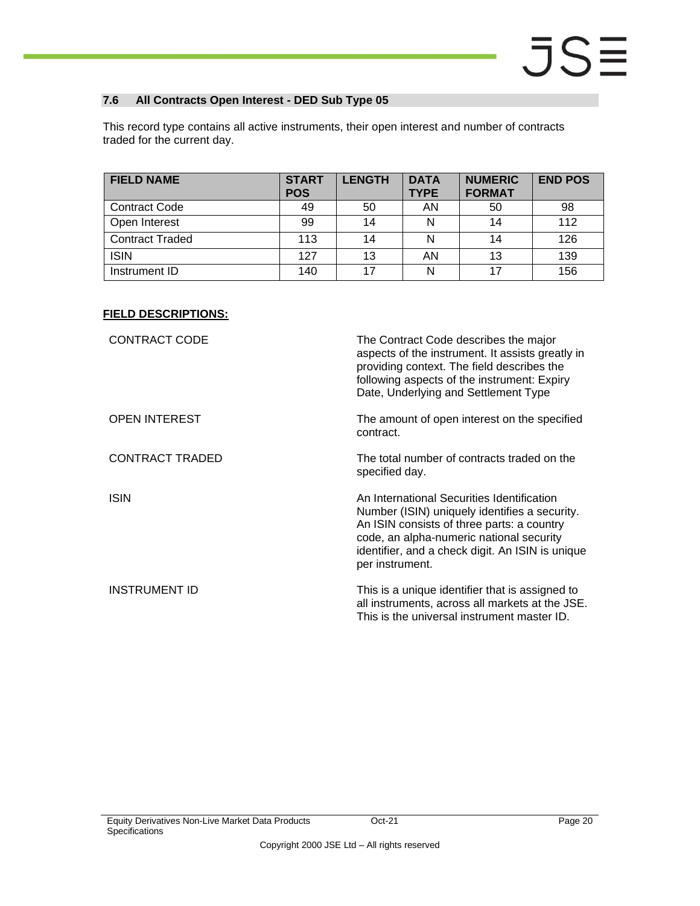## 7.6 All Contracts Open Interest - DED Sub Type 05

This record type contains all active instruments, their open interest and number of contracts traded for the current day.

| FIELD NAME | START POS | LENGTH | DATA TYPE | NUMERIC FORMAT | END POS |
|---|---|---|---|---|---|
| Contract Code | 49 | 50 | AN | 50 | 98 |
| Open Interest | 99 | 14 | N | 14 | 112 |
| Contract Traded | 113 | 14 | N | 14 | 126 |
| ISIN | 127 | 13 | AN | 13 | 139 |
| Instrument ID | 140 | 17 | N | 17 | 156 |

**FIELD DESCRIPTIONS:**

| | |
|---|---|
| CONTRACT CODE | The Contract Code describes the major aspects of the instrument. It assists greatly in providing context. The field describes the following aspects of the instrument: Expiry Date, Underlying and Settlement Type |
| OPEN INTEREST | The amount of open interest on the specified contract. |
| CONTRACT TRADED | The total number of contracts traded on the specified day. |
| ISIN | An International Securities Identification Number (ISIN) uniquely identifies a security. An ISIN consists of three parts: a country code, an alpha-numeric national security identifier, and a check digit. An ISIN is unique per instrument. |
| INSTRUMENT ID | This is a unique identifier that is assigned to all instruments, across all markets at the JSE. This is the universal instrument master ID. |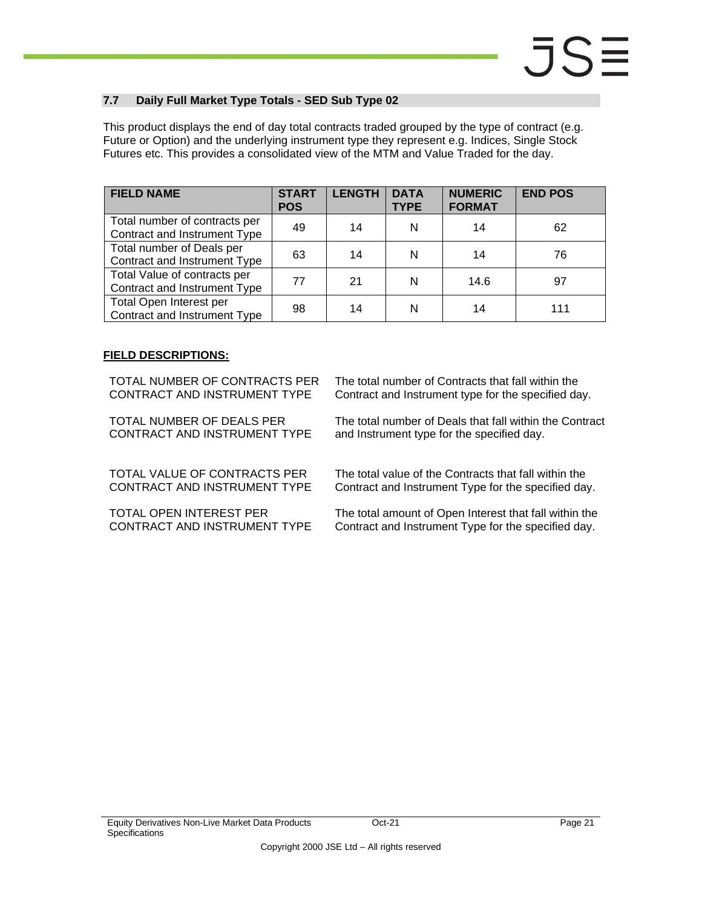## 7.7 Daily Full Market Type Totals - SED Sub Type 02

This product displays the end of day total contracts traded grouped by the type of contract (e.g. Future or Option) and the underlying instrument type they represent e.g. Indices, Single Stock Futures etc. This provides a consolidated view of the MTM and Value Traded for the day.

| FIELD NAME | START POS | LENGTH | DATA TYPE | NUMERIC FORMAT | END POS |
|---|---|---|---|---|---|
| Total number of contracts per Contract and Instrument Type | 49 | 14 | N | 14 | 62 |
| Total number of Deals per Contract and Instrument Type | 63 | 14 | N | 14 | 76 |
| Total Value of contracts per Contract and Instrument Type | 77 | 21 | N | 14.6 | 97 |
| Total Open Interest per Contract and Instrument Type | 98 | 14 | N | 14 | 111 |

**FIELD DESCRIPTIONS:**

| | |
|---|---|
| TOTAL NUMBER OF CONTRACTS PER CONTRACT AND INSTRUMENT TYPE | The total number of Contracts that fall within the Contract and Instrument type for the specified day. |
| TOTAL NUMBER OF DEALS PER CONTRACT AND INSTRUMENT TYPE | The total number of Deals that fall within the Contract and Instrument type for the specified day. |
| TOTAL VALUE OF CONTRACTS PER CONTRACT AND INSTRUMENT TYPE | The total value of the Contracts that fall within the Contract and Instrument Type for the specified day. |
| TOTAL OPEN INTEREST PER CONTRACT AND INSTRUMENT TYPE | The total amount of Open Interest that fall within the Contract and Instrument Type for the specified day. |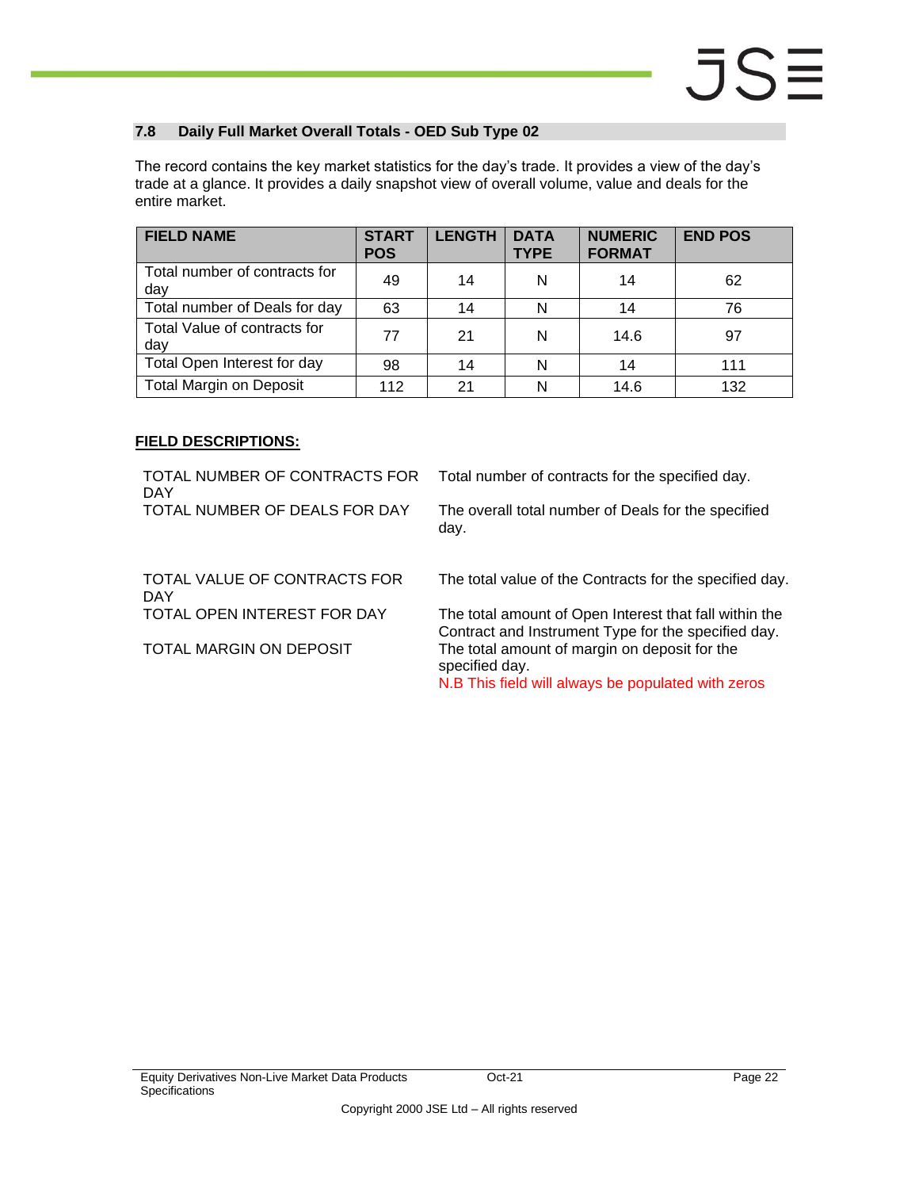## 7.8 Daily Full Market Overall Totals - OED Sub Type 02

The record contains the key market statistics for the day's trade. It provides a view of the day's trade at a glance. It provides a daily snapshot view of overall volume, value and deals for the entire market.

| FIELD NAME | START POS | LENGTH | DATA TYPE | NUMERIC FORMAT | END POS |
|---|---|---|---|---|---|
| Total number of contracts for day | 49 | 14 | N | 14 | 62 |
| Total number of Deals for day | 63 | 14 | N | 14 | 76 |
| Total Value of contracts for day | 77 | 21 | N | 14.6 | 97 |
| Total Open Interest for day | 98 | 14 | N | 14 | 111 |
| Total Margin on Deposit | 112 | 21 | N | 14.6 | 132 |

**FIELD DESCRIPTIONS:**

| | |
|---|---|
| TOTAL NUMBER OF CONTRACTS FOR DAY | Total number of contracts for the specified day. |
| TOTAL NUMBER OF DEALS FOR DAY | The overall total number of Deals for the specified day. |
| TOTAL VALUE OF CONTRACTS FOR DAY | The total value of the Contracts for the specified day. |
| TOTAL OPEN INTEREST FOR DAY | The total amount of Open Interest that fall within the Contract and Instrument Type for the specified day. |
| TOTAL MARGIN ON DEPOSIT | The total amount of margin on deposit for the specified day. N.B This field will always be populated with zeros |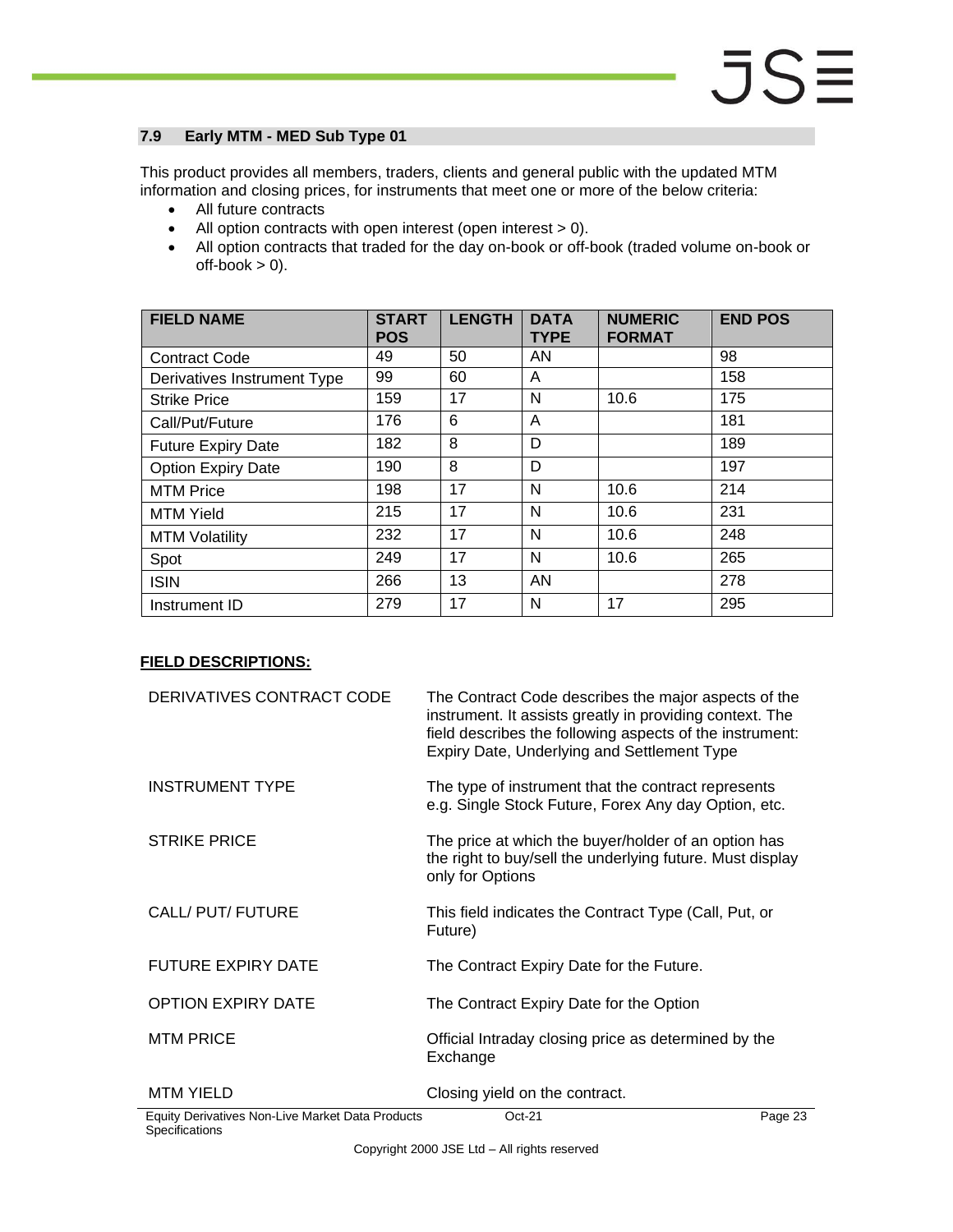## 7.9 Early MTM - MED Sub Type 01

This product provides all members, traders, clients and general public with the updated MTM information and closing prices, for instruments that meet one or more of the below criteria:

- All future contracts
- All option contracts with open interest (open interest > 0).
- All option contracts that traded for the day on-book or off-book (traded volume on-book or off-book > 0).

| FIELD NAME | START POS | LENGTH | DATA TYPE | NUMERIC FORMAT | END POS |
|---|---|---|---|---|---|
| Contract Code | 49 | 50 | AN | | 98 |
| Derivatives Instrument Type | 99 | 60 | A | | 158 |
| Strike Price | 159 | 17 | N | 10.6 | 175 |
| Call/Put/Future | 176 | 6 | A | | 181 |
| Future Expiry Date | 182 | 8 | D | | 189 |
| Option Expiry Date | 190 | 8 | D | | 197 |
| MTM Price | 198 | 17 | N | 10.6 | 214 |
| MTM Yield | 215 | 17 | N | 10.6 | 231 |
| MTM Volatility | 232 | 17 | N | 10.6 | 248 |
| Spot | 249 | 17 | N | 10.6 | 265 |
| ISIN | 266 | 13 | AN | | 278 |
| Instrument ID | 279 | 17 | N | 17 | 295 |

**FIELD DESCRIPTIONS:**

| | |
|---|---|
| DERIVATIVES CONTRACT CODE | The Contract Code describes the major aspects of the instrument. It assists greatly in providing context. The field describes the following aspects of the instrument: Expiry Date, Underlying and Settlement Type |
| INSTRUMENT TYPE | The type of instrument that the contract represents e.g. Single Stock Future, Forex Any day Option, etc. |
| STRIKE PRICE | The price at which the buyer/holder of an option has the right to buy/sell the underlying future. Must display only for Options |
| CALL/ PUT/ FUTURE | This field indicates the Contract Type (Call, Put, or Future) |
| FUTURE EXPIRY DATE | The Contract Expiry Date for the Future. |
| OPTION EXPIRY DATE | The Contract Expiry Date for the Option |
| MTM PRICE | Official Intraday closing price as determined by the Exchange |
| MTM YIELD | Closing yield on the contract. |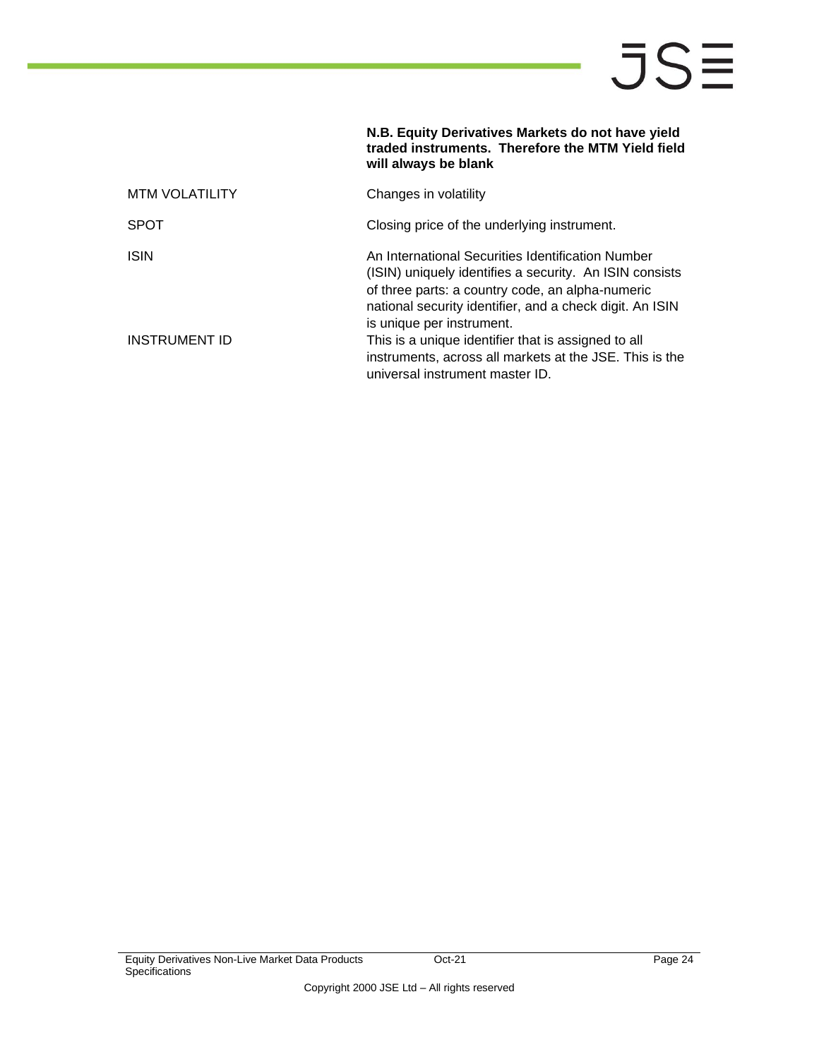| | |
|---|---|
| | **N.B. Equity Derivatives Markets do not have yield traded instruments. Therefore the MTM Yield field will always be blank** |
| MTM VOLATILITY | Changes in volatility |
| SPOT | Closing price of the underlying instrument. |
| ISIN | An International Securities Identification Number (ISIN) uniquely identifies a security. An ISIN consists of three parts: a country code, an alpha-numeric national security identifier, and a check digit. An ISIN is unique per instrument. |
| INSTRUMENT ID | This is a unique identifier that is assigned to all instruments, across all markets at the JSE. This is the universal instrument master ID. |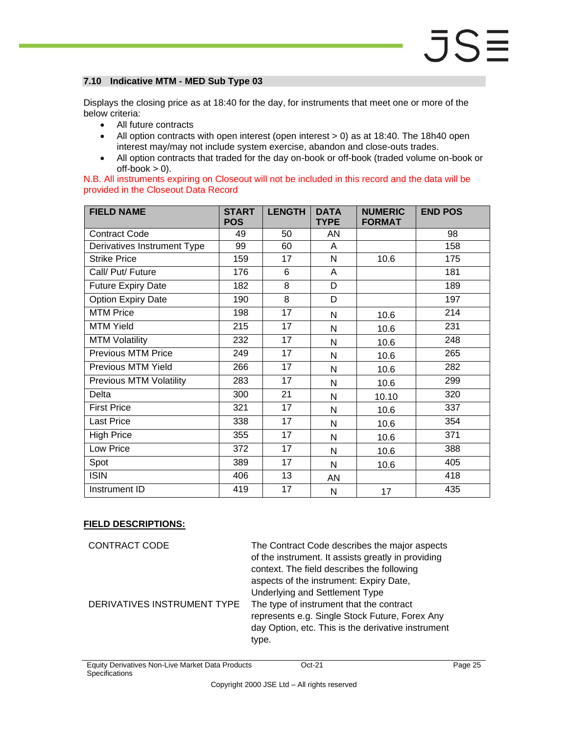### 7.10 Indicative MTM - MED Sub Type 03

Displays the closing price as at 18:40 for the day, for instruments that meet one or more of the below criteria:

- All future contracts
- All option contracts with open interest (open interest > 0) as at 18:40. The 18h40 open interest may/may not include system exercise, abandon and close-outs trades.
- All option contracts that traded for the day on-book or off-book (traded volume on-book or off-book > 0).

N.B. All instruments expiring on Closeout will not be included in this record and the data will be provided in the Closeout Data Record

| FIELD NAME | START POS | LENGTH | DATA TYPE | NUMERIC FORMAT | END POS |
|---|---|---|---|---|---|
| Contract Code | 49 | 50 | AN | | 98 |
| Derivatives Instrument Type | 99 | 60 | A | | 158 |
| Strike Price | 159 | 17 | N | 10.6 | 175 |
| Call/ Put/ Future | 176 | 6 | A | | 181 |
| Future Expiry Date | 182 | 8 | D | | 189 |
| Option Expiry Date | 190 | 8 | D | | 197 |
| MTM Price | 198 | 17 | N | 10.6 | 214 |
| MTM Yield | 215 | 17 | N | 10.6 | 231 |
| MTM Volatility | 232 | 17 | N | 10.6 | 248 |
| Previous MTM Price | 249 | 17 | N | 10.6 | 265 |
| Previous MTM Yield | 266 | 17 | N | 10.6 | 282 |
| Previous MTM Volatility | 283 | 17 | N | 10.6 | 299 |
| Delta | 300 | 21 | N | 10.10 | 320 |
| First Price | 321 | 17 | N | 10.6 | 337 |
| Last Price | 338 | 17 | N | 10.6 | 354 |
| High Price | 355 | 17 | N | 10.6 | 371 |
| Low Price | 372 | 17 | N | 10.6 | 388 |
| Spot | 389 | 17 | N | 10.6 | 405 |
| ISIN | 406 | 13 | AN | | 418 |
| Instrument ID | 419 | 17 | N | 17 | 435 |

**FIELD DESCRIPTIONS:**

| | |
|---|---|
| CONTRACT CODE | The Contract Code describes the major aspects of the instrument. It assists greatly in providing context. The field describes the following aspects of the instrument: Expiry Date, Underlying and Settlement Type |
| DERIVATIVES INSTRUMENT TYPE | The type of instrument that the contract represents e.g. Single Stock Future, Forex Any day Option, etc. This is the derivative instrument type. |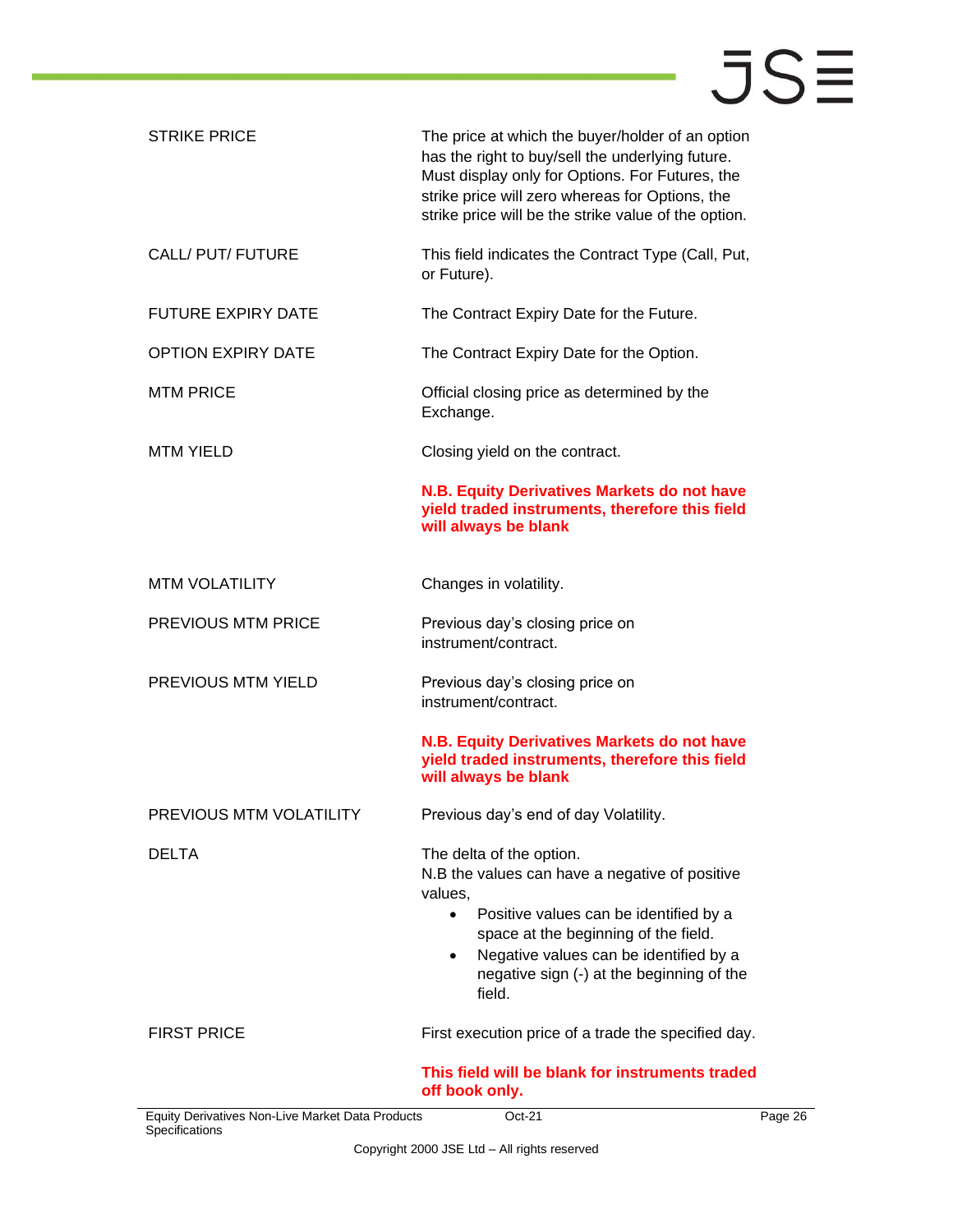| | |
|---|---|
| STRIKE PRICE | The price at which the buyer/holder of an option has the right to buy/sell the underlying future. Must display only for Options. For Futures, the strike price will zero whereas for Options, the strike price will be the strike value of the option. |
| CALL/ PUT/ FUTURE | This field indicates the Contract Type (Call, Put, or Future). |
| FUTURE EXPIRY DATE | The Contract Expiry Date for the Future. |
| OPTION EXPIRY DATE | The Contract Expiry Date for the Option. |
| MTM PRICE | Official closing price as determined by the Exchange. |
| MTM YIELD | Closing yield on the contract.<br><br>**N.B. Equity Derivatives Markets do not have yield traded instruments, therefore this field will always be blank** |
| MTM VOLATILITY | Changes in volatility. |
| PREVIOUS MTM PRICE | Previous day's closing price on instrument/contract. |
| PREVIOUS MTM YIELD | Previous day's closing price on instrument/contract.<br><br>**N.B. Equity Derivatives Markets do not have yield traded instruments, therefore this field will always be blank** |
| PREVIOUS MTM VOLATILITY | Previous day's end of day Volatility. |
| DELTA | The delta of the option.<br>N.B the values can have a negative of positive values,<br>• Positive values can be identified by a space at the beginning of the field.<br>• Negative values can be identified by a negative sign (-) at the beginning of the field. |
| FIRST PRICE | First execution price of a trade the specified day.<br><br>**This field will be blank for instruments traded off book only.** |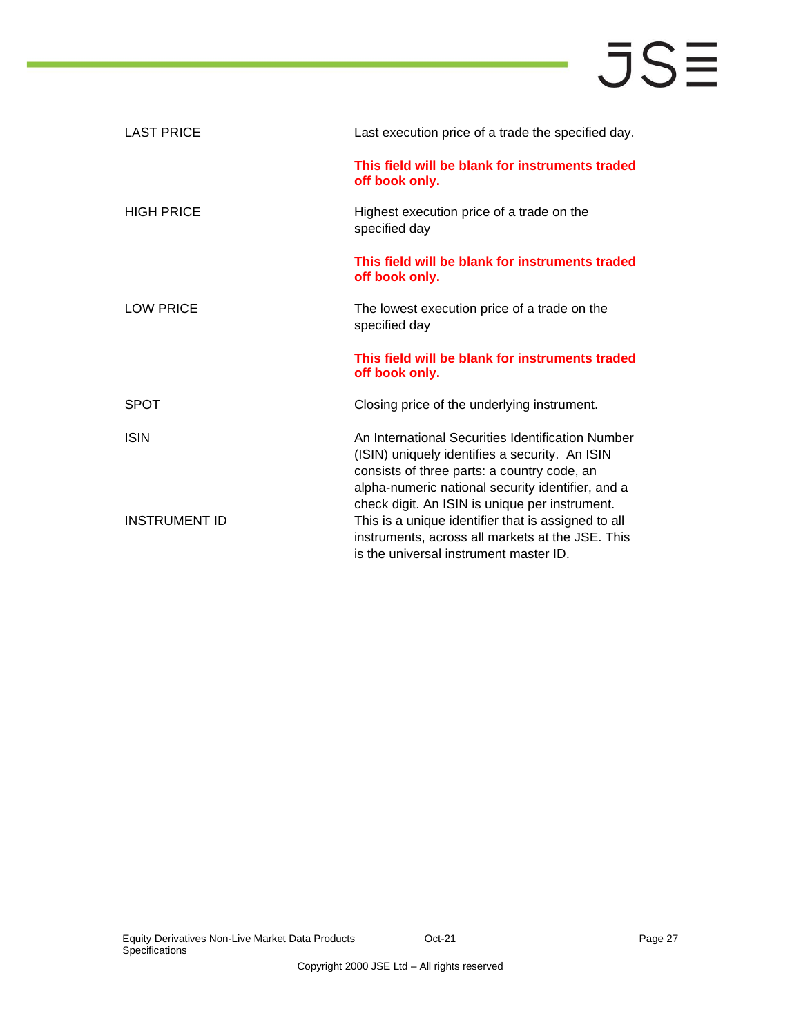| | |
|---|---|
| LAST PRICE | Last execution price of a trade the specified day.<br><br>**This field will be blank for instruments traded off book only.** |
| HIGH PRICE | Highest execution price of a trade on the specified day<br><br>**This field will be blank for instruments traded off book only.** |
| LOW PRICE | The lowest execution price of a trade on the specified day<br><br>**This field will be blank for instruments traded off book only.** |
| SPOT | Closing price of the underlying instrument. |
| ISIN | An International Securities Identification Number (ISIN) uniquely identifies a security. An ISIN consists of three parts: a country code, an alpha-numeric national security identifier, and a check digit. An ISIN is unique per instrument. |
| INSTRUMENT ID | This is a unique identifier that is assigned to all instruments, across all markets at the JSE. This is the universal instrument master ID. |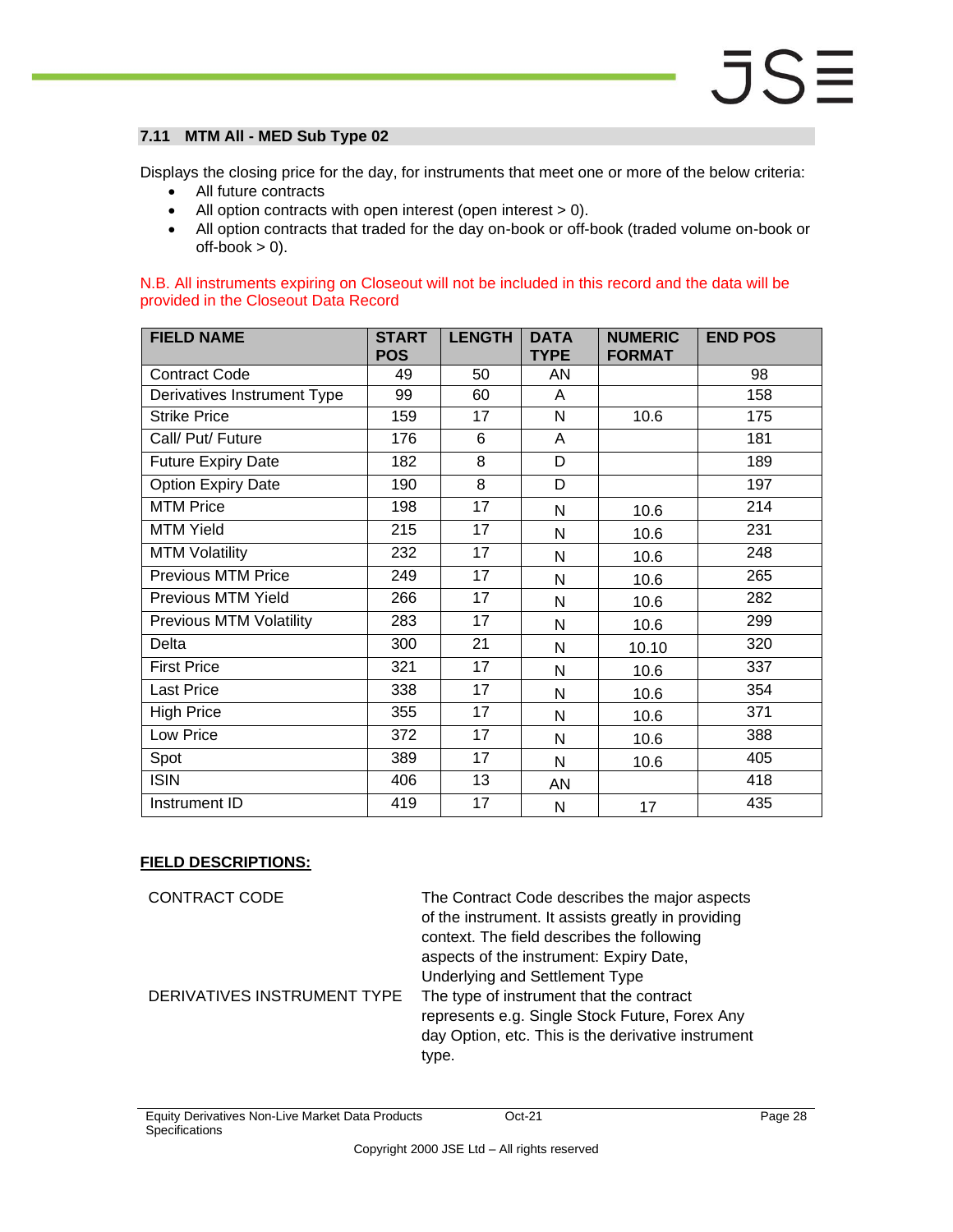## 7.11 MTM All - MED Sub Type 02

Displays the closing price for the day, for instruments that meet one or more of the below criteria:

- All future contracts
- All option contracts with open interest (open interest > 0).
- All option contracts that traded for the day on-book or off-book (traded volume on-book or off-book > 0).

N.B. All instruments expiring on Closeout will not be included in this record and the data will be provided in the Closeout Data Record

| FIELD NAME | START POS | LENGTH | DATA TYPE | NUMERIC FORMAT | END POS |
|---|---|---|---|---|---|
| Contract Code | 49 | 50 | AN | | 98 |
| Derivatives Instrument Type | 99 | 60 | A | | 158 |
| Strike Price | 159 | 17 | N | 10.6 | 175 |
| Call/ Put/ Future | 176 | 6 | A | | 181 |
| Future Expiry Date | 182 | 8 | D | | 189 |
| Option Expiry Date | 190 | 8 | D | | 197 |
| MTM Price | 198 | 17 | N | 10.6 | 214 |
| MTM Yield | 215 | 17 | N | 10.6 | 231 |
| MTM Volatility | 232 | 17 | N | 10.6 | 248 |
| Previous MTM Price | 249 | 17 | N | 10.6 | 265 |
| Previous MTM Yield | 266 | 17 | N | 10.6 | 282 |
| Previous MTM Volatility | 283 | 17 | N | 10.6 | 299 |
| Delta | 300 | 21 | N | 10.10 | 320 |
| First Price | 321 | 17 | N | 10.6 | 337 |
| Last Price | 338 | 17 | N | 10.6 | 354 |
| High Price | 355 | 17 | N | 10.6 | 371 |
| Low Price | 372 | 17 | N | 10.6 | 388 |
| Spot | 389 | 17 | N | 10.6 | 405 |
| ISIN | 406 | 13 | AN | | 418 |
| Instrument ID | 419 | 17 | N | 17 | 435 |

**FIELD DESCRIPTIONS:**

| | |
|---|---|
| CONTRACT CODE | The Contract Code describes the major aspects of the instrument. It assists greatly in providing context. The field describes the following aspects of the instrument: Expiry Date, Underlying and Settlement Type |
| DERIVATIVES INSTRUMENT TYPE | The type of instrument that the contract represents e.g. Single Stock Future, Forex Any day Option, etc. This is the derivative instrument type. |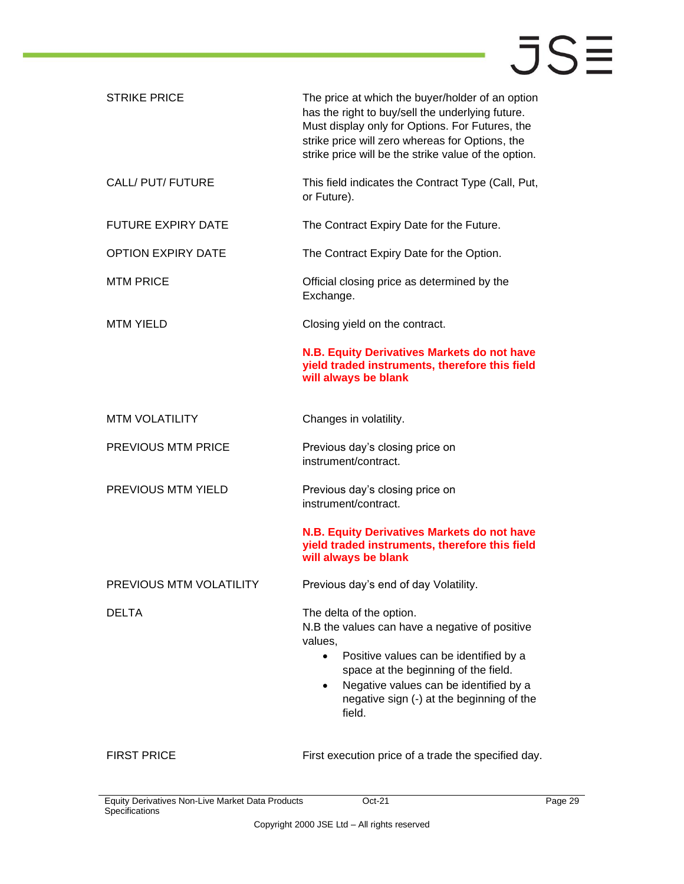| | |
|---|---|
| STRIKE PRICE | The price at which the buyer/holder of an option has the right to buy/sell the underlying future. Must display only for Options. For Futures, the strike price will zero whereas for Options, the strike price will be the strike value of the option. |
| CALL/ PUT/ FUTURE | This field indicates the Contract Type (Call, Put, or Future). |
| FUTURE EXPIRY DATE | The Contract Expiry Date for the Future. |
| OPTION EXPIRY DATE | The Contract Expiry Date for the Option. |
| MTM PRICE | Official closing price as determined by the Exchange. |
| MTM YIELD | Closing yield on the contract.<br><br>**N.B. Equity Derivatives Markets do not have yield traded instruments, therefore this field will always be blank** |
| MTM VOLATILITY | Changes in volatility. |
| PREVIOUS MTM PRICE | Previous day's closing price on instrument/contract. |
| PREVIOUS MTM YIELD | Previous day's closing price on instrument/contract.<br><br>**N.B. Equity Derivatives Markets do not have yield traded instruments, therefore this field will always be blank** |
| PREVIOUS MTM VOLATILITY | Previous day's end of day Volatility. |
| DELTA | The delta of the option.<br>N.B the values can have a negative of positive values,<br>• Positive values can be identified by a space at the beginning of the field.<br>• Negative values can be identified by a negative sign (-) at the beginning of the field. |
| FIRST PRICE | First execution price of a trade the specified day. |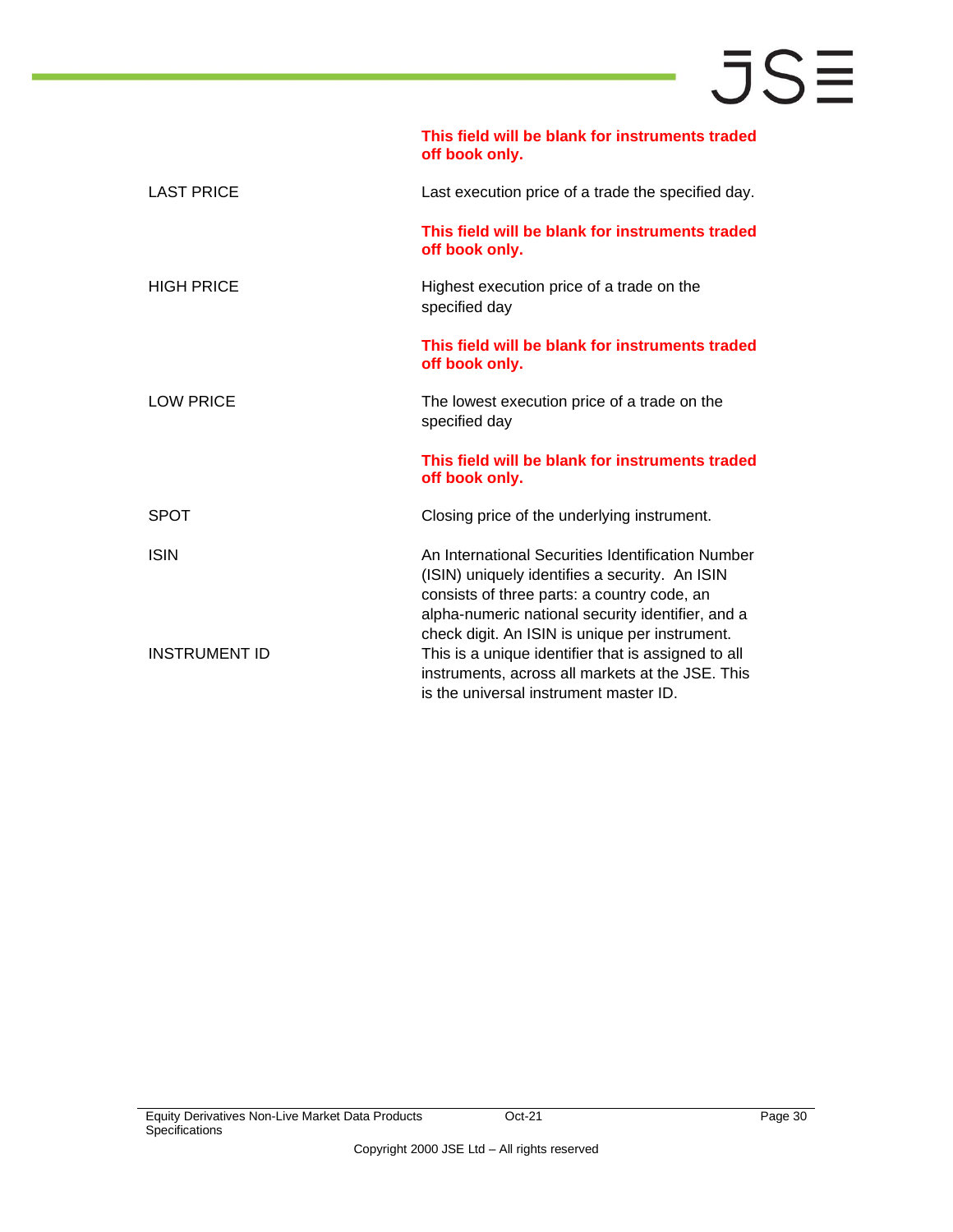| | |
|---|---|
| | **This field will be blank for instruments traded off book only.** |
| LAST PRICE | Last execution price of a trade the specified day.<br><br>**This field will be blank for instruments traded off book only.** |
| HIGH PRICE | Highest execution price of a trade on the specified day<br><br>**This field will be blank for instruments traded off book only.** |
| LOW PRICE | The lowest execution price of a trade on the specified day<br><br>**This field will be blank for instruments traded off book only.** |
| SPOT | Closing price of the underlying instrument. |
| ISIN | An International Securities Identification Number (ISIN) uniquely identifies a security. An ISIN consists of three parts: a country code, an alpha-numeric national security identifier, and a check digit. An ISIN is unique per instrument. |
| INSTRUMENT ID | This is a unique identifier that is assigned to all instruments, across all markets at the JSE. This is the universal instrument master ID. |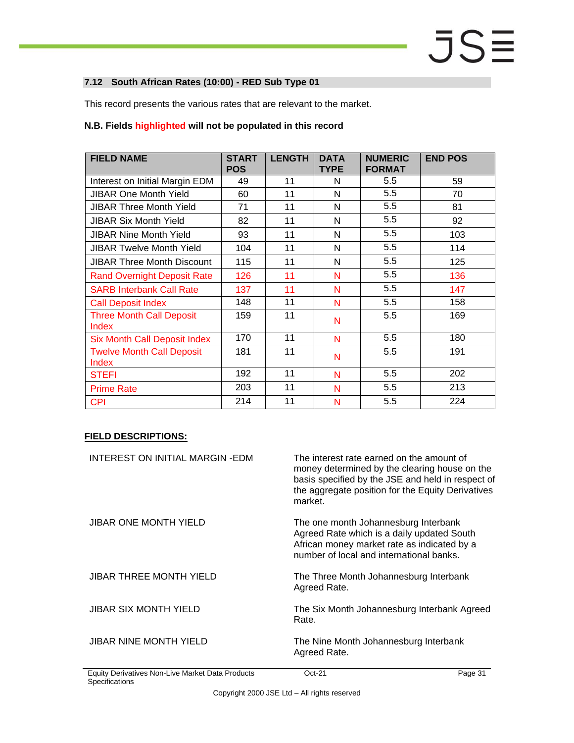### 7.12 South African Rates (10:00) - RED Sub Type 01

This record presents the various rates that are relevant to the market.

**N.B. Fields highlighted will not be populated in this record**

| FIELD NAME | START POS | LENGTH | DATA TYPE | NUMERIC FORMAT | END POS |
|---|---|---|---|---|---|
| Interest on Initial Margin EDM | 49 | 11 | N | 5.5 | 59 |
| JIBAR One Month Yield | 60 | 11 | N | 5.5 | 70 |
| JIBAR Three Month Yield | 71 | 11 | N | 5.5 | 81 |
| JIBAR Six Month Yield | 82 | 11 | N | 5.5 | 92 |
| JIBAR Nine Month Yield | 93 | 11 | N | 5.5 | 103 |
| JIBAR Twelve Month Yield | 104 | 11 | N | 5.5 | 114 |
| JIBAR Three Month Discount | 115 | 11 | N | 5.5 | 125 |
| Rand Overnight Deposit Rate | 126 | 11 | N | 5.5 | 136 |
| SARB Interbank Call Rate | 137 | 11 | N | 5.5 | 147 |
| Call Deposit Index | 148 | 11 | N | 5.5 | 158 |
| Three Month Call Deposit Index | 159 | 11 | N | 5.5 | 169 |
| Six Month Call Deposit Index | 170 | 11 | N | 5.5 | 180 |
| Twelve Month Call Deposit Index | 181 | 11 | N | 5.5 | 191 |
| STEFI | 192 | 11 | N | 5.5 | 202 |
| Prime Rate | 203 | 11 | N | 5.5 | 213 |
| CPI | 214 | 11 | N | 5.5 | 224 |

**FIELD DESCRIPTIONS:**

| | |
|---|---|
| INTEREST ON INITIAL MARGIN -EDM | The interest rate earned on the amount of money determined by the clearing house on the basis specified by the JSE and held in respect of the aggregate position for the Equity Derivatives market. |
| JIBAR ONE MONTH YIELD | The one month Johannesburg Interbank Agreed Rate which is a daily updated South African money market rate as indicated by a number of local and international banks. |
| JIBAR THREE MONTH YIELD | The Three Month Johannesburg Interbank Agreed Rate. |
| JIBAR SIX MONTH YIELD | The Six Month Johannesburg Interbank Agreed Rate. |
| JIBAR NINE MONTH YIELD | The Nine Month Johannesburg Interbank Agreed Rate. |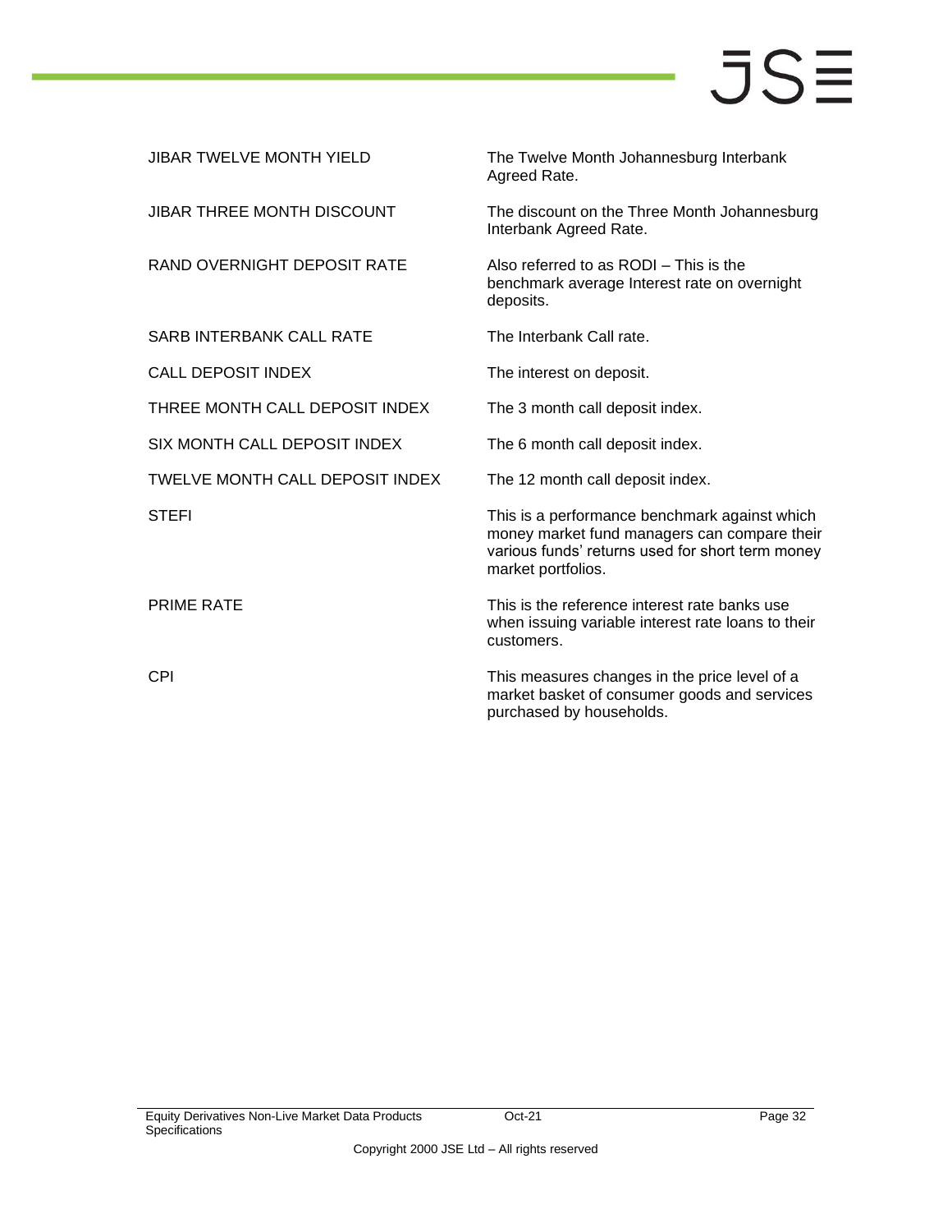| | |
|---|---|
| JIBAR TWELVE MONTH YIELD | The Twelve Month Johannesburg Interbank Agreed Rate. |
| JIBAR THREE MONTH DISCOUNT | The discount on the Three Month Johannesburg Interbank Agreed Rate. |
| RAND OVERNIGHT DEPOSIT RATE | Also referred to as RODI – This is the benchmark average Interest rate on overnight deposits. |
| SARB INTERBANK CALL RATE | The Interbank Call rate. |
| CALL DEPOSIT INDEX | The interest on deposit. |
| THREE MONTH CALL DEPOSIT INDEX | The 3 month call deposit index. |
| SIX MONTH CALL DEPOSIT INDEX | The 6 month call deposit index. |
| TWELVE MONTH CALL DEPOSIT INDEX | The 12 month call deposit index. |
| STEFI | This is a performance benchmark against which money market fund managers can compare their various funds' returns used for short term money market portfolios. |
| PRIME RATE | This is the reference interest rate banks use when issuing variable interest rate loans to their customers. |
| CPI | This measures changes in the price level of a market basket of consumer goods and services purchased by households. |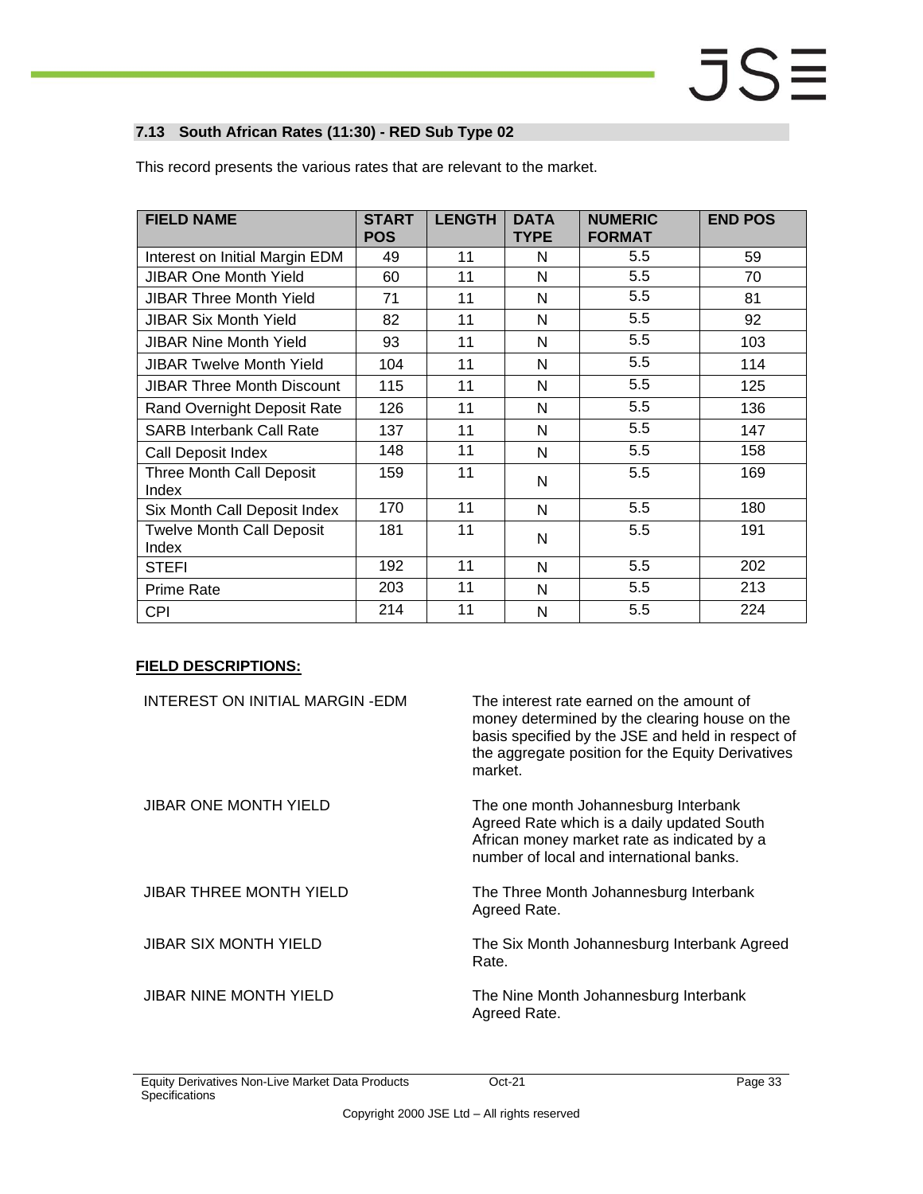### 7.13 South African Rates (11:30) - RED Sub Type 02

This record presents the various rates that are relevant to the market.

| FIELD NAME | START POS | LENGTH | DATA TYPE | NUMERIC FORMAT | END POS |
|---|---|---|---|---|---|
| Interest on Initial Margin EDM | 49 | 11 | N | 5.5 | 59 |
| JIBAR One Month Yield | 60 | 11 | N | 5.5 | 70 |
| JIBAR Three Month Yield | 71 | 11 | N | 5.5 | 81 |
| JIBAR Six Month Yield | 82 | 11 | N | 5.5 | 92 |
| JIBAR Nine Month Yield | 93 | 11 | N | 5.5 | 103 |
| JIBAR Twelve Month Yield | 104 | 11 | N | 5.5 | 114 |
| JIBAR Three Month Discount | 115 | 11 | N | 5.5 | 125 |
| Rand Overnight Deposit Rate | 126 | 11 | N | 5.5 | 136 |
| SARB Interbank Call Rate | 137 | 11 | N | 5.5 | 147 |
| Call Deposit Index | 148 | 11 | N | 5.5 | 158 |
| Three Month Call Deposit Index | 159 | 11 | N | 5.5 | 169 |
| Six Month Call Deposit Index | 170 | 11 | N | 5.5 | 180 |
| Twelve Month Call Deposit Index | 181 | 11 | N | 5.5 | 191 |
| STEFI | 192 | 11 | N | 5.5 | 202 |
| Prime Rate | 203 | 11 | N | 5.5 | 213 |
| CPI | 214 | 11 | N | 5.5 | 224 |

**FIELD DESCRIPTIONS:**

| | |
|---|---|
| INTEREST ON INITIAL MARGIN -EDM | The interest rate earned on the amount of money determined by the clearing house on the basis specified by the JSE and held in respect of the aggregate position for the Equity Derivatives market. |
| JIBAR ONE MONTH YIELD | The one month Johannesburg Interbank Agreed Rate which is a daily updated South African money market rate as indicated by a number of local and international banks. |
| JIBAR THREE MONTH YIELD | The Three Month Johannesburg Interbank Agreed Rate. |
| JIBAR SIX MONTH YIELD | The Six Month Johannesburg Interbank Agreed Rate. |
| JIBAR NINE MONTH YIELD | The Nine Month Johannesburg Interbank Agreed Rate. |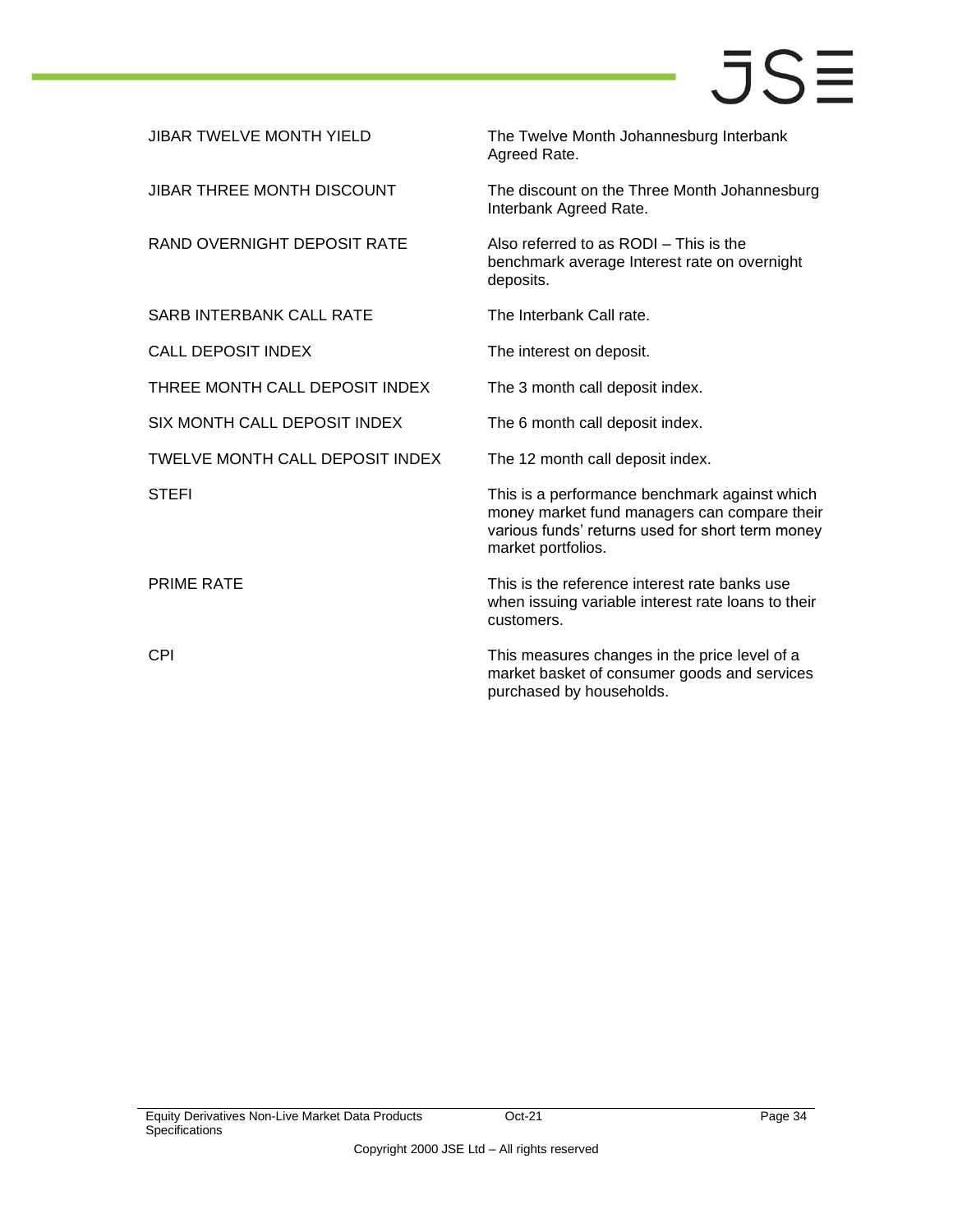| | |
|---|---|
| JIBAR TWELVE MONTH YIELD | The Twelve Month Johannesburg Interbank Agreed Rate. |
| JIBAR THREE MONTH DISCOUNT | The discount on the Three Month Johannesburg Interbank Agreed Rate. |
| RAND OVERNIGHT DEPOSIT RATE | Also referred to as RODI – This is the benchmark average Interest rate on overnight deposits. |
| SARB INTERBANK CALL RATE | The Interbank Call rate. |
| CALL DEPOSIT INDEX | The interest on deposit. |
| THREE MONTH CALL DEPOSIT INDEX | The 3 month call deposit index. |
| SIX MONTH CALL DEPOSIT INDEX | The 6 month call deposit index. |
| TWELVE MONTH CALL DEPOSIT INDEX | The 12 month call deposit index. |
| STEFI | This is a performance benchmark against which money market fund managers can compare their various funds' returns used for short term money market portfolios. |
| PRIME RATE | This is the reference interest rate banks use when issuing variable interest rate loans to their customers. |
| CPI | This measures changes in the price level of a market basket of consumer goods and services purchased by households. |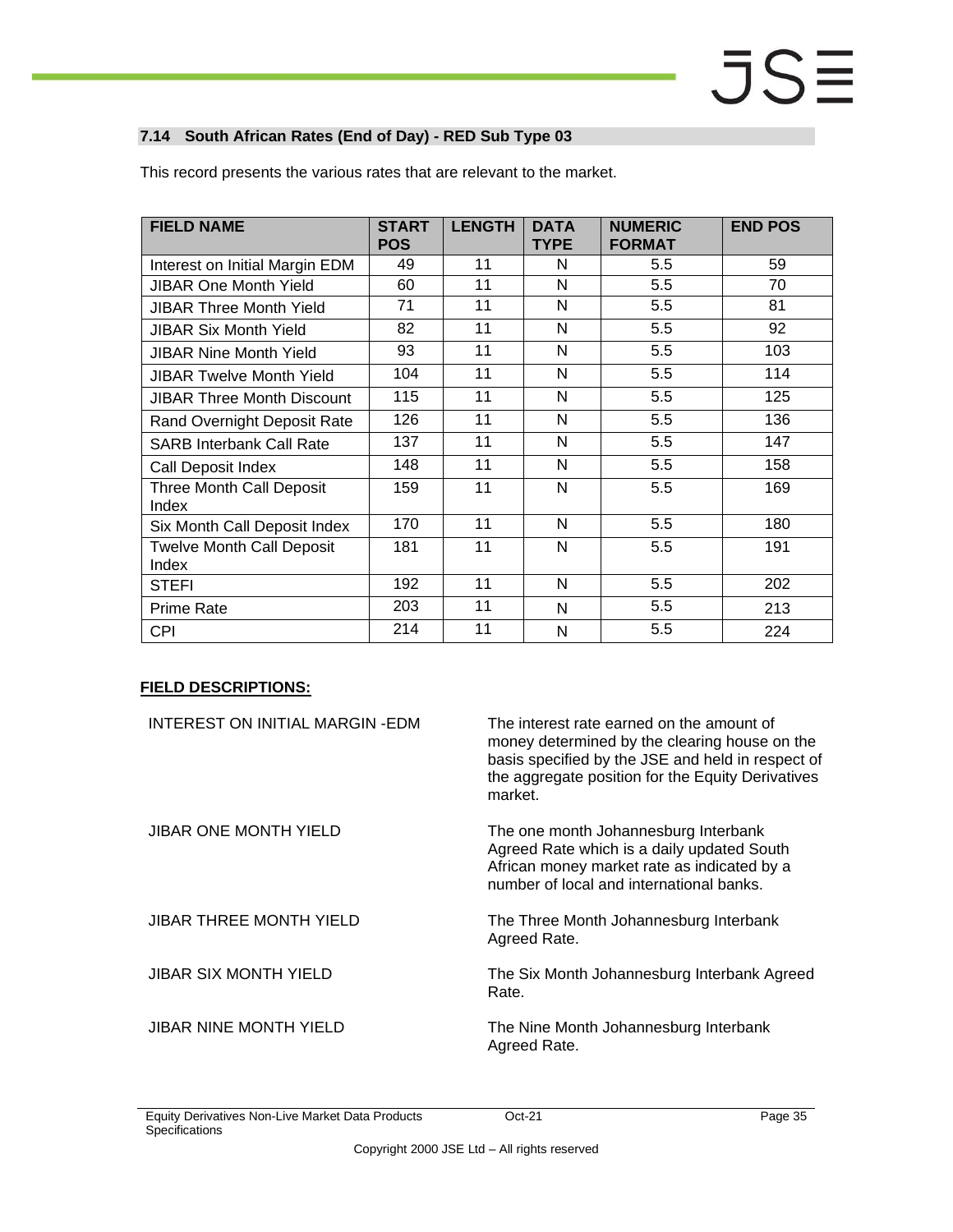### 7.14 South African Rates (End of Day) - RED Sub Type 03

This record presents the various rates that are relevant to the market.

| FIELD NAME | START POS | LENGTH | DATA TYPE | NUMERIC FORMAT | END POS |
|---|---|---|---|---|---|
| Interest on Initial Margin EDM | 49 | 11 | N | 5.5 | 59 |
| JIBAR One Month Yield | 60 | 11 | N | 5.5 | 70 |
| JIBAR Three Month Yield | 71 | 11 | N | 5.5 | 81 |
| JIBAR Six Month Yield | 82 | 11 | N | 5.5 | 92 |
| JIBAR Nine Month Yield | 93 | 11 | N | 5.5 | 103 |
| JIBAR Twelve Month Yield | 104 | 11 | N | 5.5 | 114 |
| JIBAR Three Month Discount | 115 | 11 | N | 5.5 | 125 |
| Rand Overnight Deposit Rate | 126 | 11 | N | 5.5 | 136 |
| SARB Interbank Call Rate | 137 | 11 | N | 5.5 | 147 |
| Call Deposit Index | 148 | 11 | N | 5.5 | 158 |
| Three Month Call Deposit Index | 159 | 11 | N | 5.5 | 169 |
| Six Month Call Deposit Index | 170 | 11 | N | 5.5 | 180 |
| Twelve Month Call Deposit Index | 181 | 11 | N | 5.5 | 191 |
| STEFI | 192 | 11 | N | 5.5 | 202 |
| Prime Rate | 203 | 11 | N | 5.5 | 213 |
| CPI | 214 | 11 | N | 5.5 | 224 |

**FIELD DESCRIPTIONS:**

| | |
|---|---|
| INTEREST ON INITIAL MARGIN -EDM | The interest rate earned on the amount of money determined by the clearing house on the basis specified by the JSE and held in respect of the aggregate position for the Equity Derivatives market. |
| JIBAR ONE MONTH YIELD | The one month Johannesburg Interbank Agreed Rate which is a daily updated South African money market rate as indicated by a number of local and international banks. |
| JIBAR THREE MONTH YIELD | The Three Month Johannesburg Interbank Agreed Rate. |
| JIBAR SIX MONTH YIELD | The Six Month Johannesburg Interbank Agreed Rate. |
| JIBAR NINE MONTH YIELD | The Nine Month Johannesburg Interbank Agreed Rate. |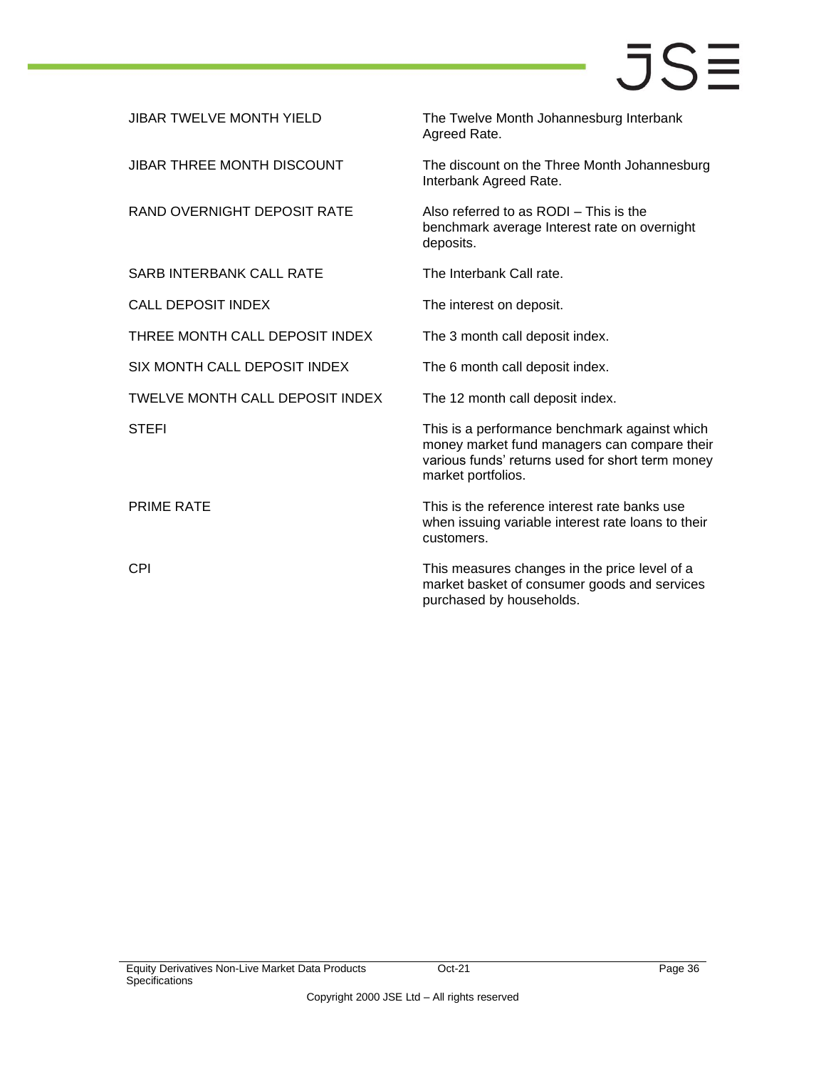| | |
|---|---|
| JIBAR TWELVE MONTH YIELD | The Twelve Month Johannesburg Interbank Agreed Rate. |
| JIBAR THREE MONTH DISCOUNT | The discount on the Three Month Johannesburg Interbank Agreed Rate. |
| RAND OVERNIGHT DEPOSIT RATE | Also referred to as RODI – This is the benchmark average Interest rate on overnight deposits. |
| SARB INTERBANK CALL RATE | The Interbank Call rate. |
| CALL DEPOSIT INDEX | The interest on deposit. |
| THREE MONTH CALL DEPOSIT INDEX | The 3 month call deposit index. |
| SIX MONTH CALL DEPOSIT INDEX | The 6 month call deposit index. |
| TWELVE MONTH CALL DEPOSIT INDEX | The 12 month call deposit index. |
| STEFI | This is a performance benchmark against which money market fund managers can compare their various funds' returns used for short term money market portfolios. |
| PRIME RATE | This is the reference interest rate banks use when issuing variable interest rate loans to their customers. |
| CPI | This measures changes in the price level of a market basket of consumer goods and services purchased by households. |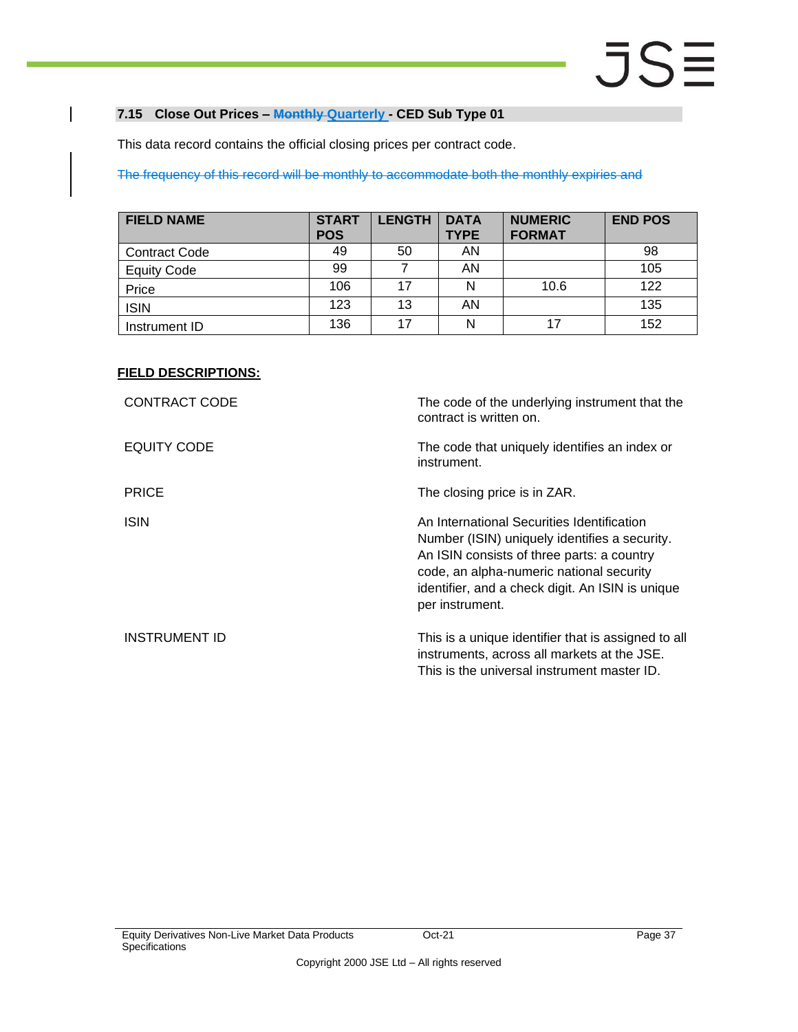### 7.15 Close Out Prices – ~~Monthly~~ Quarterly - CED Sub Type 01

This data record contains the official closing prices per contract code.

~~The frequency of this record will be monthly to accommodate both the monthly expiries and~~

| FIELD NAME | START POS | LENGTH | DATA TYPE | NUMERIC FORMAT | END POS |
|---|---|---|---|---|---|
| Contract Code | 49 | 50 | AN | | 98 |
| Equity Code | 99 | 7 | AN | | 105 |
| Price | 106 | 17 | N | 10.6 | 122 |
| ISIN | 123 | 13 | AN | | 135 |
| Instrument ID | 136 | 17 | N | 17 | 152 |

**FIELD DESCRIPTIONS:**

| | |
|---|---|
| CONTRACT CODE | The code of the underlying instrument that the contract is written on. |
| EQUITY CODE | The code that uniquely identifies an index or instrument. |
| PRICE | The closing price is in ZAR. |
| ISIN | An International Securities Identification Number (ISIN) uniquely identifies a security. An ISIN consists of three parts: a country code, an alpha-numeric national security identifier, and a check digit. An ISIN is unique per instrument. |
| INSTRUMENT ID | This is a unique identifier that is assigned to all instruments, across all markets at the JSE. This is the universal instrument master ID. |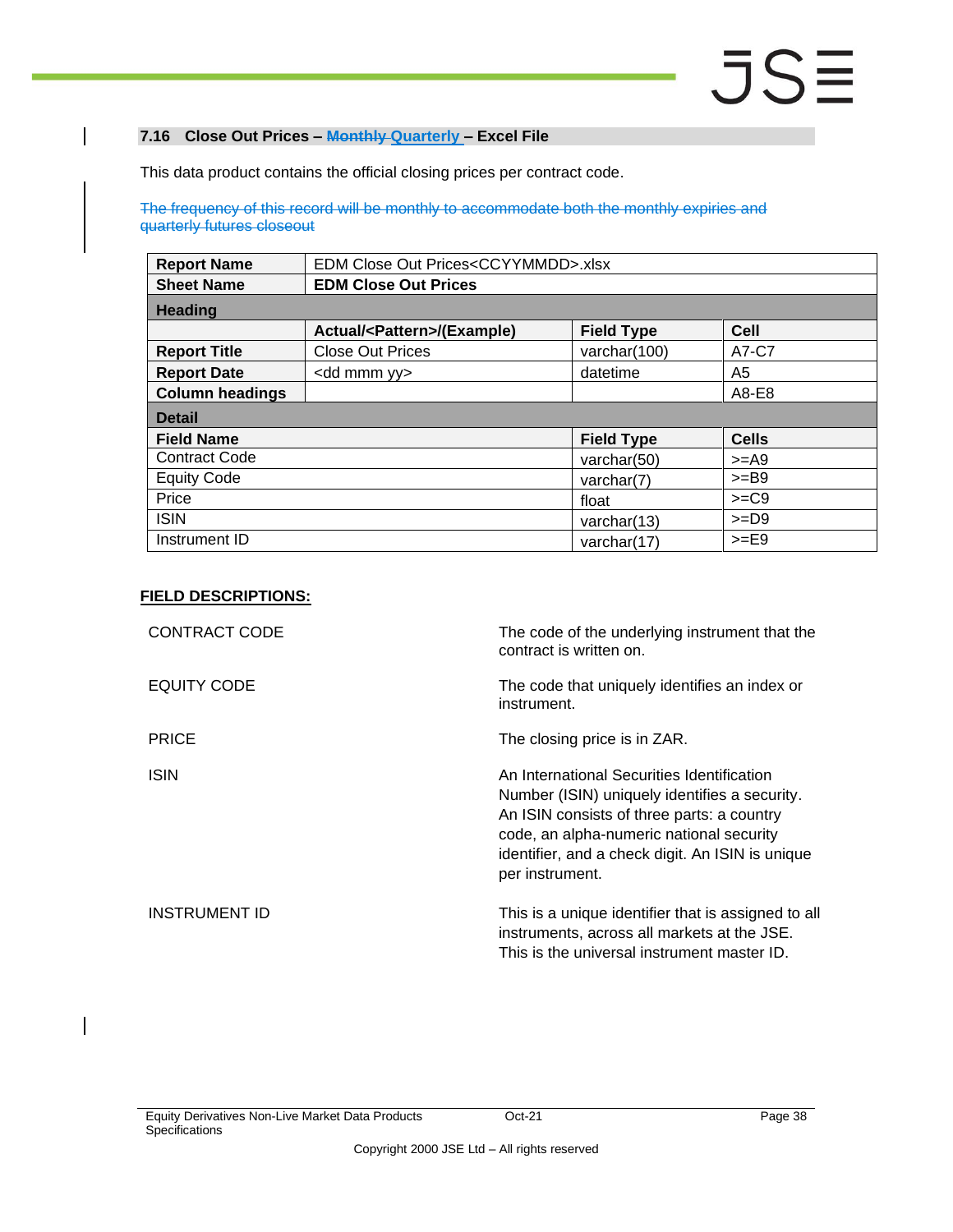## 7.16 Close Out Prices – ~~Monthly~~ Quarterly – Excel File

This data product contains the official closing prices per contract code.

~~The frequency of this record will be monthly to accommodate both the monthly expiries and quarterly futures closeout~~

| Report Name | EDM Close Out Prices<CCYYMMDD>.xlsx | | |
|---|---|---|---|
| **Sheet Name** | **EDM Close Out Prices** | | |
| **Heading** | | | |
| | **Actual/<Pattern>/(Example)** | **Field Type** | **Cell** |
| **Report Title** | Close Out Prices | varchar(100) | A7-C7 |
| **Report Date** | <dd mmm yy> | datetime | A5 |
| **Column headings** | | | A8-E8 |
| **Detail** | | | |
| **Field Name** | | **Field Type** | **Cells** |
| Contract Code | | varchar(50) | >=A9 |
| Equity Code | | varchar(7) | >=B9 |
| Price | | float | >=C9 |
| ISIN | | varchar(13) | >=D9 |
| Instrument ID | | varchar(17) | >=E9 |

**FIELD DESCRIPTIONS:**

| | |
|---|---|
| CONTRACT CODE | The code of the underlying instrument that the contract is written on. |
| EQUITY CODE | The code that uniquely identifies an index or instrument. |
| PRICE | The closing price is in ZAR. |
| ISIN | An International Securities Identification Number (ISIN) uniquely identifies a security. An ISIN consists of three parts: a country code, an alpha-numeric national security identifier, and a check digit. An ISIN is unique per instrument. |
| INSTRUMENT ID | This is a unique identifier that is assigned to all instruments, across all markets at the JSE. This is the universal instrument master ID. |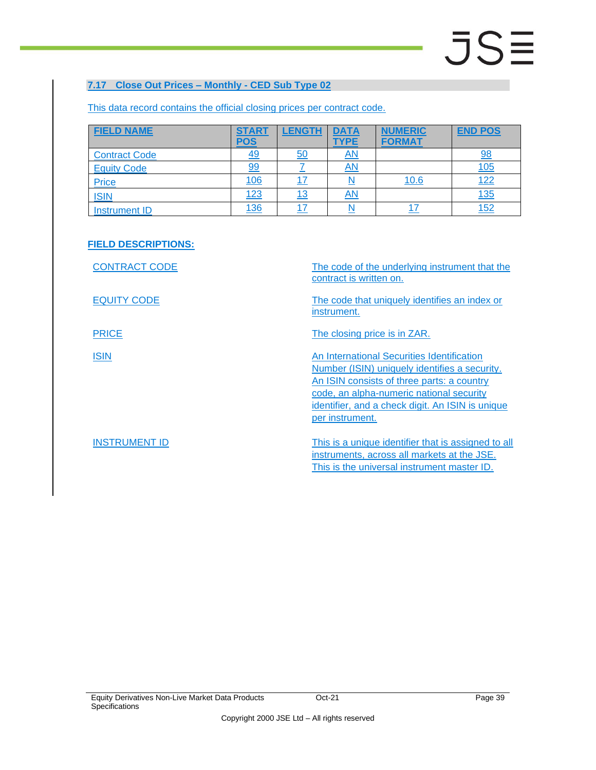## 7.17 Close Out Prices – Monthly - CED Sub Type 02

This data record contains the official closing prices per contract code.

| FIELD NAME | START POS | LENGTH | DATA TYPE | NUMERIC FORMAT | END POS |
|---|---|---|---|---|---|
| Contract Code | 49 | 50 | AN | | 98 |
| Equity Code | 99 | 7 | AN | | 105 |
| Price | 106 | 17 | N | 10.6 | 122 |
| ISIN | 123 | 13 | AN | | 135 |
| Instrument ID | 136 | 17 | N | 17 | 152 |

**FIELD DESCRIPTIONS:**

| | |
|---|---|
| CONTRACT CODE | The code of the underlying instrument that the contract is written on. |
| EQUITY CODE | The code that uniquely identifies an index or instrument. |
| PRICE | The closing price is in ZAR. |
| ISIN | An International Securities Identification Number (ISIN) uniquely identifies a security. An ISIN consists of three parts: a country code, an alpha-numeric national security identifier, and a check digit. An ISIN is unique per instrument. |
| INSTRUMENT ID | This is a unique identifier that is assigned to all instruments, across all markets at the JSE. This is the universal instrument master ID. |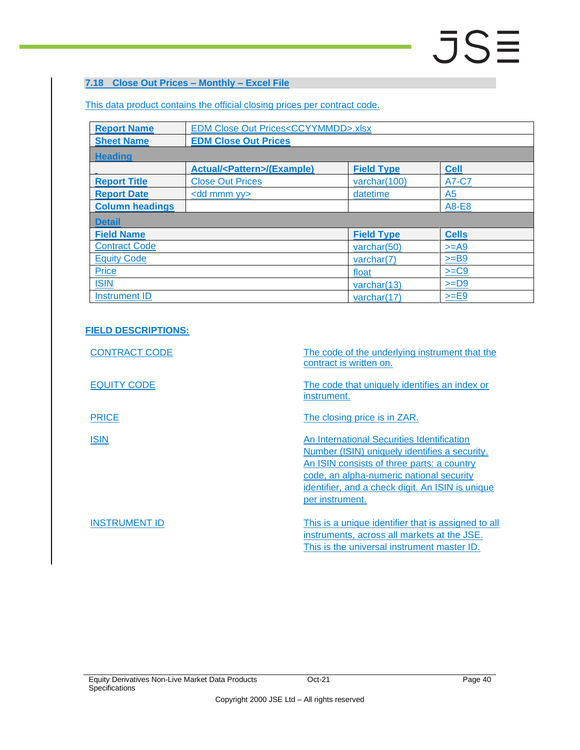## 7.18 Close Out Prices – Monthly – Excel File

This data product contains the official closing prices per contract code.

| **Report Name** | EDM Close Out Prices<CCYYMMDD>.xlsx | | |
|---|---|---|---|
| **Sheet Name** | **EDM Close Out Prices** | | |
| **Heading** | | | |
| | **Actual/<Pattern>/(Example)** | **Field Type** | **Cell** |
| **Report Title** | Close Out Prices | varchar(100) | A7-C7 |
| **Report Date** | <dd mmm yy> | datetime | A5 |
| **Column headings** | | | A8-E8 |
| **Detail** | | | |
| **Field Name** | | **Field Type** | **Cells** |
| Contract Code | | varchar(50) | >=A9 |
| Equity Code | | varchar(7) | >=B9 |
| Price | | float | >=C9 |
| ISIN | | varchar(13) | >=D9 |
| Instrument ID | | varchar(17) | >=E9 |

**FIELD DESCRIPTIONS:**

| | |
|---|---|
| CONTRACT CODE | The code of the underlying instrument that the contract is written on. |
| EQUITY CODE | The code that uniquely identifies an index or instrument. |
| PRICE | The closing price is in ZAR. |
| ISIN | An International Securities Identification Number (ISIN) uniquely identifies a security. An ISIN consists of three parts: a country code, an alpha-numeric national security identifier, and a check digit. An ISIN is unique per instrument. |
| INSTRUMENT ID | This is a unique identifier that is assigned to all instruments, across all markets at the JSE. This is the universal instrument master ID. |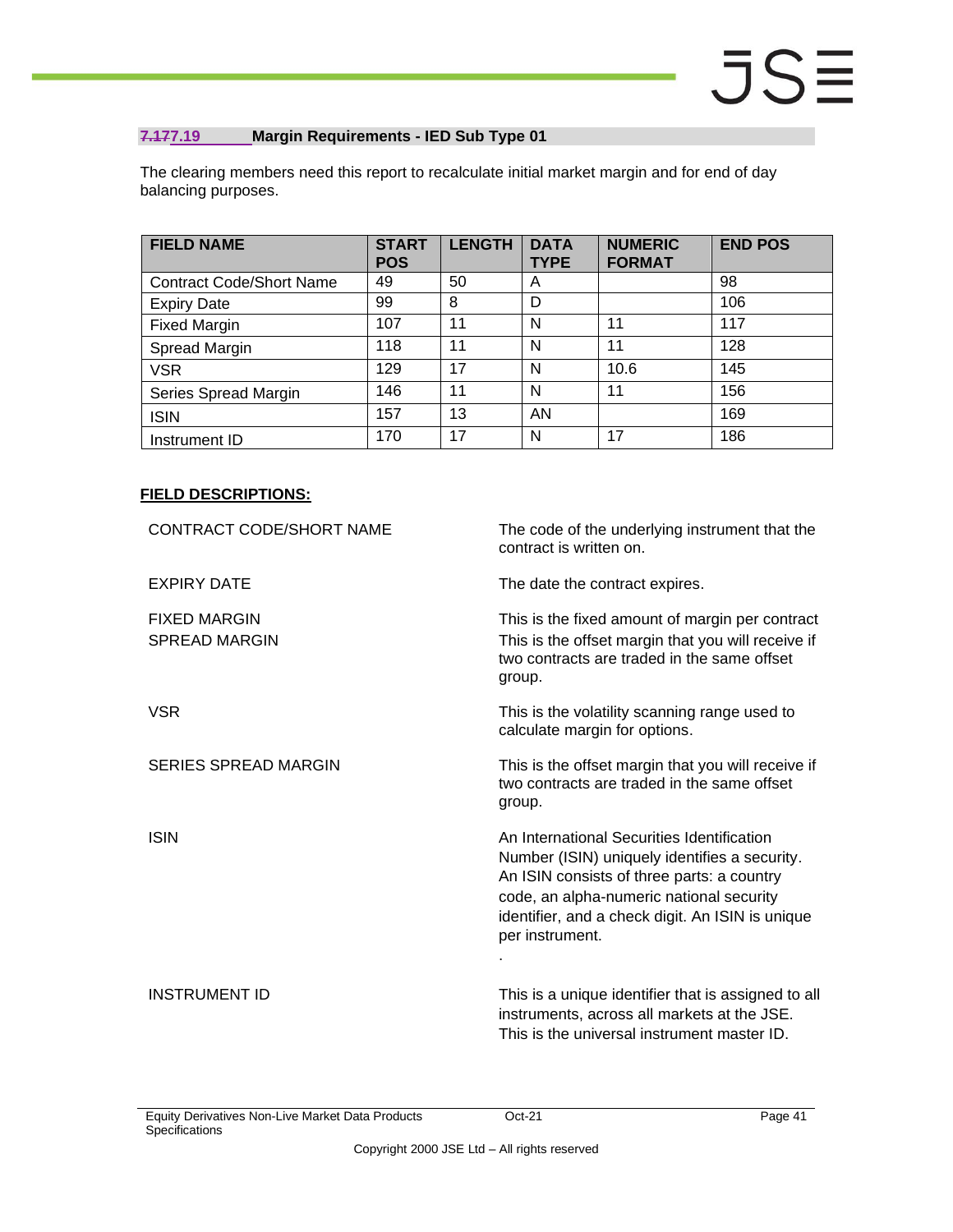### 7.177.19 Margin Requirements - IED Sub Type 01

The clearing members need this report to recalculate initial market margin and for end of day balancing purposes.

| FIELD NAME | START POS | LENGTH | DATA TYPE | NUMERIC FORMAT | END POS |
|---|---|---|---|---|---|
| Contract Code/Short Name | 49 | 50 | A | | 98 |
| Expiry Date | 99 | 8 | D | | 106 |
| Fixed Margin | 107 | 11 | N | 11 | 117 |
| Spread Margin | 118 | 11 | N | 11 | 128 |
| VSR | 129 | 17 | N | 10.6 | 145 |
| Series Spread Margin | 146 | 11 | N | 11 | 156 |
| ISIN | 157 | 13 | AN | | 169 |
| Instrument ID | 170 | 17 | N | 17 | 186 |

**FIELD DESCRIPTIONS:**

| | |
|---|---|
| CONTRACT CODE/SHORT NAME | The code of the underlying instrument that the contract is written on. |
| EXPIRY DATE | The date the contract expires. |
| FIXED MARGIN | This is the fixed amount of margin per contract |
| SPREAD MARGIN | This is the offset margin that you will receive if two contracts are traded in the same offset group. |
| VSR | This is the volatility scanning range used to calculate margin for options. |
| SERIES SPREAD MARGIN | This is the offset margin that you will receive if two contracts are traded in the same offset group. |
| ISIN | An International Securities Identification Number (ISIN) uniquely identifies a security. An ISIN consists of three parts: a country code, an alpha-numeric national security identifier, and a check digit. An ISIN is unique per instrument. . |
| INSTRUMENT ID | This is a unique identifier that is assigned to all instruments, across all markets at the JSE. This is the universal instrument master ID. |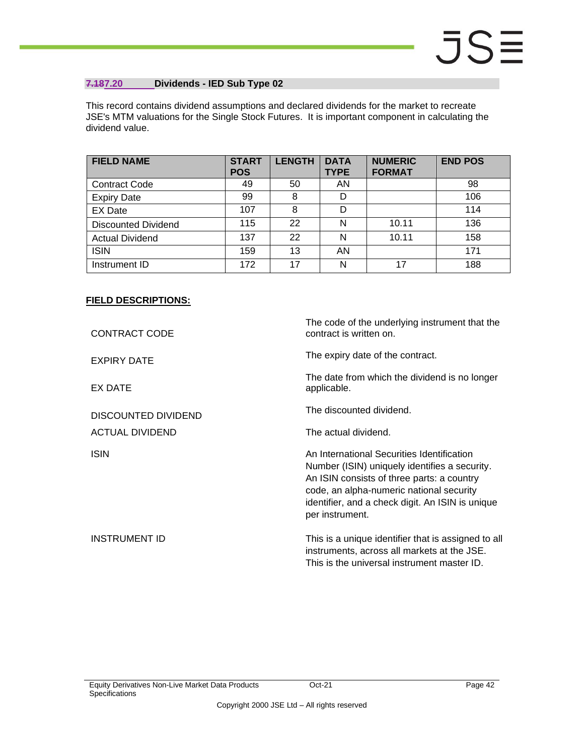### 7.20 Dividends - IED Sub Type 02

This record contains dividend assumptions and declared dividends for the market to recreate JSE's MTM valuations for the Single Stock Futures. It is important component in calculating the dividend value.

| FIELD NAME | START POS | LENGTH | DATA TYPE | NUMERIC FORMAT | END POS |
|---|---|---|---|---|---|
| Contract Code | 49 | 50 | AN | | 98 |
| Expiry Date | 99 | 8 | D | | 106 |
| EX Date | 107 | 8 | D | | 114 |
| Discounted Dividend | 115 | 22 | N | 10.11 | 136 |
| Actual Dividend | 137 | 22 | N | 10.11 | 158 |
| ISIN | 159 | 13 | AN | | 171 |
| Instrument ID | 172 | 17 | N | 17 | 188 |

**FIELD DESCRIPTIONS:**

| | |
|---|---|
| CONTRACT CODE | The code of the underlying instrument that the contract is written on. |
| EXPIRY DATE | The expiry date of the contract. |
| EX DATE | The date from which the dividend is no longer applicable. |
| DISCOUNTED DIVIDEND | The discounted dividend. |
| ACTUAL DIVIDEND | The actual dividend. |
| ISIN | An International Securities Identification Number (ISIN) uniquely identifies a security. An ISIN consists of three parts: a country code, an alpha-numeric national security identifier, and a check digit. An ISIN is unique per instrument. |
| INSTRUMENT ID | This is a unique identifier that is assigned to all instruments, across all markets at the JSE. This is the universal instrument master ID. |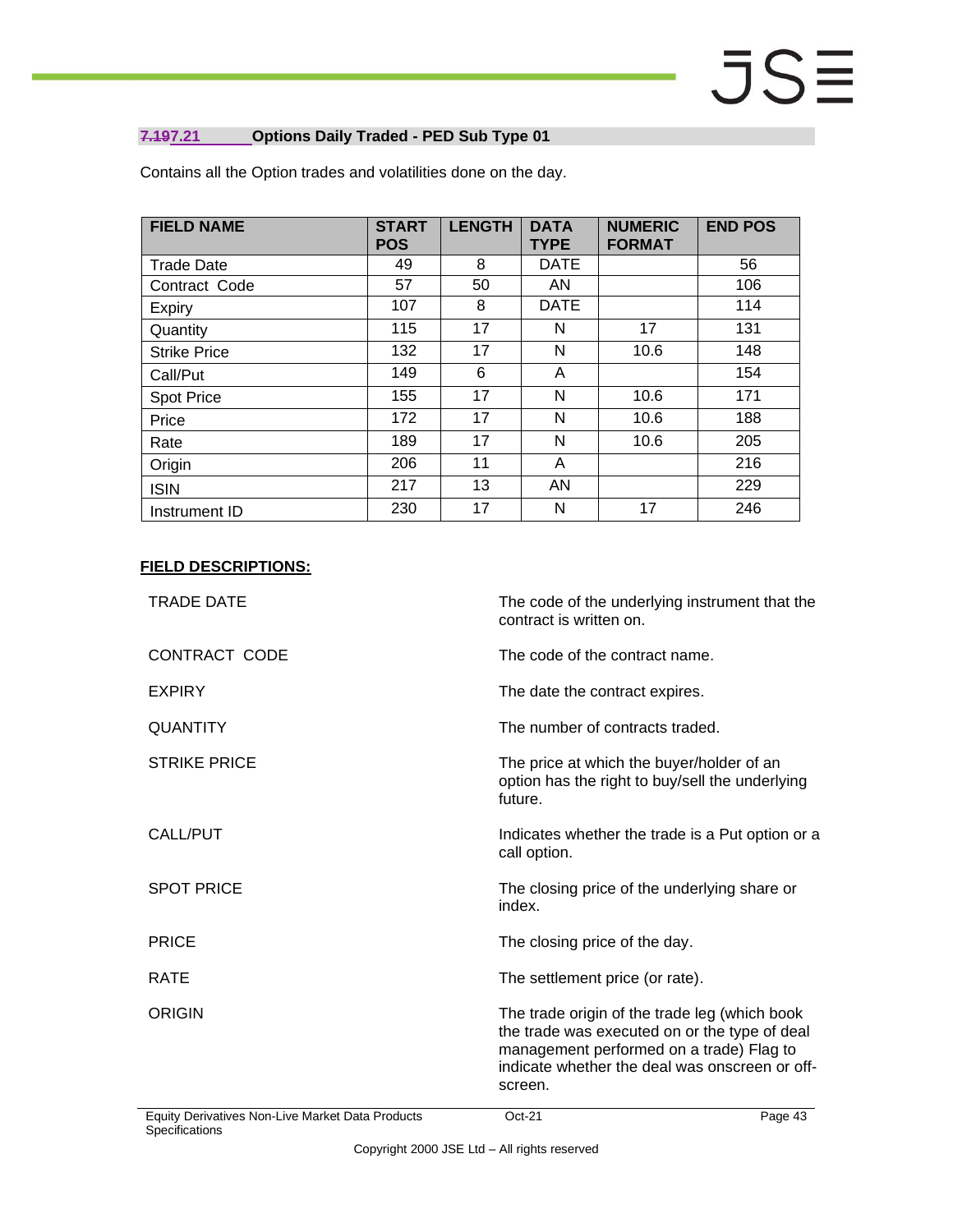### ~~7.19~~7.21 Options Daily Traded - PED Sub Type 01

Contains all the Option trades and volatilities done on the day.

| FIELD NAME | START POS | LENGTH | DATA TYPE | NUMERIC FORMAT | END POS |
|---|---|---|---|---|---|
| Trade Date | 49 | 8 | DATE | | 56 |
| Contract Code | 57 | 50 | AN | | 106 |
| Expiry | 107 | 8 | DATE | | 114 |
| Quantity | 115 | 17 | N | 17 | 131 |
| Strike Price | 132 | 17 | N | 10.6 | 148 |
| Call/Put | 149 | 6 | A | | 154 |
| Spot Price | 155 | 17 | N | 10.6 | 171 |
| Price | 172 | 17 | N | 10.6 | 188 |
| Rate | 189 | 17 | N | 10.6 | 205 |
| Origin | 206 | 11 | A | | 216 |
| ISIN | 217 | 13 | AN | | 229 |
| Instrument ID | 230 | 17 | N | 17 | 246 |

**FIELD DESCRIPTIONS:**

| | |
|---|---|
| TRADE DATE | The code of the underlying instrument that the contract is written on. |
| CONTRACT CODE | The code of the contract name. |
| EXPIRY | The date the contract expires. |
| QUANTITY | The number of contracts traded. |
| STRIKE PRICE | The price at which the buyer/holder of an option has the right to buy/sell the underlying future. |
| CALL/PUT | Indicates whether the trade is a Put option or a call option. |
| SPOT PRICE | The closing price of the underlying share or index. |
| PRICE | The closing price of the day. |
| RATE | The settlement price (or rate). |
| ORIGIN | The trade origin of the trade leg (which book the trade was executed on or the type of deal management performed on a trade) Flag to indicate whether the deal was onscreen or off-screen. |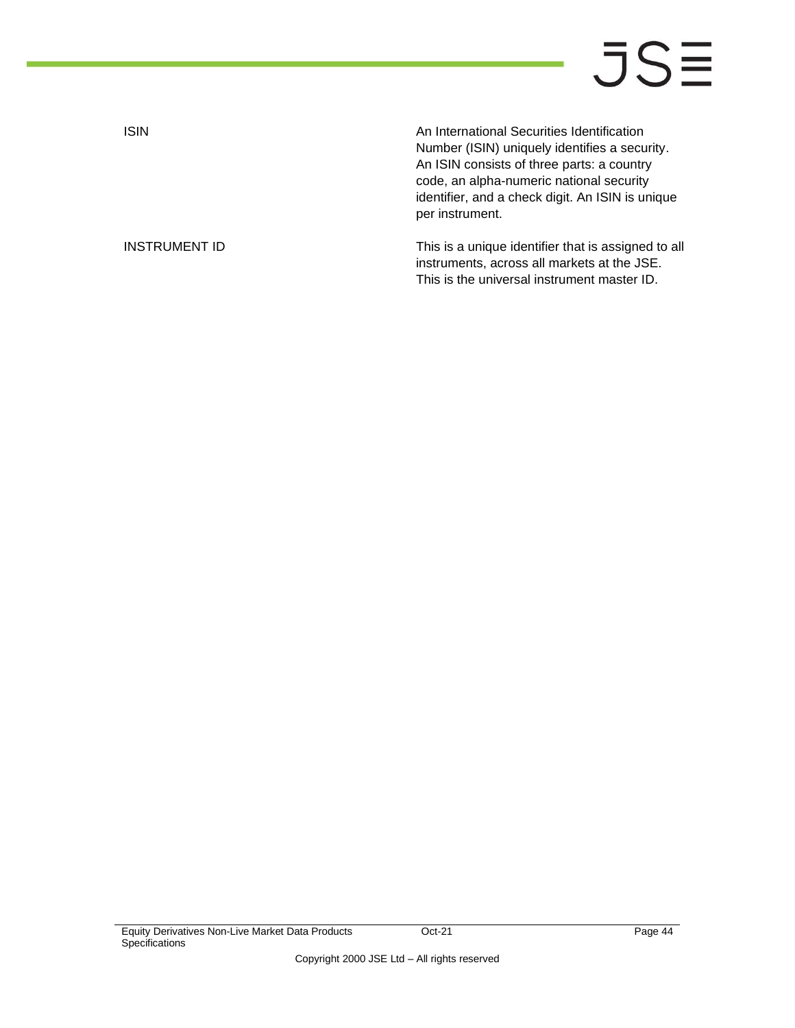| | |
|---|---|
| ISIN | An International Securities Identification Number (ISIN) uniquely identifies a security. An ISIN consists of three parts: a country code, an alpha-numeric national security identifier, and a check digit. An ISIN is unique per instrument. |
| INSTRUMENT ID | This is a unique identifier that is assigned to all instruments, across all markets at the JSE. This is the universal instrument master ID. |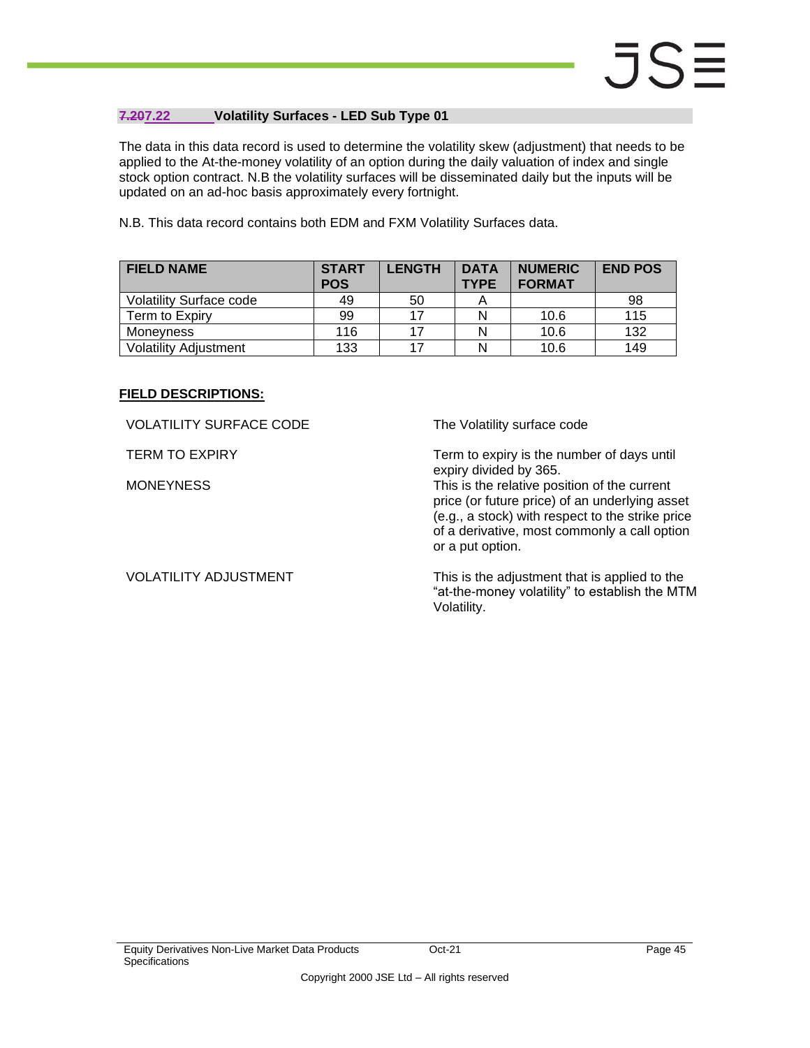### ~~7.20~~7.22 Volatility Surfaces - LED Sub Type 01

The data in this data record is used to determine the volatility skew (adjustment) that needs to be applied to the At-the-money volatility of an option during the daily valuation of index and single stock option contract. N.B the volatility surfaces will be disseminated daily but the inputs will be updated on an ad-hoc basis approximately every fortnight.

N.B. This data record contains both EDM and FXM Volatility Surfaces data.

| FIELD NAME | START POS | LENGTH | DATA TYPE | NUMERIC FORMAT | END POS |
|---|---|---|---|---|---|
| Volatility Surface code | 49 | 50 | A | | 98 |
| Term to Expiry | 99 | 17 | N | 10.6 | 115 |
| Moneyness | 116 | 17 | N | 10.6 | 132 |
| Volatility Adjustment | 133 | 17 | N | 10.6 | 149 |

**FIELD DESCRIPTIONS:**

| | |
|---|---|
| VOLATILITY SURFACE CODE | The Volatility surface code |
| TERM TO EXPIRY | Term to expiry is the number of days until expiry divided by 365. |
| MONEYNESS | This is the relative position of the current price (or future price) of an underlying asset (e.g., a stock) with respect to the strike price of a derivative, most commonly a call option or a put option. |
| VOLATILITY ADJUSTMENT | This is the adjustment that is applied to the "at-the-money volatility" to establish the MTM Volatility. |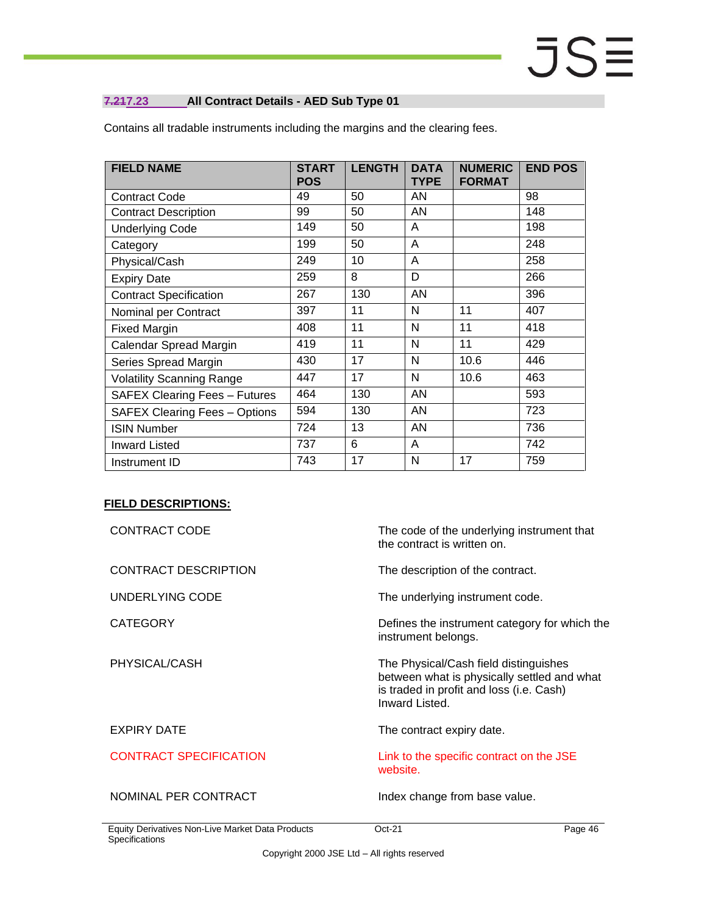### 7.217.23 All Contract Details - AED Sub Type 01

Contains all tradable instruments including the margins and the clearing fees.

| FIELD NAME | START POS | LENGTH | DATA TYPE | NUMERIC FORMAT | END POS |
|---|---|---|---|---|---|
| Contract Code | 49 | 50 | AN | | 98 |
| Contract Description | 99 | 50 | AN | | 148 |
| Underlying Code | 149 | 50 | A | | 198 |
| Category | 199 | 50 | A | | 248 |
| Physical/Cash | 249 | 10 | A | | 258 |
| Expiry Date | 259 | 8 | D | | 266 |
| Contract Specification | 267 | 130 | AN | | 396 |
| Nominal per Contract | 397 | 11 | N | 11 | 407 |
| Fixed Margin | 408 | 11 | N | 11 | 418 |
| Calendar Spread Margin | 419 | 11 | N | 11 | 429 |
| Series Spread Margin | 430 | 17 | N | 10.6 | 446 |
| Volatility Scanning Range | 447 | 17 | N | 10.6 | 463 |
| SAFEX Clearing Fees – Futures | 464 | 130 | AN | | 593 |
| SAFEX Clearing Fees – Options | 594 | 130 | AN | | 723 |
| ISIN Number | 724 | 13 | AN | | 736 |
| Inward Listed | 737 | 6 | A | | 742 |
| Instrument ID | 743 | 17 | N | 17 | 759 |

**FIELD DESCRIPTIONS:**

| | |
|---|---|
| CONTRACT CODE | The code of the underlying instrument that the contract is written on. |
| CONTRACT DESCRIPTION | The description of the contract. |
| UNDERLYING CODE | The underlying instrument code. |
| CATEGORY | Defines the instrument category for which the instrument belongs. |
| PHYSICAL/CASH | The Physical/Cash field distinguishes between what is physically settled and what is traded in profit and loss (i.e. Cash) Inward Listed. |
| EXPIRY DATE | The contract expiry date. |
| CONTRACT SPECIFICATION | Link to the specific contract on the JSE website. |
| NOMINAL PER CONTRACT | Index change from base value. |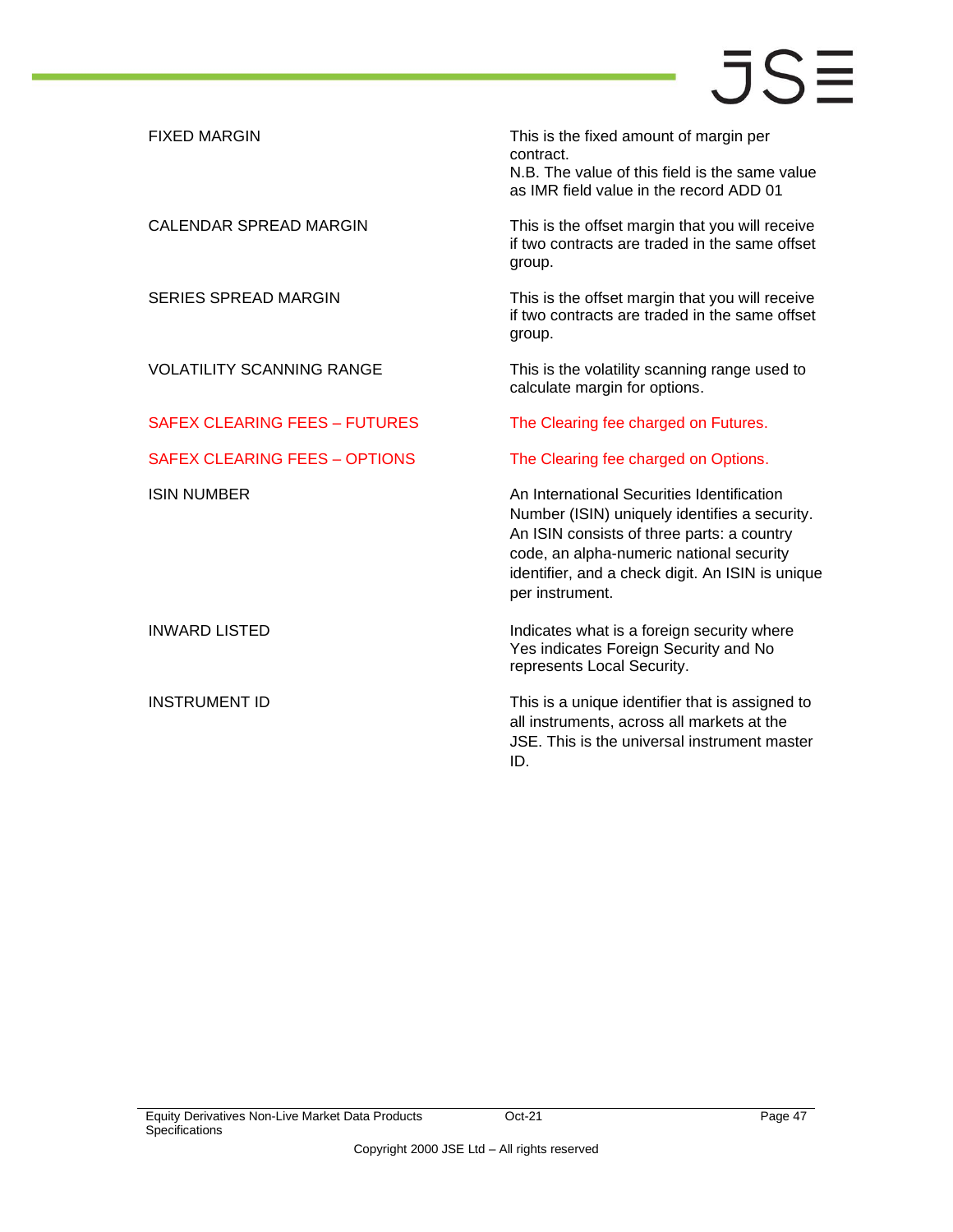| | |
|---|---|
| FIXED MARGIN | This is the fixed amount of margin per contract.<br>N.B. The value of this field is the same value as IMR field value in the record ADD 01 |
| CALENDAR SPREAD MARGIN | This is the offset margin that you will receive if two contracts are traded in the same offset group. |
| SERIES SPREAD MARGIN | This is the offset margin that you will receive if two contracts are traded in the same offset group. |
| VOLATILITY SCANNING RANGE | This is the volatility scanning range used to calculate margin for options. |
| SAFEX CLEARING FEES – FUTURES | The Clearing fee charged on Futures. |
| SAFEX CLEARING FEES – OPTIONS | The Clearing fee charged on Options. |
| ISIN NUMBER | An International Securities Identification Number (ISIN) uniquely identifies a security. An ISIN consists of three parts: a country code, an alpha-numeric national security identifier, and a check digit. An ISIN is unique per instrument. |
| INWARD LISTED | Indicates what is a foreign security where Yes indicates Foreign Security and No represents Local Security. |
| INSTRUMENT ID | This is a unique identifier that is assigned to all instruments, across all markets at the JSE. This is the universal instrument master ID. |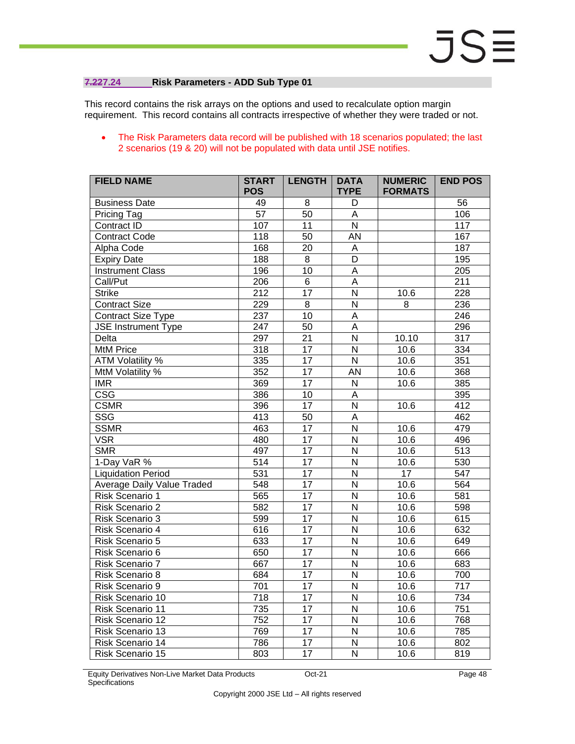### 7.227.24 Risk Parameters - ADD Sub Type 01

This record contains the risk arrays on the options and used to recalculate option margin requirement. This record contains all contracts irrespective of whether they were traded or not.

- The Risk Parameters data record will be published with 18 scenarios populated; the last 2 scenarios (19 & 20) will not be populated with data until JSE notifies.

| FIELD NAME | START POS | LENGTH | DATA TYPE | NUMERIC FORMATS | END POS |
|---|---|---|---|---|---|
| Business Date | 49 | 8 | D | | 56 |
| Pricing Tag | 57 | 50 | A | | 106 |
| Contract ID | 107 | 11 | N | | 117 |
| Contract Code | 118 | 50 | AN | | 167 |
| Alpha Code | 168 | 20 | A | | 187 |
| Expiry Date | 188 | 8 | D | | 195 |
| Instrument Class | 196 | 10 | A | | 205 |
| Call/Put | 206 | 6 | A | | 211 |
| Strike | 212 | 17 | N | 10.6 | 228 |
| Contract Size | 229 | 8 | N | 8 | 236 |
| Contract Size Type | 237 | 10 | A | | 246 |
| JSE Instrument Type | 247 | 50 | A | | 296 |
| Delta | 297 | 21 | N | 10.10 | 317 |
| MtM Price | 318 | 17 | N | 10.6 | 334 |
| ATM Volatility % | 335 | 17 | N | 10.6 | 351 |
| MtM Volatility % | 352 | 17 | AN | 10.6 | 368 |
| IMR | 369 | 17 | N | 10.6 | 385 |
| CSG | 386 | 10 | A | | 395 |
| CSMR | 396 | 17 | N | 10.6 | 412 |
| SSG | 413 | 50 | A | | 462 |
| SSMR | 463 | 17 | N | 10.6 | 479 |
| VSR | 480 | 17 | N | 10.6 | 496 |
| SMR | 497 | 17 | N | 10.6 | 513 |
| 1-Day VaR % | 514 | 17 | N | 10.6 | 530 |
| Liquidation Period | 531 | 17 | N | 17 | 547 |
| Average Daily Value Traded | 548 | 17 | N | 10.6 | 564 |
| Risk Scenario 1 | 565 | 17 | N | 10.6 | 581 |
| Risk Scenario 2 | 582 | 17 | N | 10.6 | 598 |
| Risk Scenario 3 | 599 | 17 | N | 10.6 | 615 |
| Risk Scenario 4 | 616 | 17 | N | 10.6 | 632 |
| Risk Scenario 5 | 633 | 17 | N | 10.6 | 649 |
| Risk Scenario 6 | 650 | 17 | N | 10.6 | 666 |
| Risk Scenario 7 | 667 | 17 | N | 10.6 | 683 |
| Risk Scenario 8 | 684 | 17 | N | 10.6 | 700 |
| Risk Scenario 9 | 701 | 17 | N | 10.6 | 717 |
| Risk Scenario 10 | 718 | 17 | N | 10.6 | 734 |
| Risk Scenario 11 | 735 | 17 | N | 10.6 | 751 |
| Risk Scenario 12 | 752 | 17 | N | 10.6 | 768 |
| Risk Scenario 13 | 769 | 17 | N | 10.6 | 785 |
| Risk Scenario 14 | 786 | 17 | N | 10.6 | 802 |
| Risk Scenario 15 | 803 | 17 | N | 10.6 | 819 |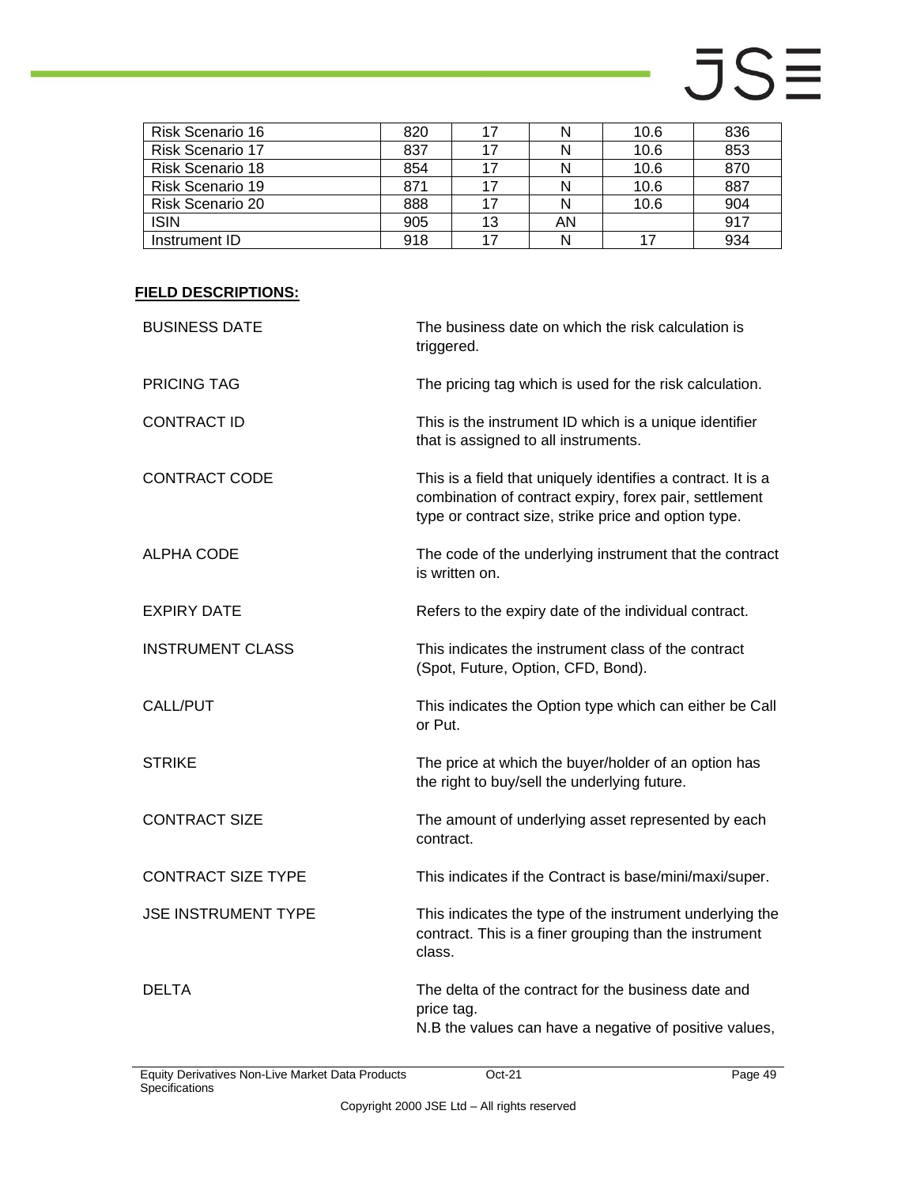| Risk Scenario 16 | 820 | 17 | N | 10.6 | 836 |
|---|---|---|---|---|---|
| Risk Scenario 17 | 837 | 17 | N | 10.6 | 853 |
| Risk Scenario 18 | 854 | 17 | N | 10.6 | 870 |
| Risk Scenario 19 | 871 | 17 | N | 10.6 | 887 |
| Risk Scenario 20 | 888 | 17 | N | 10.6 | 904 |
| ISIN | 905 | 13 | AN | | 917 |
| Instrument ID | 918 | 17 | N | 17 | 934 |

**FIELD DESCRIPTIONS:**

| | |
|---|---|
| BUSINESS DATE | The business date on which the risk calculation is triggered. |
| PRICING TAG | The pricing tag which is used for the risk calculation. |
| CONTRACT ID | This is the instrument ID which is a unique identifier that is assigned to all instruments. |
| CONTRACT CODE | This is a field that uniquely identifies a contract. It is a combination of contract expiry, forex pair, settlement type or contract size, strike price and option type. |
| ALPHA CODE | The code of the underlying instrument that the contract is written on. |
| EXPIRY DATE | Refers to the expiry date of the individual contract. |
| INSTRUMENT CLASS | This indicates the instrument class of the contract (Spot, Future, Option, CFD, Bond). |
| CALL/PUT | This indicates the Option type which can either be Call or Put. |
| STRIKE | The price at which the buyer/holder of an option has the right to buy/sell the underlying future. |
| CONTRACT SIZE | The amount of underlying asset represented by each contract. |
| CONTRACT SIZE TYPE | This indicates if the Contract is base/mini/maxi/super. |
| JSE INSTRUMENT TYPE | This indicates the type of the instrument underlying the contract. This is a finer grouping than the instrument class. |
| DELTA | The delta of the contract for the business date and price tag.<br>N.B the values can have a negative of positive values, |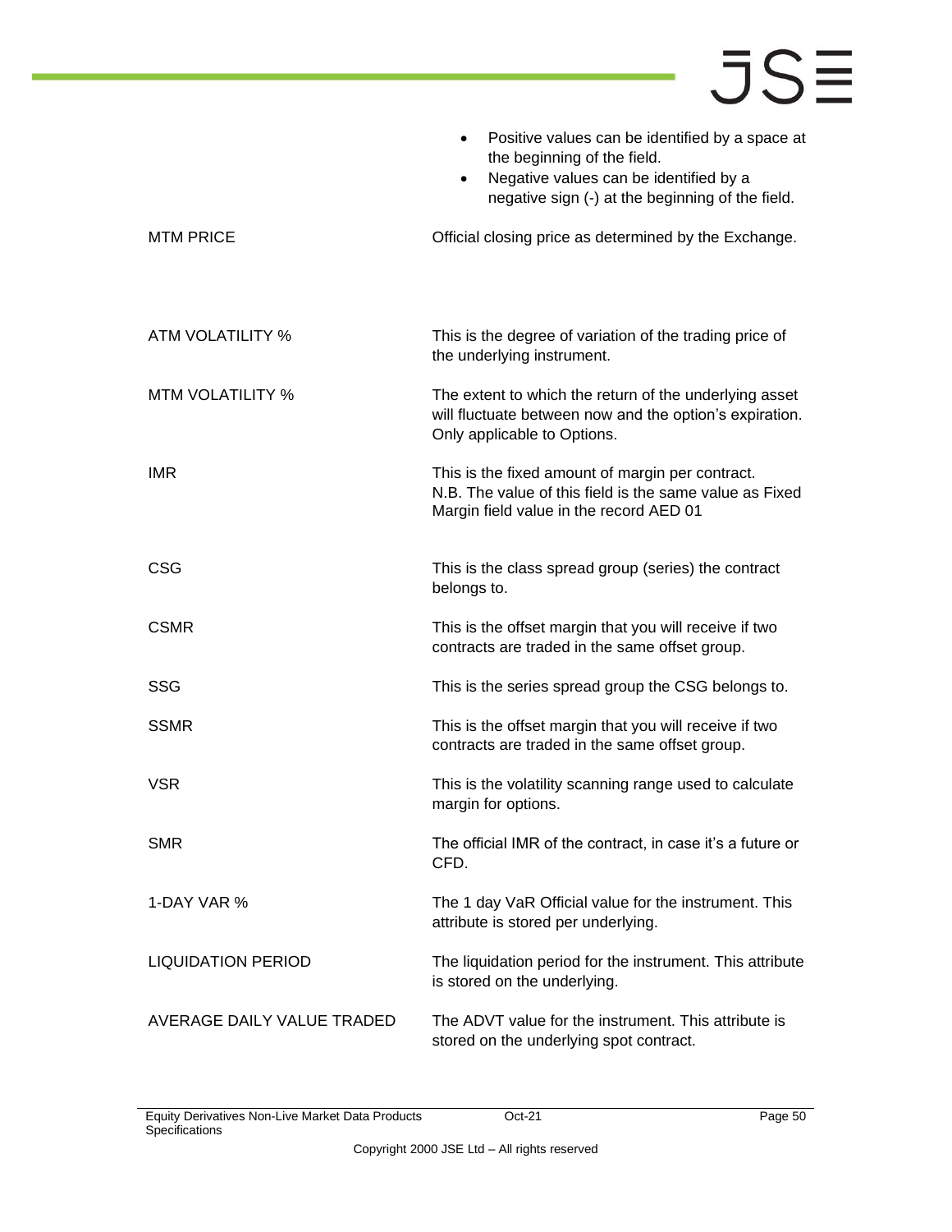| | |
|---|---|
| | • Positive values can be identified by a space at the beginning of the field.<br>• Negative values can be identified by a negative sign (-) at the beginning of the field. |
| MTM PRICE | Official closing price as determined by the Exchange. |
| ATM VOLATILITY % | This is the degree of variation of the trading price of the underlying instrument. |
| MTM VOLATILITY % | The extent to which the return of the underlying asset will fluctuate between now and the option's expiration. Only applicable to Options. |
| IMR | This is the fixed amount of margin per contract.<br>N.B. The value of this field is the same value as Fixed Margin field value in the record AED 01 |
| CSG | This is the class spread group (series) the contract belongs to. |
| CSMR | This is the offset margin that you will receive if two contracts are traded in the same offset group. |
| SSG | This is the series spread group the CSG belongs to. |
| SSMR | This is the offset margin that you will receive if two contracts are traded in the same offset group. |
| VSR | This is the volatility scanning range used to calculate margin for options. |
| SMR | The official IMR of the contract, in case it's a future or CFD. |
| 1-DAY VAR % | The 1 day VaR Official value for the instrument. This attribute is stored per underlying. |
| LIQUIDATION PERIOD | The liquidation period for the instrument. This attribute is stored on the underlying. |
| AVERAGE DAILY VALUE TRADED | The ADVT value for the instrument. This attribute is stored on the underlying spot contract. |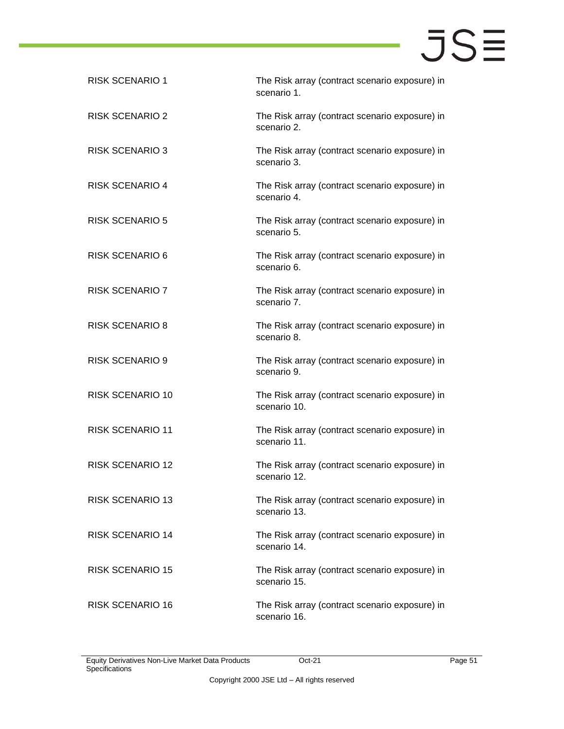| | |
|---|---|
| RISK SCENARIO 1 | The Risk array (contract scenario exposure) in scenario 1. |
| RISK SCENARIO 2 | The Risk array (contract scenario exposure) in scenario 2. |
| RISK SCENARIO 3 | The Risk array (contract scenario exposure) in scenario 3. |
| RISK SCENARIO 4 | The Risk array (contract scenario exposure) in scenario 4. |
| RISK SCENARIO 5 | The Risk array (contract scenario exposure) in scenario 5. |
| RISK SCENARIO 6 | The Risk array (contract scenario exposure) in scenario 6. |
| RISK SCENARIO 7 | The Risk array (contract scenario exposure) in scenario 7. |
| RISK SCENARIO 8 | The Risk array (contract scenario exposure) in scenario 8. |
| RISK SCENARIO 9 | The Risk array (contract scenario exposure) in scenario 9. |
| RISK SCENARIO 10 | The Risk array (contract scenario exposure) in scenario 10. |
| RISK SCENARIO 11 | The Risk array (contract scenario exposure) in scenario 11. |
| RISK SCENARIO 12 | The Risk array (contract scenario exposure) in scenario 12. |
| RISK SCENARIO 13 | The Risk array (contract scenario exposure) in scenario 13. |
| RISK SCENARIO 14 | The Risk array (contract scenario exposure) in scenario 14. |
| RISK SCENARIO 15 | The Risk array (contract scenario exposure) in scenario 15. |
| RISK SCENARIO 16 | The Risk array (contract scenario exposure) in scenario 16. |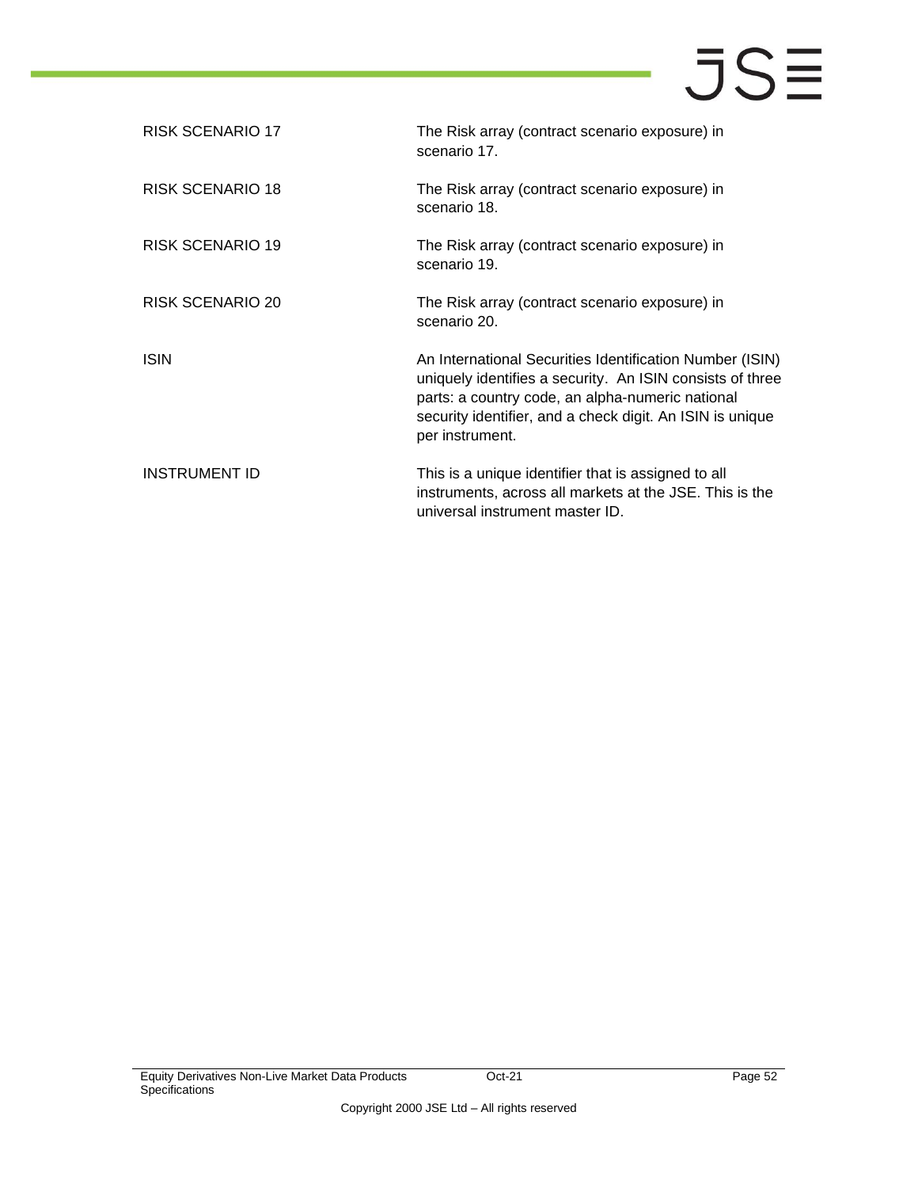| | |
|---|---|
| RISK SCENARIO 17 | The Risk array (contract scenario exposure) in scenario 17. |
| RISK SCENARIO 18 | The Risk array (contract scenario exposure) in scenario 18. |
| RISK SCENARIO 19 | The Risk array (contract scenario exposure) in scenario 19. |
| RISK SCENARIO 20 | The Risk array (contract scenario exposure) in scenario 20. |
| ISIN | An International Securities Identification Number (ISIN) uniquely identifies a security. An ISIN consists of three parts: a country code, an alpha-numeric national security identifier, and a check digit. An ISIN is unique per instrument. |
| INSTRUMENT ID | This is a unique identifier that is assigned to all instruments, across all markets at the JSE. This is the universal instrument master ID. |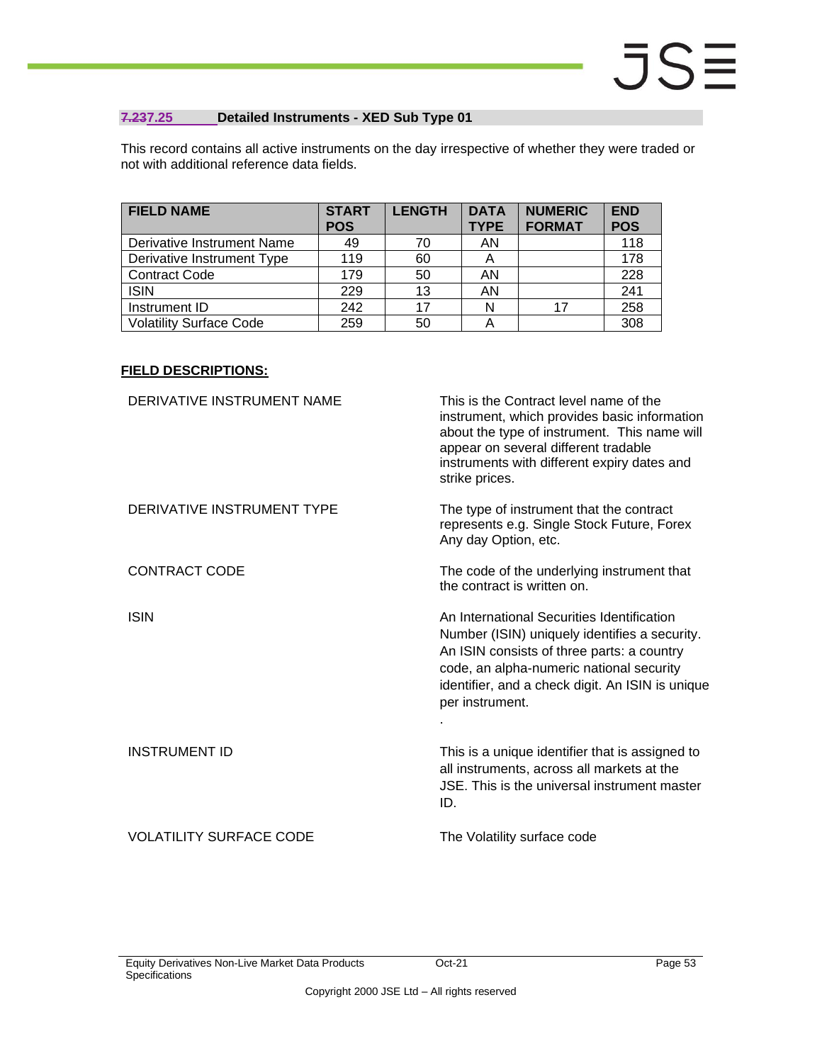## 7.25 Detailed Instruments - XED Sub Type 01

This record contains all active instruments on the day irrespective of whether they were traded or not with additional reference data fields.

| FIELD NAME | START POS | LENGTH | DATA TYPE | NUMERIC FORMAT | END POS |
|---|---|---|---|---|---|
| Derivative Instrument Name | 49 | 70 | AN | | 118 |
| Derivative Instrument Type | 119 | 60 | A | | 178 |
| Contract Code | 179 | 50 | AN | | 228 |
| ISIN | 229 | 13 | AN | | 241 |
| Instrument ID | 242 | 17 | N | 17 | 258 |
| Volatility Surface Code | 259 | 50 | A | | 308 |

**FIELD DESCRIPTIONS:**

| | |
|---|---|
| DERIVATIVE INSTRUMENT NAME | This is the Contract level name of the instrument, which provides basic information about the type of instrument. This name will appear on several different tradable instruments with different expiry dates and strike prices. |
| DERIVATIVE INSTRUMENT TYPE | The type of instrument that the contract represents e.g. Single Stock Future, Forex Any day Option, etc. |
| CONTRACT CODE | The code of the underlying instrument that the contract is written on. |
| ISIN | An International Securities Identification Number (ISIN) uniquely identifies a security. An ISIN consists of three parts: a country code, an alpha-numeric national security identifier, and a check digit. An ISIN is unique per instrument. . |
| INSTRUMENT ID | This is a unique identifier that is assigned to all instruments, across all markets at the JSE. This is the universal instrument master ID. |
| VOLATILITY SURFACE CODE | The Volatility surface code |